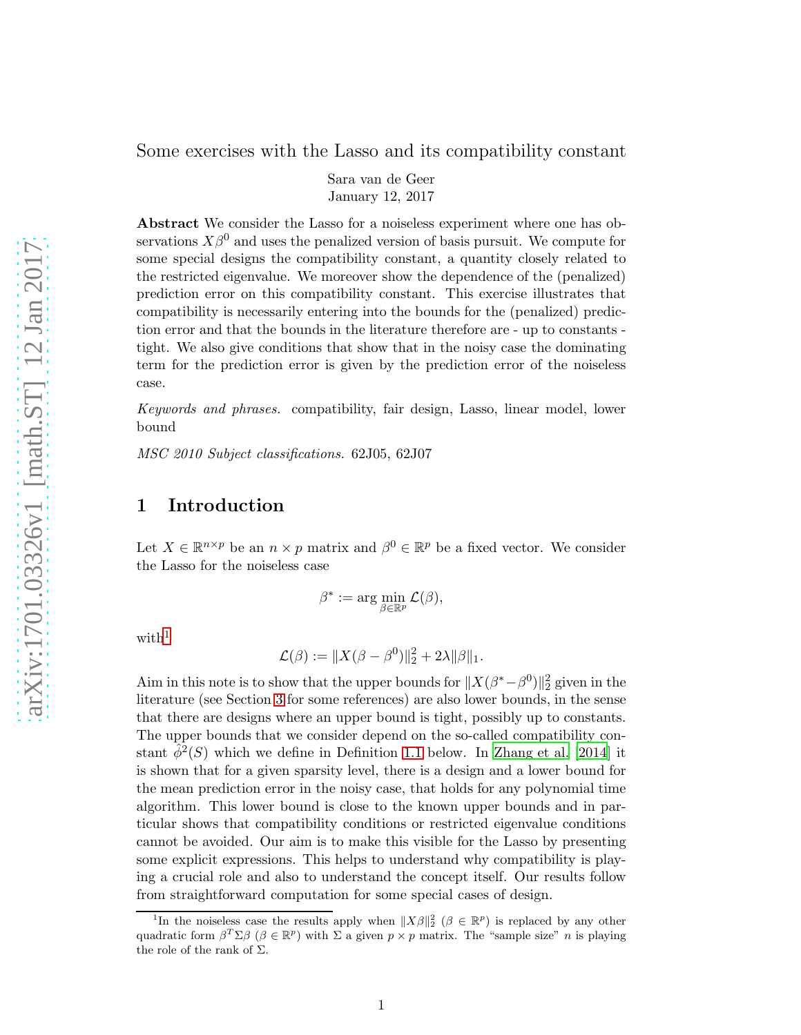# Some exercises with the Lasso and its compatibility constant

Sara van de Geer
January 12, 2017

**Abstract** We consider the Lasso for a noiseless experiment where one has observations $X\beta^0$ and uses the penalized version of basis pursuit. We compute for some special designs the compatibility constant, a quantity closely related to the restricted eigenvalue. We moreover show the dependence of the (penalized) prediction error on this compatibility constant. This exercise illustrates that compatibility is necessarily entering into the bounds for the (penalized) prediction error and that the bounds in the literature therefore are - up to constants - tight. We also give conditions that show that in the noisy case the dominating term for the prediction error is given by the prediction error of the noiseless case.

*Keywords and phrases.* compatibility, fair design, Lasso, linear model, lower bound

*MSC 2010 Subject classifications.* 62J05, 62J07

## 1 Introduction

Let $X \in \mathbb{R}^{n \times p}$ be an $n \times p$ matrix and $\beta^0 \in \mathbb{R}^p$ be a fixed vector. We consider the Lasso for the noiseless case

$$\beta^* := \arg \min_{\beta \in \mathbb{R}^p} \mathcal{L}(\beta),$$

with[1]

$$\mathcal{L}(\beta) := \|X(\beta - \beta^0)\|_2^2 + 2\lambda \|\beta\|_1.$$

Aim in this note is to show that the upper bounds for $\|X(\beta^* - \beta^0)\|_2^2$ given in the literature (see Section 3 for some references) are also lower bounds, in the sense that there are designs where an upper bound is tight, possibly up to constants. The upper bounds that we consider depend on the so-called compatibility constant $\hat{\phi}^2(S)$ which we define in Definition 1.1 below. In Zhang et al. [2014] it is shown that for a given sparsity level, there is a design and a lower bound for the mean prediction error in the noisy case, that holds for any polynomial time algorithm. This lower bound is close to the known upper bounds and in particular shows that compatibility conditions or restricted eigenvalue conditions cannot be avoided. Our aim is to make this visible for the Lasso by presenting some explicit expressions. This helps to understand why compatibility is playing a crucial role and also to understand the concept itself. Our results follow from straightforward computation for some special cases of design.

[1] In the noiseless case the results apply when $\|X\beta\|_2^2$ ($\beta \in \mathbb{R}^p$) is replaced by any other quadratic form $\beta^T \Sigma \beta$ ($\beta \in \mathbb{R}^p$) with $\Sigma$ a given $p \times p$ matrix. The "sample size" $n$ is playing the role of the rank of $\Sigma$.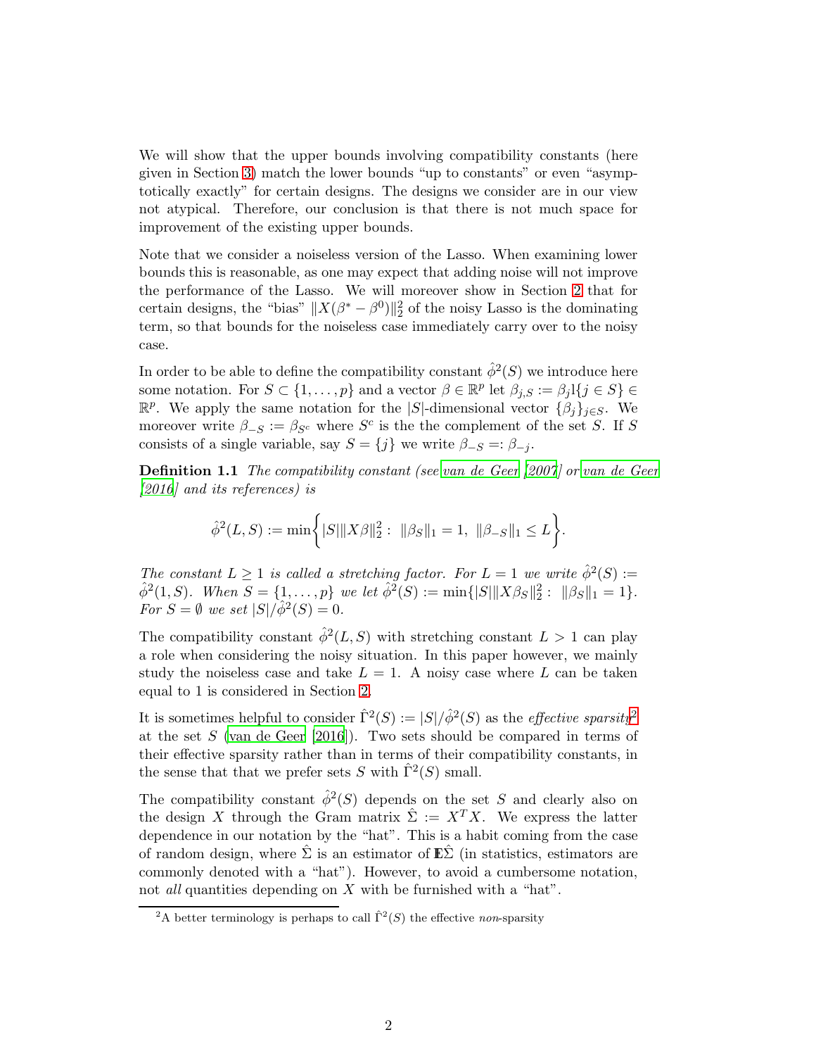We will show that the upper bounds involving compatibility constants (here given in Section 3) match the lower bounds "up to constants" or even "asymptotically exactly" for certain designs. The designs we consider are in our view not atypical. Therefore, our conclusion is that there is not much space for improvement of the existing upper bounds.

Note that we consider a noiseless version of the Lasso. When examining lower bounds this is reasonable, as one may expect that adding noise will not improve the performance of the Lasso. We will moreover show in Section 2 that for certain designs, the "bias" $\|X(\beta^* - \beta^0)\|_2^2$ of the noisy Lasso is the dominating term, so that bounds for the noiseless case immediately carry over to the noisy case.

In order to be able to define the compatibility constant $\hat{\phi}^2(S)$ we introduce here some notation. For $S \subset \{1, \ldots, p\}$ and a vector $\beta \in \mathbb{R}^p$ let $\beta_{j,S} := \beta_j \mathrm{l}\{j \in S\} \in \mathbb{R}^p$. We apply the same notation for the $|S|$-dimensional vector $\{\beta_j\}_{j \in S}$. We moreover write $\beta_{-S} := \beta_{S^c}$ where $S^c$ is the the complement of the set $S$. If $S$ consists of a single variable, say $S = \{j\}$ we write $\beta_{-S} =: \beta_{-j}$.

**Definition 1.1** *The compatibility constant (see van de Geer [2007] or van de Geer [2016] and its references) is*

$$\hat{\phi}^2(L, S) := \min\bigg\{ |S| \|X\beta\|_2^2 : \ \|\beta_S\|_1 = 1, \ \|\beta_{-S}\|_1 \leq L \bigg\}.$$

*The constant $L \geq 1$ is called a stretching factor. For $L = 1$ we write $\hat{\phi}^2(S) := \hat{\phi}^2(1, S)$. When $S = \{1, \ldots, p\}$ we let $\hat{\phi}^2(S) := \min\{|S| \|X\beta_S\|_2^2 : \ \|\beta_S\|_1 = 1\}$. For $S = \emptyset$ we set $|S|/\hat{\phi}^2(S) = 0$.*

The compatibility constant $\hat{\phi}^2(L, S)$ with stretching constant $L > 1$ can play a role when considering the noisy situation. In this paper however, we mainly study the noiseless case and take $L = 1$. A noisy case where $L$ can be taken equal to 1 is considered in Section 2.

It is sometimes helpful to consider $\hat{\Gamma}^2(S) := |S|/\hat{\phi}^2(S)$ as the *effective sparsity*[2] at the set $S$ (van de Geer [2016]). Two sets should be compared in terms of their effective sparsity rather than in terms of their compatibility constants, in the sense that that we prefer sets $S$ with $\hat{\Gamma}^2(S)$ small.

The compatibility constant $\hat{\phi}^2(S)$ depends on the set $S$ and clearly also on the design $X$ through the Gram matrix $\hat{\Sigma} := X^T X$. We express the latter dependence in our notation by the "hat". This is a habit coming from the case of random design, where $\hat{\Sigma}$ is an estimator of $\mathbb{E}\hat{\Sigma}$ (in statistics, estimators are commonly denoted with a "hat"). However, to avoid a cumbersome notation, not *all* quantities depending on $X$ with be furnished with a "hat".

[2] A better terminology is perhaps to call $\hat{\Gamma}^2(S)$ the effective *non*-sparsity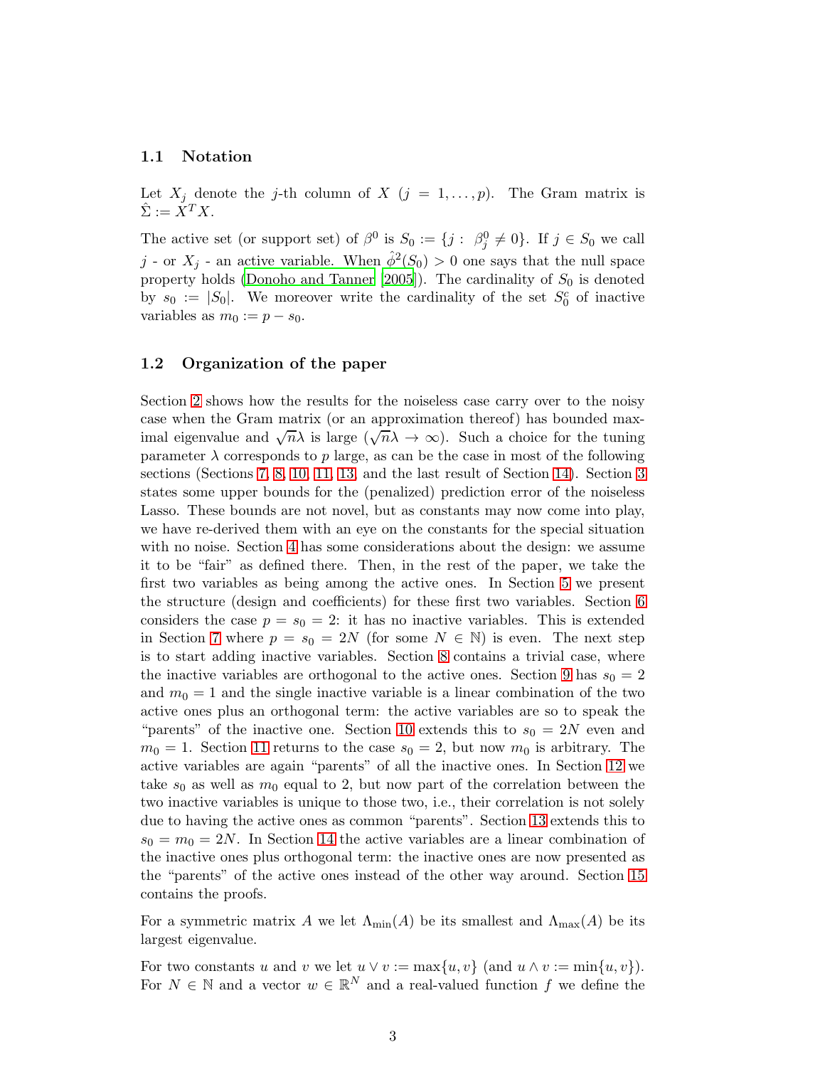### 1.1 Notation

Let $X_j$ denote the $j$-th column of $X$ ($j = 1, \ldots, p$). The Gram matrix is $\hat{\Sigma} := X^T X$.

The active set (or support set) of $\beta^0$ is $S_0 := \{j : \ \beta^0_j \neq 0\}$. If $j \in S_0$ we call $j$ - or $X_j$ - an active variable. When $\hat{\phi}^2(S_0) > 0$ one says that the null space property holds (Donoho and Tanner [2005]). The cardinality of $S_0$ is denoted by $s_0 := |S_0|$. We moreover write the cardinality of the set $S_0^c$ of inactive variables as $m_0 := p - s_0$.

### 1.2 Organization of the paper

Section 2 shows how the results for the noiseless case carry over to the noisy case when the Gram matrix (or an approximation thereof) has bounded maximal eigenvalue and $\sqrt{n}\lambda$ is large ($\sqrt{n}\lambda \to \infty$). Such a choice for the tuning parameter $\lambda$ corresponds to $p$ large, as can be the case in most of the following sections (Sections 7, 8, 10, 11, 13, and the last result of Section 14). Section 3 states some upper bounds for the (penalized) prediction error of the noiseless Lasso. These bounds are not novel, but as constants may now come into play, we have re-derived them with an eye on the constants for the special situation with no noise. Section 4 has some considerations about the design: we assume it to be "fair" as defined there. Then, in the rest of the paper, we take the first two variables as being among the active ones. In Section 5 we present the structure (design and coefficients) for these first two variables. Section 6 considers the case $p = s_0 = 2$: it has no inactive variables. This is extended in Section 7 where $p = s_0 = 2N$ (for some $N \in \mathbb{N}$) is even. The next step is to start adding inactive variables. Section 8 contains a trivial case, where the inactive variables are orthogonal to the active ones. Section 9 has $s_0 = 2$ and $m_0 = 1$ and the single inactive variable is a linear combination of the two active ones plus an orthogonal term: the active variables are so to speak the "parents" of the inactive one. Section 10 extends this to $s_0 = 2N$ even and $m_0 = 1$. Section 11 returns to the case $s_0 = 2$, but now $m_0$ is arbitrary. The active variables are again "parents" of all the inactive ones. In Section 12 we take $s_0$ as well as $m_0$ equal to 2, but now part of the correlation between the two inactive variables is unique to those two, i.e., their correlation is not solely due to having the active ones as common "parents". Section 13 extends this to $s_0 = m_0 = 2N$. In Section 14 the active variables are a linear combination of the inactive ones plus orthogonal term: the inactive ones are now presented as the "parents" of the active ones instead of the other way around. Section 15 contains the proofs.

For a symmetric matrix $A$ we let $\Lambda_{\min}(A)$ be its smallest and $\Lambda_{\max}(A)$ be its largest eigenvalue.

For two constants $u$ and $v$ we let $u \vee v := \max\{u, v\}$ (and $u \wedge v := \min\{u, v\}$). For $N \in \mathbb{N}$ and a vector $w \in \mathbb{R}^N$ and a real-valued function $f$ we define the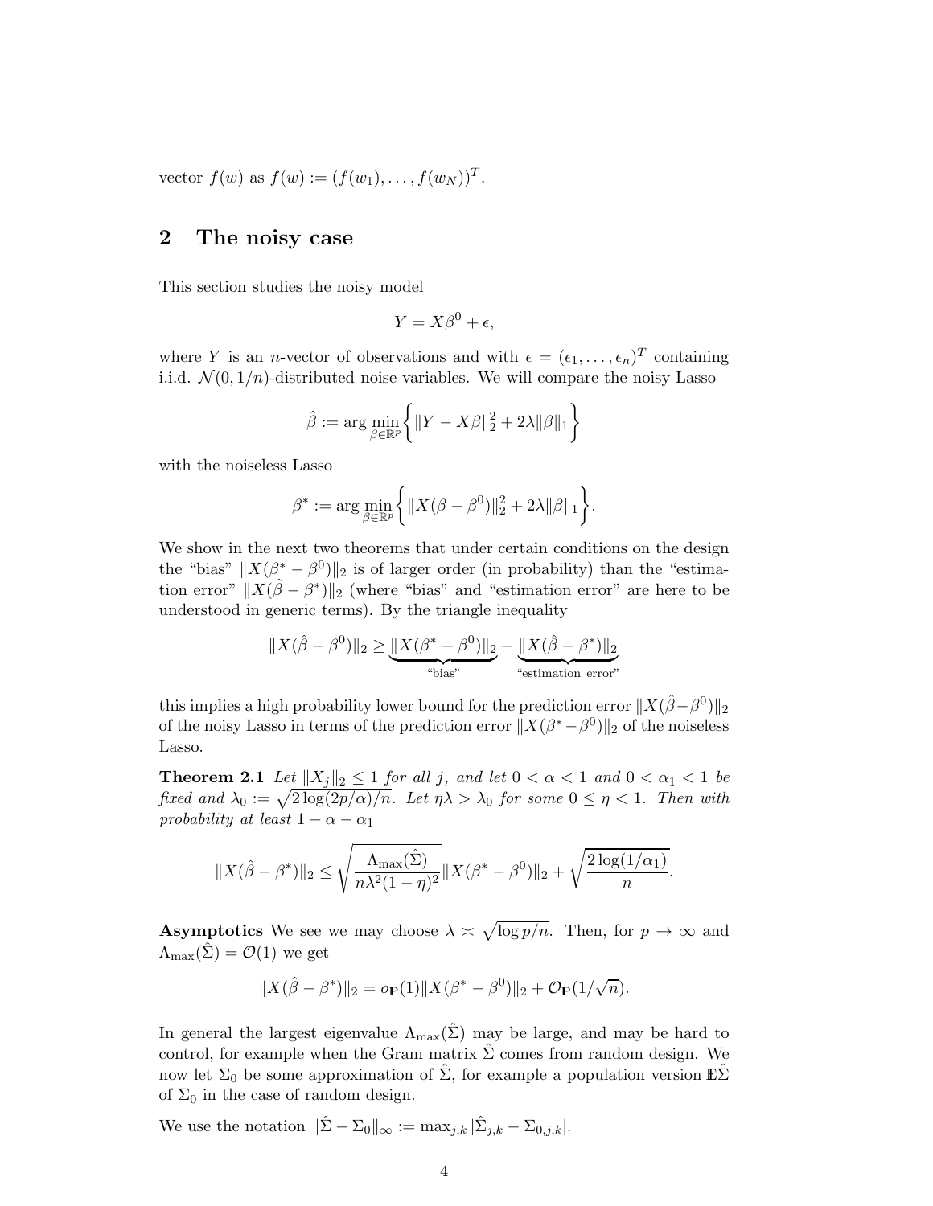vector $f(w)$ as $f(w) := (f(w_1), \ldots, f(w_N))^T$.

## 2 The noisy case

This section studies the noisy model

$$Y = X\beta^0 + \epsilon,$$

where $Y$ is an $n$-vector of observations and with $\epsilon = (\epsilon_1, \ldots, \epsilon_n)^T$ containing i.i.d. $\mathcal{N}(0, 1/n)$-distributed noise variables. We will compare the noisy Lasso

$$\hat{\beta} := \arg\min_{\beta \in \mathbb{R}^p} \biggl\{ \|Y - X\beta\|_2^2 + 2\lambda \|\beta\|_1 \biggr\}$$

with the noiseless Lasso

$$\beta^* := \arg\min_{\beta \in \mathbb{R}^p} \biggl\{ \|X(\beta - \beta^0)\|_2^2 + 2\lambda \|\beta\|_1 \biggr\}.$$

We show in the next two theorems that under certain conditions on the design the "bias" $\|X(\beta^* - \beta^0)\|_2$ is of larger order (in probability) than the "estimation error" $\|X(\hat{\beta} - \beta^*)\|_2$ (where "bias" and "estimation error" are here to be understood in generic terms). By the triangle inequality

$$\|X(\hat{\beta} - \beta^0)\|_2 \geq \underbrace{\|X(\beta^* - \beta^0)\|_2}_{\text{"bias"}} - \underbrace{\|X(\hat{\beta} - \beta^*)\|_2}_{\text{"estimation error"}}$$

this implies a high probability lower bound for the prediction error $\|X(\hat{\beta} - \beta^0)\|_2$ of the noisy Lasso in terms of the prediction error $\|X(\beta^* - \beta^0)\|_2$ of the noiseless Lasso.

**Theorem 2.1** *Let $\|X_j\|_2 \leq 1$ for all $j$, and let $0 < \alpha < 1$ and $0 < \alpha_1 < 1$ be fixed and $\lambda_0 := \sqrt{2\log(2p/\alpha)/n}$. Let $\eta\lambda > \lambda_0$ for some $0 \leq \eta < 1$. Then with probability at least $1 - \alpha - \alpha_1$*

$$\|X(\hat{\beta} - \beta^*)\|_2 \leq \sqrt{\frac{\Lambda_{\max}(\hat{\Sigma})}{n\lambda^2(1-\eta)^2}} \|X(\beta^* - \beta^0)\|_2 + \sqrt{\frac{2\log(1/\alpha_1)}{n}}.$$

**Asymptotics** We see we may choose $\lambda \asymp \sqrt{\log p/n}$. Then, for $p \to \infty$ and $\Lambda_{\max}(\hat{\Sigma}) = \mathcal{O}(1)$ we get

$$\|X(\hat{\beta} - \beta^*)\|_2 = o_{\mathbf{P}}(1)\|X(\beta^* - \beta^0)\|_2 + \mathcal{O}_{\mathbf{P}}(1/\sqrt{n}).$$

In general the largest eigenvalue $\Lambda_{\max}(\hat{\Sigma})$ may be large, and may be hard to control, for example when the Gram matrix $\hat{\Sigma}$ comes from random design. We now let $\Sigma_0$ be some approximation of $\hat{\Sigma}$, for example a population version $\mathbb{E}\hat{\Sigma}$ of $\Sigma_0$ in the case of random design.

We use the notation $\|\hat{\Sigma} - \Sigma_0\|_\infty := \max_{j,k} |\hat{\Sigma}_{j,k} - \Sigma_{0,j,k}|$.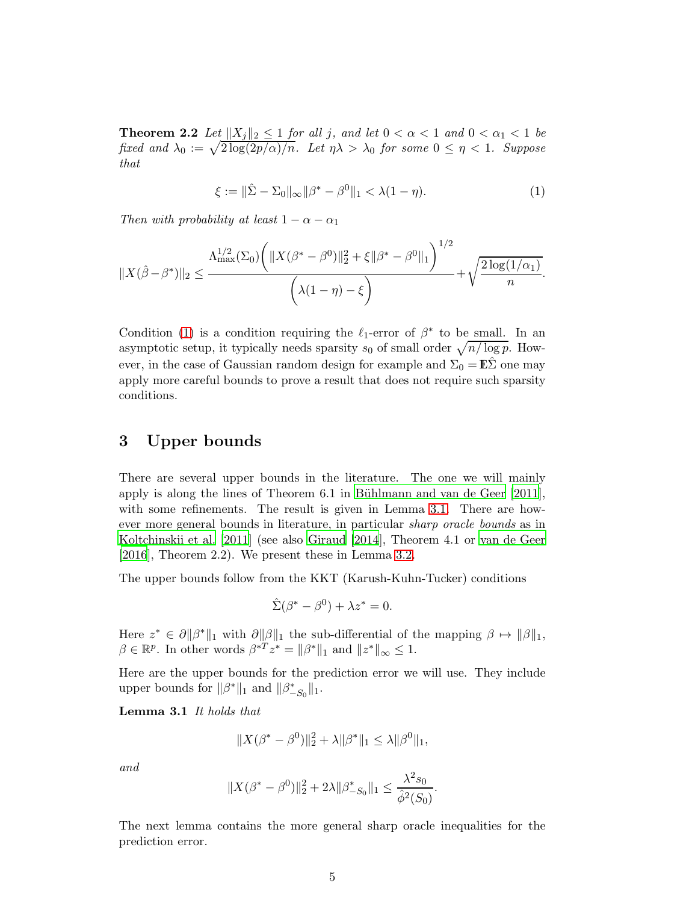**Theorem 2.2** *Let $\|X_j\|_2 \le 1$ for all $j$, and let $0 < \alpha < 1$ and $0 < \alpha_1 < 1$ be fixed and $\lambda_0 := \sqrt{2\log(2p/\alpha)/n}$. Let $\eta\lambda > \lambda_0$ for some $0 \le \eta < 1$. Suppose that*

$$\xi := \|\hat{\Sigma} - \Sigma_0\|_\infty \|\beta^* - \beta^0\|_1 < \lambda(1-\eta). \tag{1}$$

*Then with probability at least $1 - \alpha - \alpha_1$*

$$\|X(\hat{\beta} - \beta^*)\|_2 \le \frac{\Lambda_{\max}^{1/2}(\Sigma_0)\biggl( \|X(\beta^* - \beta^0)\|_2^2 + \xi \|\beta^* - \beta^0\|_1 \biggr)^{1/2}}{\biggl(\lambda(1-\eta) - \xi\biggr)} + \sqrt{\frac{2\log(1/\alpha_1)}{n}}.$$

Condition (1) is a condition requiring the $\ell_1$-error of $\beta^*$ to be small. In an asymptotic setup, it typically needs sparsity $s_0$ of small order $\sqrt{n/\log p}$. However, in the case of Gaussian random design for example and $\Sigma_0 = \mathbb{E}\hat{\Sigma}$ one may apply more careful bounds to prove a result that does not require such sparsity conditions.

# 3 Upper bounds

There are several upper bounds in the literature. The one we will mainly apply is along the lines of Theorem 6.1 in Bühlmann and van de Geer [2011], with some refinements. The result is given in Lemma 3.1. There are however more general bounds in literature, in particular *sharp oracle bounds* as in Koltchinskii et al. [2011] (see also Giraud [2014], Theorem 4.1 or van de Geer [2016], Theorem 2.2). We present these in Lemma 3.2.

The upper bounds follow from the KKT (Karush-Kuhn-Tucker) conditions

$$\hat{\Sigma}(\beta^* - \beta^0) + \lambda z^* = 0.$$

Here $z^* \in \partial\|\beta^*\|_1$ with $\partial\|\beta\|_1$ the sub-differential of the mapping $\beta \mapsto \|\beta\|_1$, $\beta \in \mathbb{R}^p$. In other words $\beta^{*T} z^* = \|\beta^*\|_1$ and $\|z^*\|_\infty \le 1$.

Here are the upper bounds for the prediction error we will use. They include upper bounds for $\|\beta^*\|_1$ and $\|\beta^*_{-S_0}\|_1$.

**Lemma 3.1** *It holds that*

$$\|X(\beta^* - \beta^0)\|_2^2 + \lambda\|\beta^*\|_1 \le \lambda\|\beta^0\|_1,$$

*and*

$$\|X(\beta^* - \beta^0)\|_2^2 + 2\lambda\|\beta^*_{-S_0}\|_1 \le \frac{\lambda^2 s_0}{\hat{\phi}^2(S_0)}.$$

The next lemma contains the more general sharp oracle inequalities for the prediction error.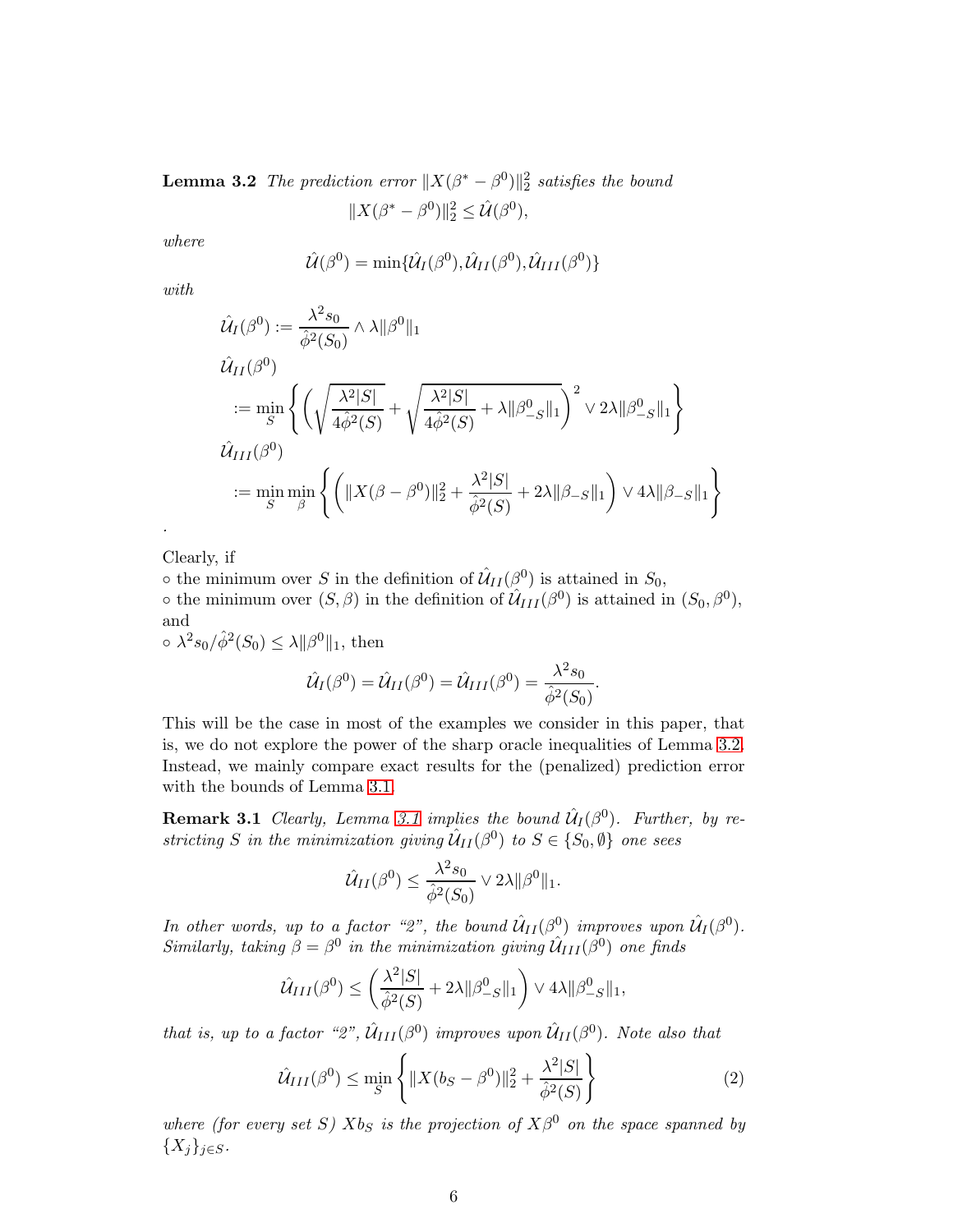**Lemma 3.2** *The prediction error* $\|X(\beta^* - \beta^0)\|_2^2$ *satisfies the bound*

$$\|X(\beta^* - \beta^0)\|_2^2 \le \hat{\mathcal{U}}(\beta^0),$$

*where*

$$\hat{\mathcal{U}}(\beta^0) = \min\{\hat{\mathcal{U}}_I(\beta^0), \hat{\mathcal{U}}_{II}(\beta^0), \hat{\mathcal{U}}_{III}(\beta^0)\}$$

*with*

$$\hat{\mathcal{U}}_I(\beta^0) := \frac{\lambda^2 s_0}{\hat{\phi}^2(S_0)} \wedge \lambda\|\beta^0\|_1$$

$$\hat{\mathcal{U}}_{II}(\beta^0) := \min_S \left\{ \left( \sqrt{\frac{\lambda^2|S|}{4\hat{\phi}^2(S)}} + \sqrt{\frac{\lambda^2|S|}{4\hat{\phi}^2(S)} + \lambda\|\beta^0_{-S}\|_1} \right)^2 \vee 2\lambda\|\beta^0_{-S}\|_1 \right\}$$

$$\hat{\mathcal{U}}_{III}(\beta^0) := \min_S \min_\beta \left\{ \left( \|X(\beta - \beta^0)\|_2^2 + \frac{\lambda^2|S|}{\hat{\phi}^2(S)} + 2\lambda\|\beta_{-S}\|_1 \right) \vee 4\lambda\|\beta_{-S}\|_1 \right\}$$

.

Clearly, if

- the minimum over $S$ in the definition of $\hat{\mathcal{U}}_{II}(\beta^0)$ is attained in $S_0$,
- the minimum over $(S, \beta)$ in the definition of $\hat{\mathcal{U}}_{III}(\beta^0)$ is attained in $(S_0, \beta^0)$, and
- $\lambda^2 s_0/\hat{\phi}^2(S_0) \le \lambda\|\beta^0\|_1$, then

$$\hat{\mathcal{U}}_I(\beta^0) = \hat{\mathcal{U}}_{II}(\beta^0) = \hat{\mathcal{U}}_{III}(\beta^0) = \frac{\lambda^2 s_0}{\hat{\phi}^2(S_0)}.$$

This will be the case in most of the examples we consider in this paper, that is, we do not explore the power of the sharp oracle inequalities of Lemma 3.2. Instead, we mainly compare exact results for the (penalized) prediction error with the bounds of Lemma 3.1.

**Remark 3.1** *Clearly, Lemma 3.1 implies the bound* $\hat{\mathcal{U}}_I(\beta^0)$*. Further, by restricting* $S$ *in the minimization giving* $\hat{\mathcal{U}}_{II}(\beta^0)$ *to* $S \in \{S_0, \emptyset\}$ *one sees*

$$\hat{\mathcal{U}}_{II}(\beta^0) \le \frac{\lambda^2 s_0}{\hat{\phi}^2(S_0)} \vee 2\lambda\|\beta^0\|_1.$$

*In other words, up to a factor "2", the bound* $\hat{\mathcal{U}}_{II}(\beta^0)$ *improves upon* $\hat{\mathcal{U}}_I(\beta^0)$*. Similarly, taking* $\beta = \beta^0$ *in the minimization giving* $\hat{\mathcal{U}}_{III}(\beta^0)$ *one finds*

$$\hat{\mathcal{U}}_{III}(\beta^0) \le \left( \frac{\lambda^2|S|}{\hat{\phi}^2(S)} + 2\lambda\|\beta^0_{-S}\|_1 \right) \vee 4\lambda\|\beta^0_{-S}\|_1,$$

*that is, up to a factor "2",* $\hat{\mathcal{U}}_{III}(\beta^0)$ *improves upon* $\hat{\mathcal{U}}_{II}(\beta^0)$*. Note also that*

$$\hat{\mathcal{U}}_{III}(\beta^0) \le \min_S \left\{ \|X(b_S - \beta^0)\|_2^2 + \frac{\lambda^2|S|}{\hat{\phi}^2(S)} \right\} \tag{2}$$

*where (for every set* $S$*)* $Xb_S$ *is the projection of* $X\beta^0$ *on the space spanned by* $\{X_j\}_{j\in S}$*.*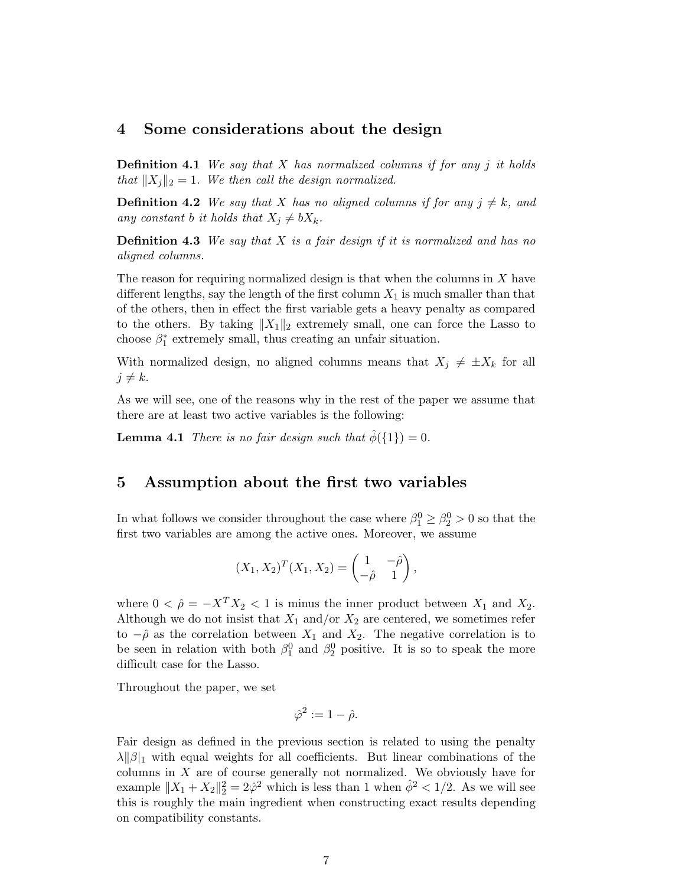## 4 Some considerations about the design

**Definition 4.1** *We say that $X$ has normalized columns if for any $j$ it holds that $\|X_j\|_2 = 1$. We then call the design normalized.*

**Definition 4.2** *We say that $X$ has no aligned columns if for any $j \neq k$, and any constant $b$ it holds that $X_j \neq bX_k$.*

**Definition 4.3** *We say that $X$ is a fair design if it is normalized and has no aligned columns.*

The reason for requiring normalized design is that when the columns in $X$ have different lengths, say the length of the first column $X_1$ is much smaller than that of the others, then in effect the first variable gets a heavy penalty as compared to the others. By taking $\|X_1\|_2$ extremely small, one can force the Lasso to choose $\beta_1^*$ extremely small, thus creating an unfair situation.

With normalized design, no aligned columns means that $X_j \neq \pm X_k$ for all $j \neq k$.

As we will see, one of the reasons why in the rest of the paper we assume that there are at least two active variables is the following:

**Lemma 4.1** *There is no fair design such that $\hat{\phi}(\{1\}) = 0$.*

## 5 Assumption about the first two variables

In what follows we consider throughout the case where $\beta_1^0 \geq \beta_2^0 > 0$ so that the first two variables are among the active ones. Moreover, we assume

$$(X_1, X_2)^T (X_1, X_2) = \begin{pmatrix} 1 & -\hat{\rho} \\ -\hat{\rho} & 1 \end{pmatrix},$$

where $0 < \hat{\rho} = -X^T X_2 < 1$ is minus the inner product between $X_1$ and $X_2$. Although we do not insist that $X_1$ and/or $X_2$ are centered, we sometimes refer to $-\hat{\rho}$ as the correlation between $X_1$ and $X_2$. The negative correlation is to be seen in relation with both $\beta_1^0$ and $\beta_2^0$ positive. It is so to speak the more difficult case for the Lasso.

Throughout the paper, we set

$$\hat{\varphi}^2 := 1 - \hat{\rho}.$$

Fair design as defined in the previous section is related to using the penalty $\lambda\|\beta|_1$ with equal weights for all coefficients. But linear combinations of the columns in $X$ are of course generally not normalized. We obviously have for example $\|X_1 + X_2\|_2^2 = 2\hat{\varphi}^2$ which is less than 1 when $\hat{\phi}^2 < 1/2$. As we will see this is roughly the main ingredient when constructing exact results depending on compatibility constants.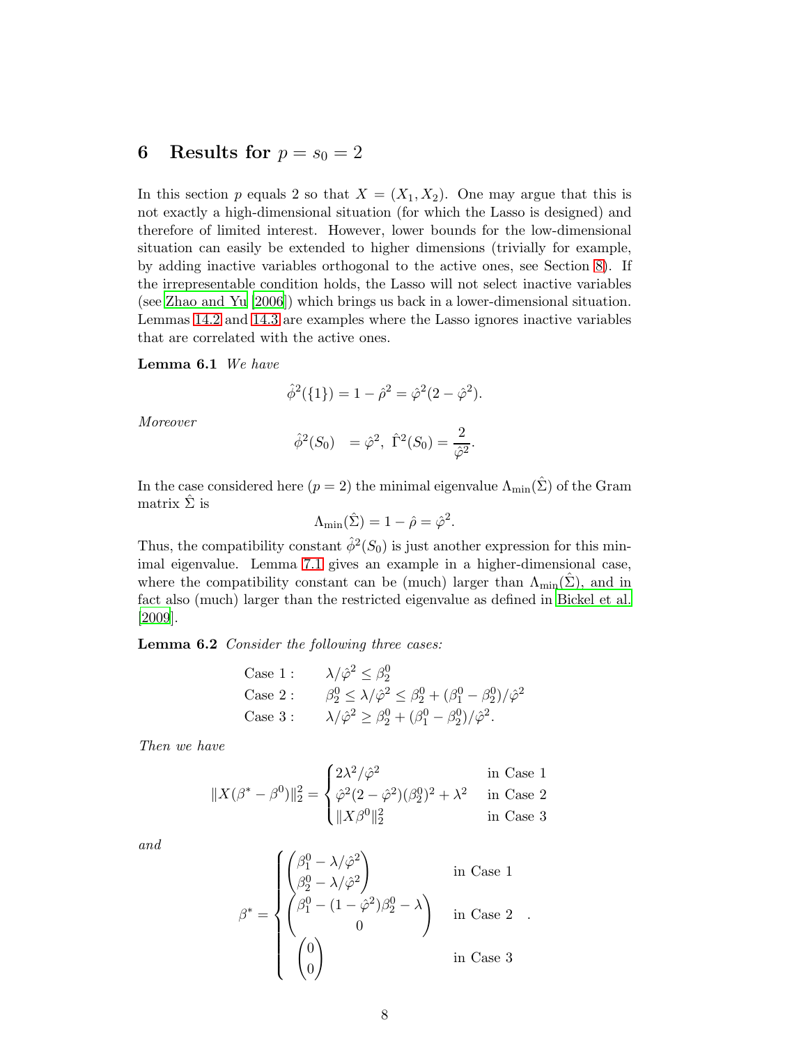## 6 Results for $p = s_0 = 2$

In this section $p$ equals 2 so that $X = (X_1, X_2)$. One may argue that this is not exactly a high-dimensional situation (for which the Lasso is designed) and therefore of limited interest. However, lower bounds for the low-dimensional situation can easily be extended to higher dimensions (trivially for example, by adding inactive variables orthogonal to the active ones, see Section 8). If the irrepresentable condition holds, the Lasso will not select inactive variables (see Zhao and Yu [2006]) which brings us back in a lower-dimensional situation. Lemmas 14.2 and 14.3 are examples where the Lasso ignores inactive variables that are correlated with the active ones.

**Lemma 6.1** *We have*

$$\hat{\phi}^2(\{1\}) = 1 - \hat{\rho}^2 = \hat{\varphi}^2(2 - \hat{\varphi}^2).$$

*Moreover*

$$\hat{\phi}^2(S_0) \;\; = \hat{\varphi}^2, \; \hat{\Gamma}^2(S_0) = \frac{2}{\hat{\varphi}^2}.$$

In the case considered here ($p = 2$) the minimal eigenvalue $\Lambda_{\min}(\hat{\Sigma})$ of the Gram matrix $\hat{\Sigma}$ is

$$\Lambda_{\min}(\hat{\Sigma}) = 1 - \hat{\rho} = \hat{\varphi}^2.$$

Thus, the compatibility constant $\hat{\phi}^2(S_0)$ is just another expression for this minimal eigenvalue. Lemma 7.1 gives an example in a higher-dimensional case, where the compatibility constant can be (much) larger than $\Lambda_{\min}(\hat{\Sigma})$, and in fact also (much) larger than the restricted eigenvalue as defined in Bickel et al. [2009].

**Lemma 6.2** *Consider the following three cases:*

$$\begin{array}{ll}
\text{Case 1}: & \lambda/\hat{\varphi}^2 \le \beta_2^0 \\
\text{Case 2}: & \beta_2^0 \le \lambda/\hat{\varphi}^2 \le \beta_2^0 + (\beta_1^0 - \beta_2^0)/\hat{\varphi}^2 \\
\text{Case 3}: & \lambda/\hat{\varphi}^2 \ge \beta_2^0 + (\beta_1^0 - \beta_2^0)/\hat{\varphi}^2.
\end{array}$$

*Then we have*

$$\|X(\beta^* - \beta^0)\|_2^2 = \begin{cases} 2\lambda^2/\hat{\varphi}^2 & \text{in Case 1} \\ \hat{\varphi}^2(2 - \hat{\varphi}^2)(\beta_2^0)^2 + \lambda^2 & \text{in Case 2} \\ \|X\beta^0\|_2^2 & \text{in Case 3} \end{cases}$$

*and*

$$\beta^* = \begin{cases} \begin{pmatrix} \beta_1^0 - \lambda/\hat{\varphi}^2 \\ \beta_2^0 - \lambda/\hat{\varphi}^2 \end{pmatrix} & \text{in Case 1} \\ \begin{pmatrix} \beta_1^0 - (1 - \hat{\varphi}^2)\beta_2^0 - \lambda \\ 0 \end{pmatrix} & \text{in Case 2} \\ \begin{pmatrix} 0 \\ 0 \end{pmatrix} & \text{in Case 3} \end{cases}.$$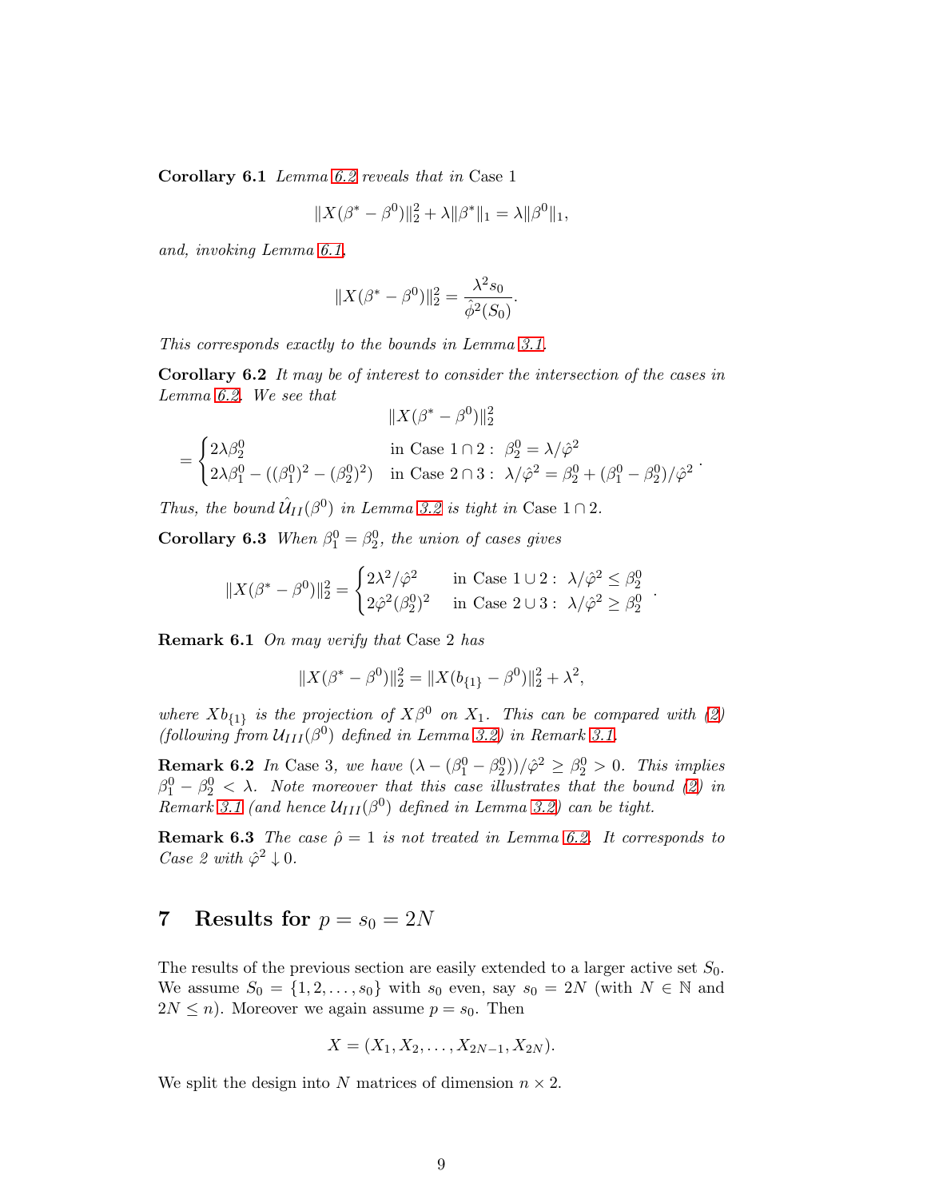**Corollary 6.1** *Lemma 6.2 reveals that in* Case 1

$$\|X(\beta^* - \beta^0)\|_2^2 + \lambda\|\beta^*\|_1 = \lambda\|\beta^0\|_1,$$

*and, invoking Lemma 6.1,*

$$\|X(\beta^* - \beta^0)\|_2^2 = \frac{\lambda^2 s_0}{\hat{\phi}^2(S_0)}.$$

*This corresponds exactly to the bounds in Lemma 3.1.*

**Corollary 6.2** *It may be of interest to consider the intersection of the cases in Lemma 6.2. We see that*

$$\|X(\beta^* - \beta^0)\|_2^2$$

$$= \begin{cases} 2\lambda\beta_2^0 & \text{in Case } 1\cap 2: \ \beta_2^0 = \lambda/\hat{\varphi}^2 \\ 2\lambda\beta_1^0 - ((\beta_1^0)^2 - (\beta_2^0)^2) & \text{in Case } 2\cap 3: \ \lambda/\hat{\varphi}^2 = \beta_2^0 + (\beta_1^0 - \beta_2^0)/\hat{\varphi}^2 \end{cases}.$$

*Thus, the bound $\hat{\mathcal{U}}_{II}(\beta^0)$ in Lemma 3.2 is tight in* Case $1\cap 2$.

**Corollary 6.3** *When $\beta_1^0 = \beta_2^0$, the union of cases gives*

$$\|X(\beta^* - \beta^0)\|_2^2 = \begin{cases} 2\lambda^2/\hat{\varphi}^2 & \text{in Case } 1\cup 2: \ \lambda/\hat{\varphi}^2 \le \beta_2^0 \\ 2\hat{\varphi}^2(\beta_2^0)^2 & \text{in Case } 2\cup 3: \ \lambda/\hat{\varphi}^2 \ge \beta_2^0 \end{cases}.$$

**Remark 6.1** *On may verify that* Case 2 *has*

$$\|X(\beta^* - \beta^0)\|_2^2 = \|X(b_{\{1\}} - \beta^0)\|_2^2 + \lambda^2,$$

*where $Xb_{\{1\}}$ is the projection of $X\beta^0$ on $X_1$. This can be compared with (2) (following from $\mathcal{U}_{III}(\beta^0)$ defined in Lemma 3.2) in Remark 3.1.*

**Remark 6.2** *In* Case 3*, we have $(\lambda - (\beta_1^0 - \beta_2^0))/\hat{\varphi}^2 \ge \beta_2^0 > 0$. This implies $\beta_1^0 - \beta_2^0 < \lambda$. Note moreover that this case illustrates that the bound (2) in Remark 3.1 (and hence $\mathcal{U}_{III}(\beta^0)$ defined in Lemma 3.2) can be tight.*

**Remark 6.3** *The case $\hat{\rho} = 1$ is not treated in Lemma 6.2. It corresponds to Case 2 with $\hat{\varphi}^2 \downarrow 0$.*

# 7 Results for $p = s_0 = 2N$

The results of the previous section are easily extended to a larger active set $S_0$. We assume $S_0 = \{1, 2, \ldots, s_0\}$ with $s_0$ even, say $s_0 = 2N$ (with $N \in \mathbb{N}$ and $2N \le n$). Moreover we again assume $p = s_0$. Then

$$X = (X_1, X_2, \ldots, X_{2N-1}, X_{2N}).$$

We split the design into $N$ matrices of dimension $n \times 2$.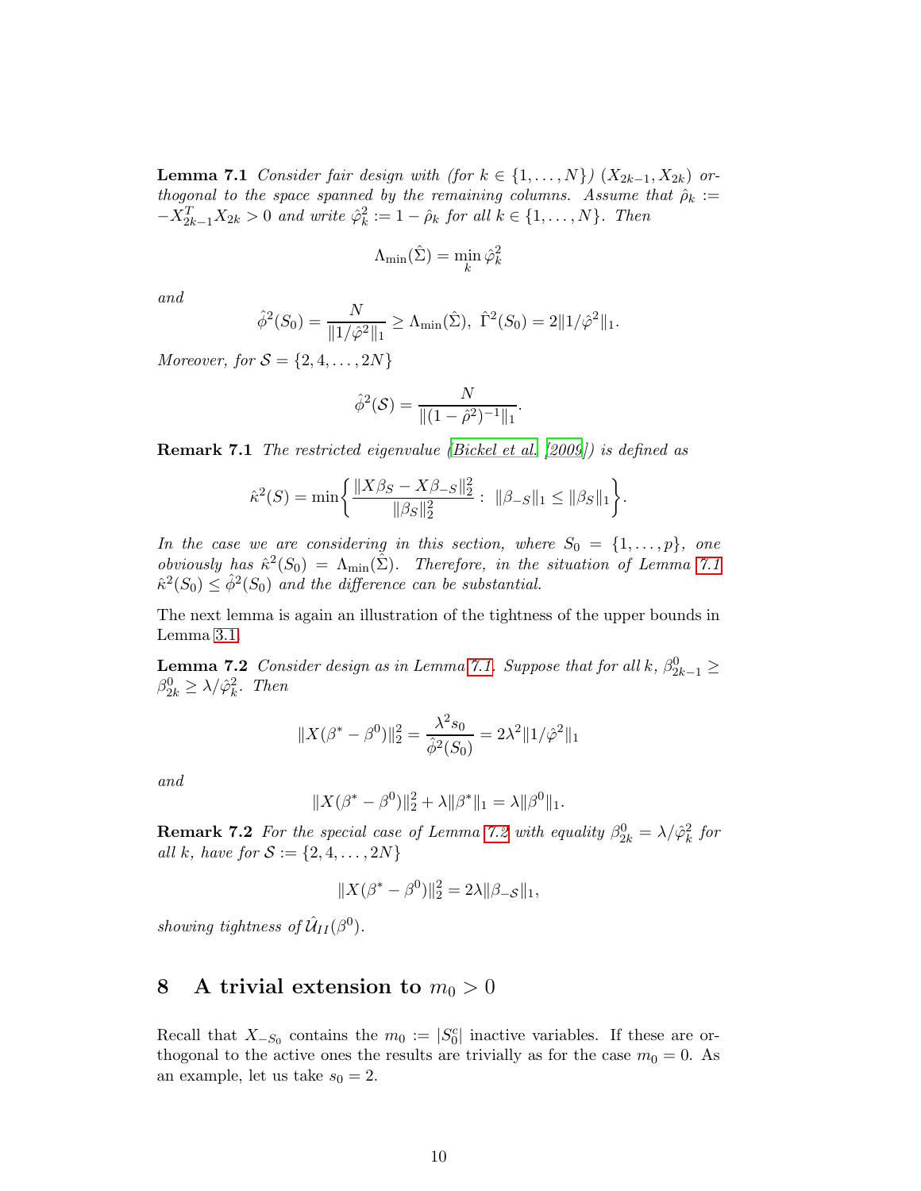**Lemma 7.1** *Consider fair design with (for $k \in \{1, \ldots, N\}$) $(X_{2k-1}, X_{2k})$ orthogonal to the space spanned by the remaining columns. Assume that $\hat{\rho}_k := -X_{2k-1}^T X_{2k} > 0$ and write $\hat{\varphi}_k^2 := 1 - \hat{\rho}_k$ for all $k \in \{1, \ldots, N\}$. Then*

$$\Lambda_{\min}(\hat{\Sigma}) = \min_k \hat{\varphi}_k^2$$

*and*

$$\hat{\phi}^2(S_0) = \frac{N}{\|1/\hat{\varphi}^2\|_1} \geq \Lambda_{\min}(\hat{\Sigma}),\ \hat{\Gamma}^2(S_0) = 2\|1/\hat{\varphi}^2\|_1.$$

*Moreover, for $\mathcal{S} = \{2, 4, \ldots, 2N\}$*

$$\hat{\phi}^2(\mathcal{S}) = \frac{N}{\|(1-\hat{\rho}^2)^{-1}\|_1}.$$

**Remark 7.1** *The restricted eigenvalue (Bickel et al. [2009]) is defined as*

$$\hat{\kappa}^2(S) = \min\left\{ \frac{\|X\beta_S - X\beta_{-S}\|_2^2}{\|\beta_S\|_2^2} : \ \|\beta_{-S}\|_1 \leq \|\beta_S\|_1 \right\}.$$

*In the case we are considering in this section, where $S_0 = \{1, \ldots, p\}$, one obviously has $\hat{\kappa}^2(S_0) = \Lambda_{\min}(\hat{\Sigma})$. Therefore, in the situation of Lemma 7.1 $\hat{\kappa}^2(S_0) \leq \hat{\phi}^2(S_0)$ and the difference can be substantial.*

The next lemma is again an illustration of the tightness of the upper bounds in Lemma 3.1.

**Lemma 7.2** *Consider design as in Lemma 7.1. Suppose that for all $k$, $\beta_{2k-1}^0 \geq \beta_{2k}^0 \geq \lambda/\hat{\varphi}_k^2$. Then*

$$\|X(\beta^* - \beta^0)\|_2^2 = \frac{\lambda^2 s_0}{\hat{\phi}^2(S_0)} = 2\lambda^2 \|1/\hat{\varphi}^2\|_1$$

*and*

$$\|X(\beta^* - \beta^0)\|_2^2 + \lambda\|\beta^*\|_1 = \lambda\|\beta^0\|_1.$$

**Remark 7.2** *For the special case of Lemma 7.2 with equality $\beta_{2k}^0 = \lambda/\hat{\varphi}_k^2$ for all $k$, have for $\mathcal{S} := \{2, 4, \ldots, 2N\}$*

$$\|X(\beta^* - \beta^0)\|_2^2 = 2\lambda\|\beta_{-\mathcal{S}}\|_1,$$

*showing tightness of $\hat{\mathcal{U}}_{II}(\beta^0)$.*

## 8 A trivial extension to $m_0 > 0$

Recall that $X_{-S_0}$ contains the $m_0 := |S_0^c|$ inactive variables. If these are orthogonal to the active ones the results are trivially as for the case $m_0 = 0$. As an example, let us take $s_0 = 2$.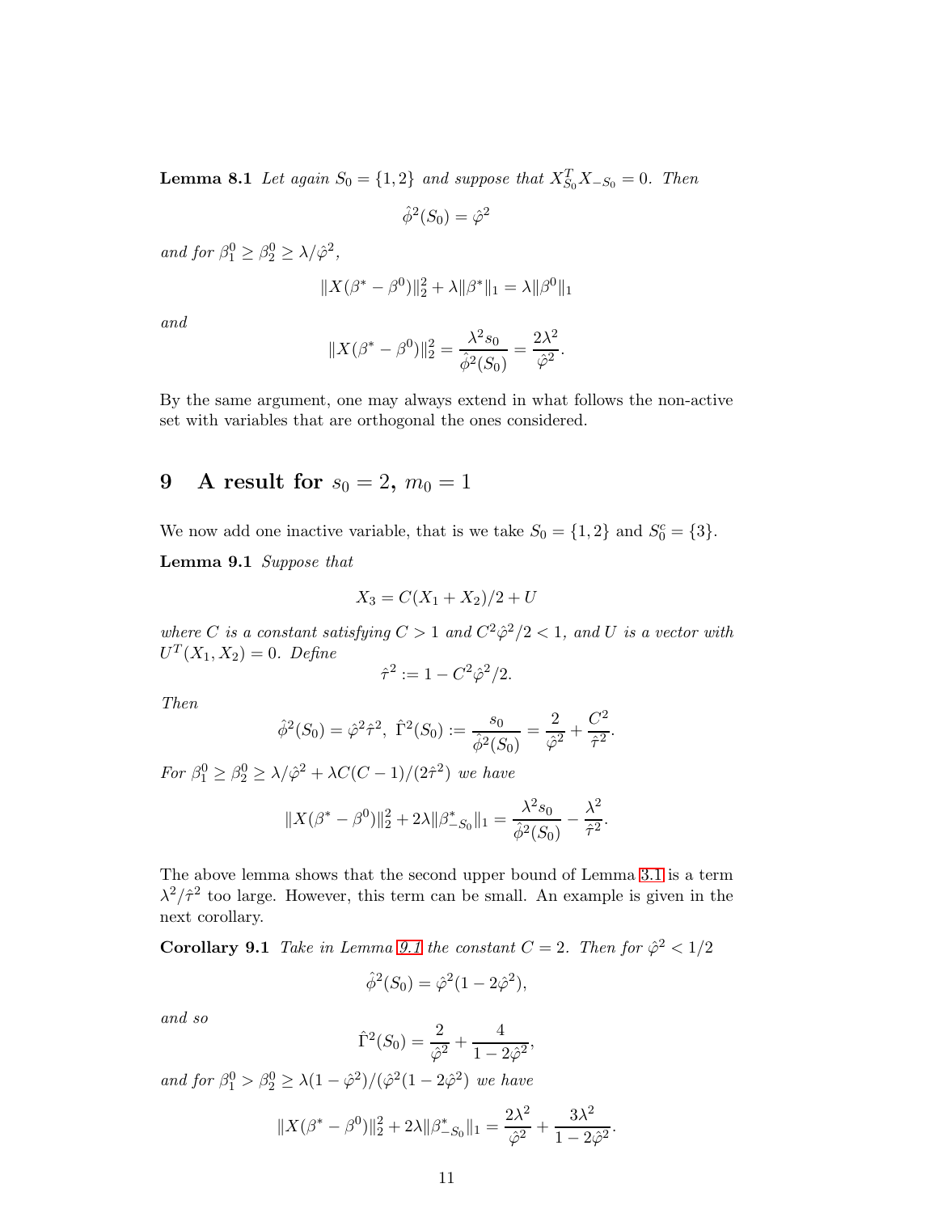**Lemma 8.1** *Let again $S_0 = \{1, 2\}$ and suppose that $X_{S_0}^T X_{-S_0} = 0$. Then*

$$\hat{\phi}^2(S_0) = \hat{\varphi}^2$$

*and for $\beta_1^0 \geq \beta_2^0 \geq \lambda / \hat{\varphi}^2$,*

$$\|X(\beta^* - \beta^0)\|_2^2 + \lambda \|\beta^*\|_1 = \lambda \|\beta^0\|_1$$

*and*

$$\|X(\beta^* - \beta^0)\|_2^2 = \frac{\lambda^2 s_0}{\hat{\phi}^2(S_0)} = \frac{2\lambda^2}{\hat{\varphi}^2}.$$

By the same argument, one may always extend in what follows the non-active set with variables that are orthogonal the ones considered.

# 9 A result for $s_0 = 2$, $m_0 = 1$

We now add one inactive variable, that is we take $S_0 = \{1, 2\}$ and $S_0^c = \{3\}$.

**Lemma 9.1** *Suppose that*

$$X_3 = C(X_1 + X_2)/2 + U$$

*where $C$ is a constant satisfying $C > 1$ and $C^2 \hat{\varphi}^2 / 2 < 1$, and $U$ is a vector with $U^T(X_1, X_2) = 0$. Define*

$$\hat{\tau}^2 := 1 - C^2 \hat{\varphi}^2 / 2.$$

*Then*

$$\hat{\phi}^2(S_0) = \hat{\varphi}^2 \hat{\tau}^2, \ \hat{\Gamma}^2(S_0) := \frac{s_0}{\hat{\phi}^2(S_0)} = \frac{2}{\hat{\varphi}^2} + \frac{C^2}{\hat{\tau}^2}.$$

*For $\beta_1^0 \geq \beta_2^0 \geq \lambda / \hat{\varphi}^2 + \lambda C(C-1)/(2\hat{\tau}^2)$ we have*

$$\|X(\beta^* - \beta^0)\|_2^2 + 2\lambda \|\beta^*_{-S_0}\|_1 = \frac{\lambda^2 s_0}{\hat{\phi}^2(S_0)} - \frac{\lambda^2}{\hat{\tau}^2}.$$

The above lemma shows that the second upper bound of Lemma 3.1 is a term $\lambda^2 / \hat{\tau}^2$ too large. However, this term can be small. An example is given in the next corollary.

**Corollary 9.1** *Take in Lemma 9.1 the constant $C = 2$. Then for $\hat{\varphi}^2 < 1/2$*

$$\hat{\phi}^2(S_0) = \hat{\varphi}^2 (1 - 2\hat{\varphi}^2),$$

*and so*

$$\hat{\Gamma}^2(S_0) = \frac{2}{\hat{\varphi}^2} + \frac{4}{1 - 2\hat{\varphi}^2},$$

*and for $\beta_1^0 > \beta_2^0 \geq \lambda(1 - \hat{\varphi}^2)/(\hat{\varphi}^2(1 - 2\hat{\varphi}^2)$ we have*

$$\|X(\beta^* - \beta^0)\|_2^2 + 2\lambda \|\beta^*_{-S_0}\|_1 = \frac{2\lambda^2}{\hat{\varphi}^2} + \frac{3\lambda^2}{1 - 2\hat{\varphi}^2}.$$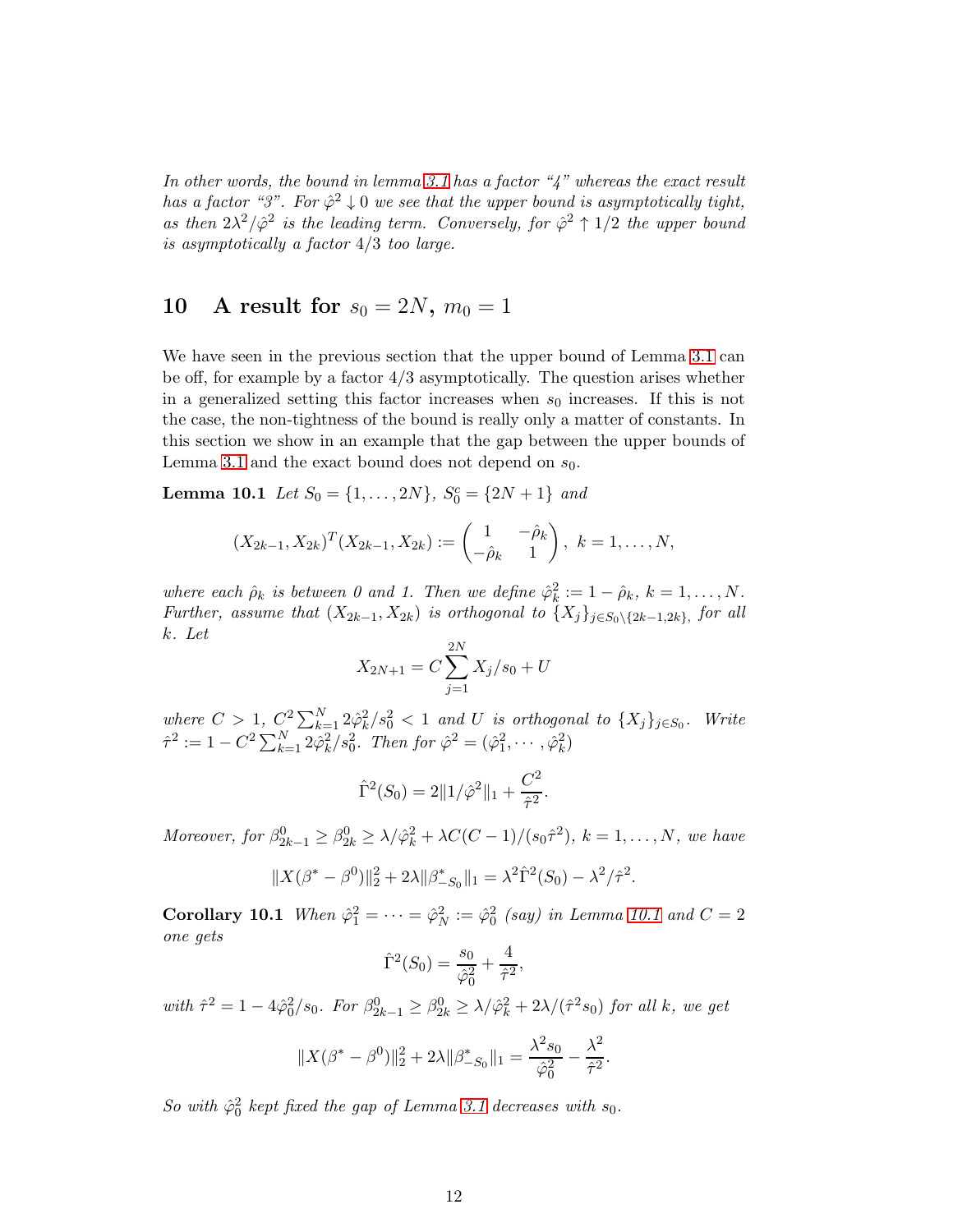*In other words, the bound in lemma 3.1 has a factor "4" whereas the exact result has a factor "3". For $\hat{\varphi}^2 \downarrow 0$ we see that the upper bound is asymptotically tight, as then $2\lambda^2/\hat{\varphi}^2$ is the leading term. Conversely, for $\hat{\varphi}^2 \uparrow 1/2$ the upper bound is asymptotically a factor $4/3$ too large.*

## 10 A result for $s_0 = 2N$, $m_0 = 1$

We have seen in the previous section that the upper bound of Lemma 3.1 can be off, for example by a factor $4/3$ asymptotically. The question arises whether in a generalized setting this factor increases when $s_0$ increases. If this is not the case, the non-tightness of the bound is really only a matter of constants. In this section we show in an example that the gap between the upper bounds of Lemma 3.1 and the exact bound does not depend on $s_0$.

**Lemma 10.1** *Let $S_0 = \{1, \ldots, 2N\}$, $S_0^c = \{2N+1\}$ and*

$$(X_{2k-1}, X_{2k})^T (X_{2k-1}, X_{2k}) := \begin{pmatrix} 1 & -\hat{\rho}_k \\ -\hat{\rho}_k & 1 \end{pmatrix}, \; k = 1, \ldots, N,$$

*where each $\hat{\rho}_k$ is between 0 and 1. Then we define $\hat{\varphi}_k^2 := 1 - \hat{\rho}_k$, $k = 1, \ldots, N$. Further, assume that $(X_{2k-1}, X_{2k})$ is orthogonal to $\{X_j\}_{j \in S_0 \setminus \{2k-1, 2k\}}$, for all $k$. Let*

$$X_{2N+1} = C \sum_{j=1}^{2N} X_j / s_0 + U$$

*where $C > 1$, $C^2 \sum_{k=1}^{N} 2\hat{\varphi}_k^2 / s_0^2 < 1$ and $U$ is orthogonal to $\{X_j\}_{j \in S_0}$. Write $\hat{\tau}^2 := 1 - C^2 \sum_{k=1}^{N} 2\hat{\varphi}_k^2 / s_0^2$. Then for $\hat{\varphi}^2 = (\hat{\varphi}_1^2, \cdots, \hat{\varphi}_k^2)$*

$$\hat{\Gamma}^2(S_0) = 2\|1/\hat{\varphi}^2\|_1 + \frac{C^2}{\hat{\tau}^2}.$$

*Moreover, for $\beta_{2k-1}^0 \geq \beta_{2k}^0 \geq \lambda/\hat{\varphi}_k^2 + \lambda C(C-1)/(s_0 \hat{\tau}^2)$, $k = 1, \ldots, N$, we have*

$$\|X(\beta^* - \beta^0)\|_2^2 + 2\lambda \|\beta_{-S_0}^*\|_1 = \lambda^2 \hat{\Gamma}^2(S_0) - \lambda^2/\hat{\tau}^2.$$

**Corollary 10.1** *When $\hat{\varphi}_1^2 = \cdots = \hat{\varphi}_N^2 := \hat{\varphi}_0^2$ (say) in Lemma 10.1 and $C = 2$ one gets*

$$\hat{\Gamma}^2(S_0) = \frac{s_0}{\hat{\varphi}_0^2} + \frac{4}{\hat{\tau}^2},$$

*with $\hat{\tau}^2 = 1 - 4\hat{\varphi}_0^2/s_0$. For $\beta_{2k-1}^0 \geq \beta_{2k}^0 \geq \lambda/\hat{\varphi}_k^2 + 2\lambda/(\hat{\tau}^2 s_0)$ for all $k$, we get*

$$\|X(\beta^* - \beta^0)\|_2^2 + 2\lambda \|\beta_{-S_0}^*\|_1 = \frac{\lambda^2 s_0}{\hat{\varphi}_0^2} - \frac{\lambda^2}{\hat{\tau}^2}.$$

*So with $\hat{\varphi}_0^2$ kept fixed the gap of Lemma 3.1 decreases with $s_0$.*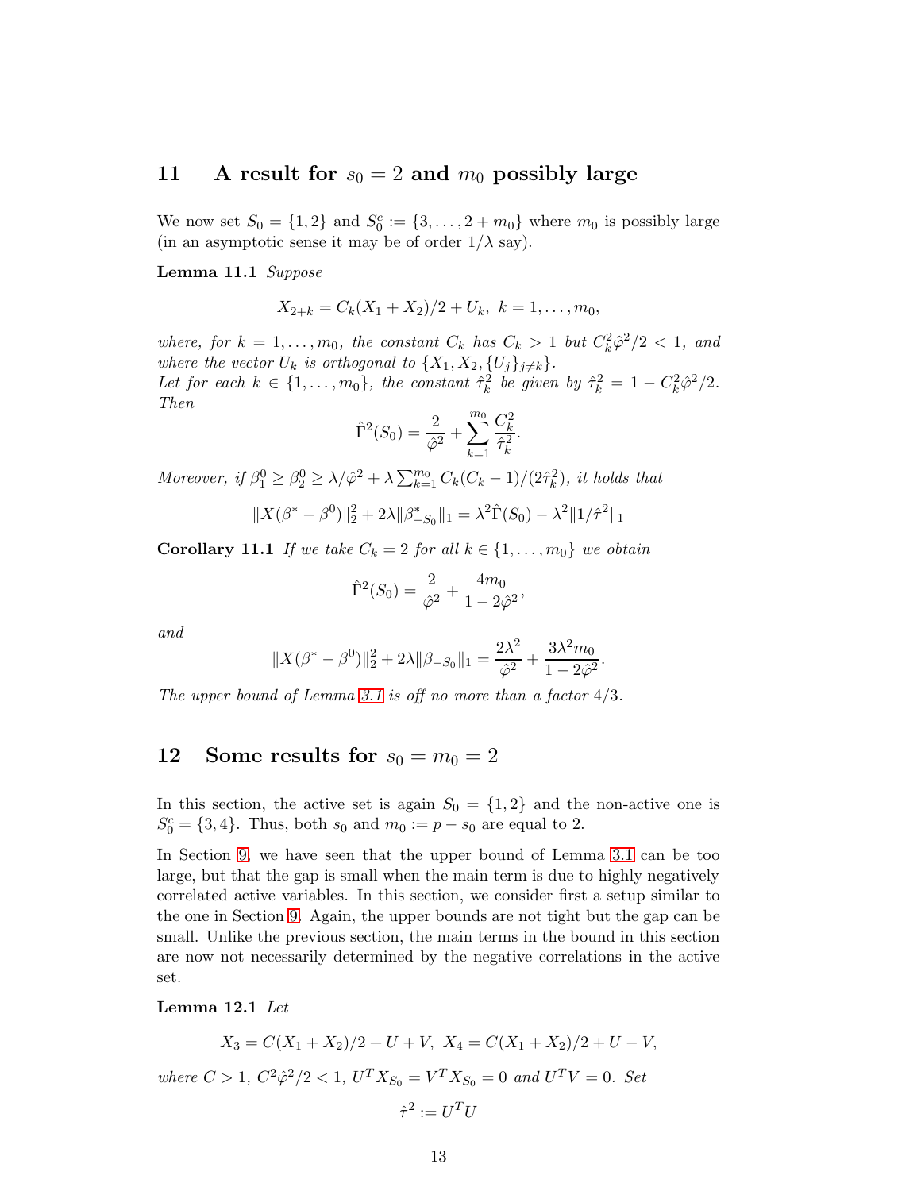## 11 A result for $s_0 = 2$ and $m_0$ possibly large

We now set $S_0 = \{1, 2\}$ and $S_0^c := \{3, \ldots, 2 + m_0\}$ where $m_0$ is possibly large (in an asymptotic sense it may be of order $1/\lambda$ say).

**Lemma 11.1** *Suppose*

$$X_{2+k} = C_k(X_1 + X_2)/2 + U_k, \; k = 1, \ldots, m_0,$$

*where, for $k = 1, \ldots, m_0$, the constant $C_k$ has $C_k > 1$ but $C_k^2 \hat{\varphi}^2/2 < 1$, and where the vector $U_k$ is orthogonal to $\{X_1, X_2, \{U_j\}_{j \neq k}\}$.*
*Let for each $k \in \{1, \ldots, m_0\}$, the constant $\hat{\tau}_k^2$ be given by $\hat{\tau}_k^2 = 1 - C_k^2 \hat{\varphi}^2/2$. Then*

$$\hat{\Gamma}^2(S_0) = \frac{2}{\hat{\varphi}^2} + \sum_{k=1}^{m_0} \frac{C_k^2}{\hat{\tau}_k^2}.$$

*Moreover, if $\beta_1^0 \geq \beta_2^0 \geq \lambda/\hat{\varphi}^2 + \lambda \sum_{k=1}^{m_0} C_k(C_k - 1)/(2\hat{\tau}_k^2)$, it holds that*

$$\|X(\beta^* - \beta^0)\|_2^2 + 2\lambda \|\beta^*_{-S_0}\|_1 = \lambda^2 \hat{\Gamma}(S_0) - \lambda^2 \|1/\hat{\tau}^2\|_1$$

**Corollary 11.1** *If we take $C_k = 2$ for all $k \in \{1, \ldots, m_0\}$ we obtain*

$$\hat{\Gamma}^2(S_0) = \frac{2}{\hat{\varphi}^2} + \frac{4m_0}{1 - 2\hat{\varphi}^2},$$

*and*

$$\|X(\beta^* - \beta^0)\|_2^2 + 2\lambda \|\beta_{-S_0}\|_1 = \frac{2\lambda^2}{\hat{\varphi}^2} + \frac{3\lambda^2 m_0}{1 - 2\hat{\varphi}^2}.$$

*The upper bound of Lemma 3.1 is off no more than a factor 4/3.*

## 12 Some results for $s_0 = m_0 = 2$

In this section, the active set is again $S_0 = \{1, 2\}$ and the non-active one is $S_0^c = \{3, 4\}$. Thus, both $s_0$ and $m_0 := p - s_0$ are equal to 2.

In Section 9, we have seen that the upper bound of Lemma 3.1 can be too large, but that the gap is small when the main term is due to highly negatively correlated active variables. In this section, we consider first a setup similar to the one in Section 9. Again, the upper bounds are not tight but the gap can be small. Unlike the previous section, the main terms in the bound in this section are now not necessarily determined by the negative correlations in the active set.

**Lemma 12.1** *Let*

$$X_3 = C(X_1 + X_2)/2 + U + V, \; X_4 = C(X_1 + X_2)/2 + U - V,$$

*where $C > 1$, $C^2\hat{\varphi}^2/2 < 1$, $U^T X_{S_0} = V^T X_{S_0} = 0$ and $U^T V = 0$. Set*

$$\hat{\tau}^2 := U^T U$$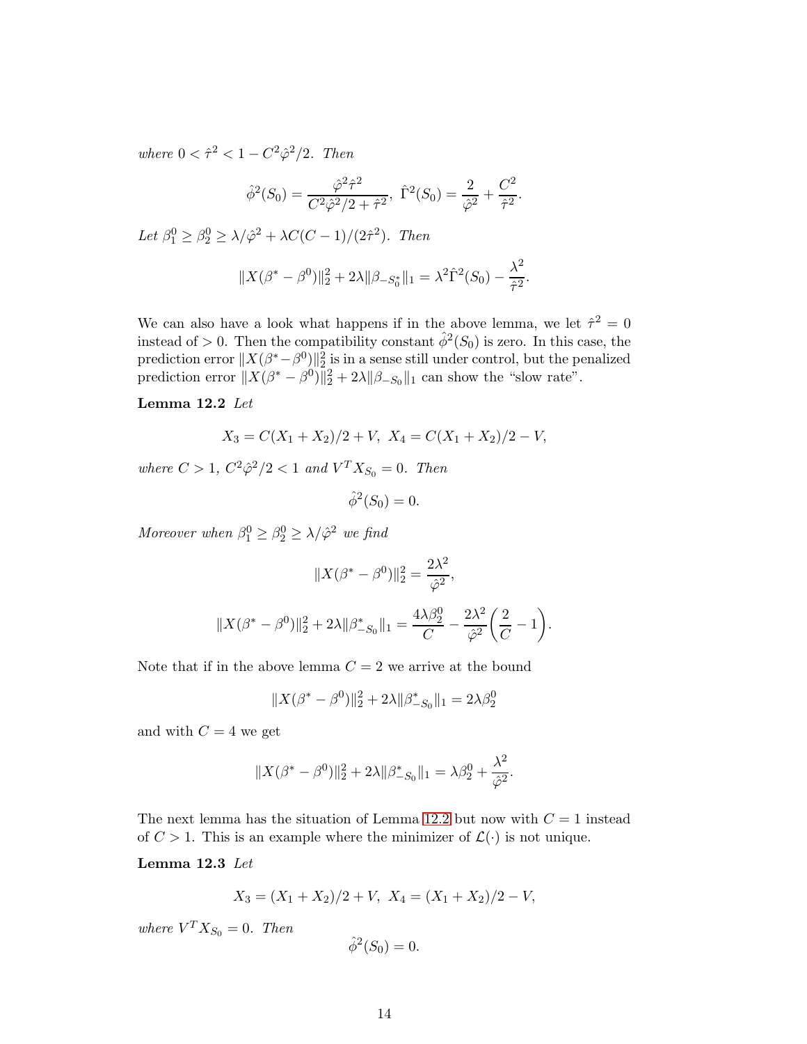*where* $0 < \hat\tau^2 < 1 - C^2 \hat\varphi^2/2$*. Then*

$$\hat\phi^2(S_0) = \frac{\hat\varphi^2 \hat\tau^2}{C^2 \hat\varphi^2/2 + \hat\tau^2}, \ \hat\Gamma^2(S_0) = \frac{2}{\hat\varphi^2} + \frac{C^2}{\hat\tau^2}.$$

*Let* $\beta_1^0 \ge \beta_2^0 \ge \lambda/\hat\varphi^2 + \lambda C(C-1)/(2\hat\tau^2)$*. Then*

$$\|X(\beta^* - \beta^0)\|_2^2 + 2\lambda \|\beta_{-S_0^*}\|_1 = \lambda^2 \hat\Gamma^2(S_0) - \frac{\lambda^2}{\hat\tau^2}.$$

We can also have a look what happens if in the above lemma, we let $\hat\tau^2 = 0$ instead of $> 0$. Then the compatibility constant $\hat\phi^2(S_0)$ is zero. In this case, the prediction error $\|X(\beta^* - \beta^0)\|_2^2$ is in a sense still under control, but the penalized prediction error $\|X(\beta^* - \beta^0)\|_2^2 + 2\lambda\|\beta_{-S_0}\|_1$ can show the "slow rate".

**Lemma 12.2** *Let*

$$X_3 = C(X_1 + X_2)/2 + V, \ X_4 = C(X_1 + X_2)/2 - V,$$

*where* $C > 1$*,* $C^2 \hat\varphi^2/2 < 1$ *and* $V^T X_{S_0} = 0$*. Then*

$$\hat\phi^2(S_0) = 0.$$

*Moreover when* $\beta_1^0 \ge \beta_2^0 \ge \lambda/\hat\varphi^2$ *we find*

$$\|X(\beta^* - \beta^0)\|_2^2 = \frac{2\lambda^2}{\hat\varphi^2},$$

$$\|X(\beta^* - \beta^0)\|_2^2 + 2\lambda \|\beta^*_{-S_0}\|_1 = \frac{4\lambda\beta_2^0}{C} - \frac{2\lambda^2}{\hat\varphi^2}\left(\frac{2}{C} - 1\right).$$

Note that if in the above lemma $C = 2$ we arrive at the bound

$$\|X(\beta^* - \beta^0)\|_2^2 + 2\lambda \|\beta^*_{-S_0}\|_1 = 2\lambda\beta_2^0$$

and with $C = 4$ we get

$$\|X(\beta^* - \beta^0)\|_2^2 + 2\lambda \|\beta^*_{-S_0}\|_1 = \lambda\beta_2^0 + \frac{\lambda^2}{\hat\varphi^2}.$$

The next lemma has the situation of Lemma 12.2 but now with $C = 1$ instead of $C > 1$. This is an example where the minimizer of $\mathcal{L}(\cdot)$ is not unique.

**Lemma 12.3** *Let*

$$X_3 = (X_1 + X_2)/2 + V, \ X_4 = (X_1 + X_2)/2 - V,$$

*where* $V^T X_{S_0} = 0$*. Then*

$$\hat\phi^2(S_0) = 0.$$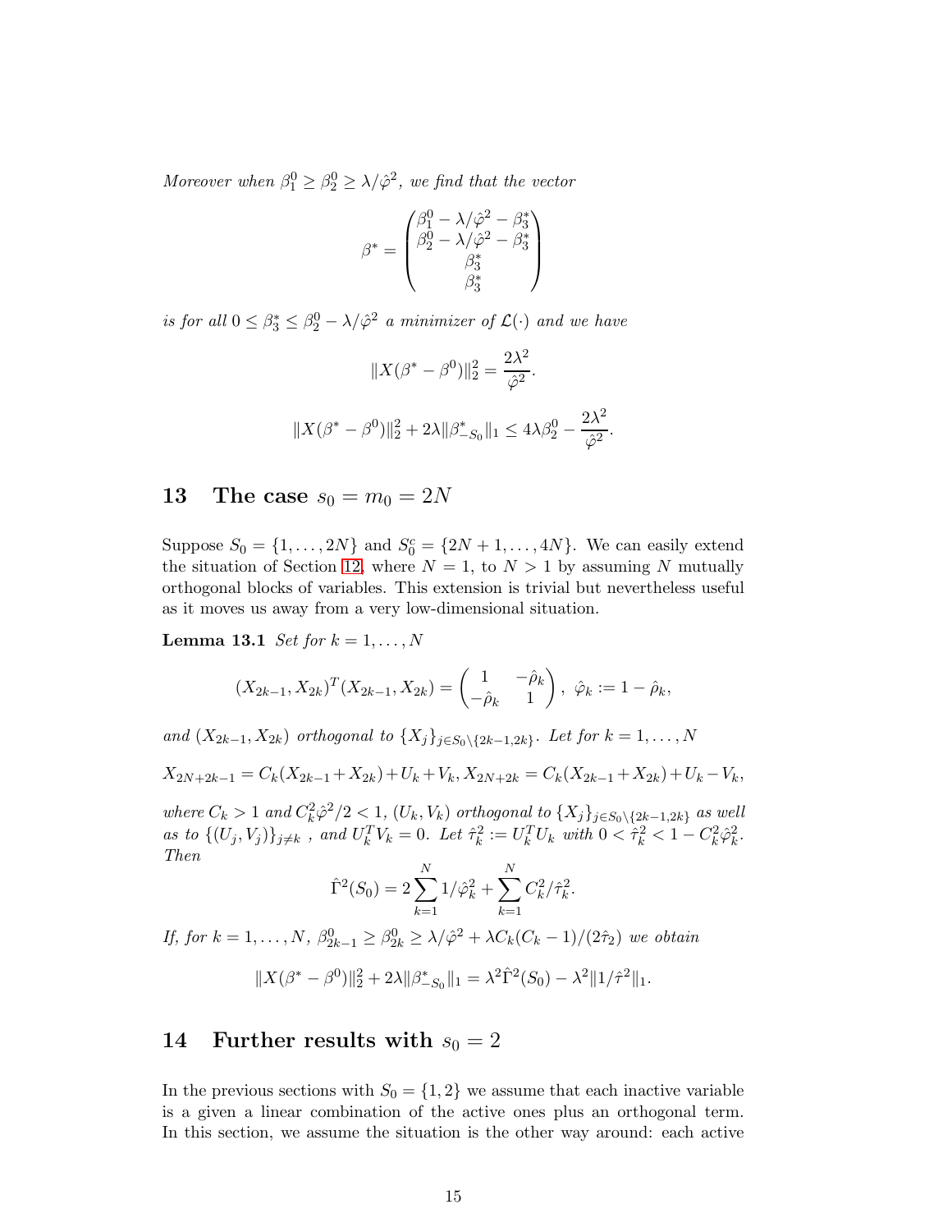*Moreover when $\beta_1^0 \ge \beta_2^0 \ge \lambda/\hat{\varphi}^2$, we find that the vector*

$$
\beta^* = \begin{pmatrix} \beta_1^0 - \lambda/\hat{\varphi}^2 - \beta_3^* \\ \beta_2^0 - \lambda/\hat{\varphi}^2 - \beta_3^* \\ \beta_3^* \\ \beta_3^* \end{pmatrix}
$$

*is for all $0 \le \beta_3^* \le \beta_2^0 - \lambda/\hat{\varphi}^2$ a minimizer of $\mathcal{L}(\cdot)$ and we have*

$$
\|X(\beta^* - \beta^0)\|_2^2 = \frac{2\lambda^2}{\hat{\varphi}^2}.
$$

$$
\|X(\beta^* - \beta^0)\|_2^2 + 2\lambda \|\beta^*_{-S_0}\|_1 \le 4\lambda\beta_2^0 - \frac{2\lambda^2}{\hat{\varphi}^2}.
$$

## 13 The case $s_0 = m_0 = 2N$

Suppose $S_0 = \{1, \ldots, 2N\}$ and $S_0^c = \{2N+1, \ldots, 4N\}$. We can easily extend the situation of Section 12, where $N = 1$, to $N > 1$ by assuming $N$ mutually orthogonal blocks of variables. This extension is trivial but nevertheless useful as it moves us away from a very low-dimensional situation.

**Lemma 13.1** *Set for $k = 1, \ldots, N$*

$$
(X_{2k-1}, X_{2k})^T (X_{2k-1}, X_{2k}) = \begin{pmatrix} 1 & -\hat{\rho}_k \\ -\hat{\rho}_k & 1 \end{pmatrix}, \ \hat{\varphi}_k := 1 - \hat{\rho}_k,
$$

*and $(X_{2k-1}, X_{2k})$ orthogonal to $\{X_j\}_{j \in S_0 \setminus \{2k-1, 2k\}}$. Let for $k = 1, \ldots, N$*

$$
X_{2N+2k-1} = C_k(X_{2k-1} + X_{2k}) + U_k + V_k, \quad X_{2N+2k} = C_k(X_{2k-1} + X_{2k}) + U_k - V_k,
$$

*where $C_k > 1$ and $C_k^2 \hat{\varphi}^2/2 < 1$, $(U_k, V_k)$ orthogonal to $\{X_j\}_{j \in S_0 \setminus \{2k-1, 2k\}}$ as well as to $\{(U_j, V_j)\}_{j \ne k}$ , and $U_k^T V_k = 0$. Let $\hat{\tau}_k^2 := U_k^T U_k$ with $0 < \hat{\tau}_k^2 < 1 - C_k^2 \hat{\varphi}_k^2$. Then*

$$
\hat{\Gamma}^2(S_0) = 2 \sum_{k=1}^N 1/\hat{\varphi}_k^2 + \sum_{k=1}^N C_k^2/\hat{\tau}_k^2.
$$

*If, for $k = 1, \ldots, N$, $\beta_{2k-1}^0 \ge \beta_{2k}^0 \ge \lambda/\hat{\varphi}^2 + \lambda C_k(C_k - 1)/(2\hat{\tau}_2)$ we obtain*

$$
\|X(\beta^* - \beta^0)\|_2^2 + 2\lambda \|\beta^*_{-S_0}\|_1 = \lambda^2 \hat{\Gamma}^2(S_0) - \lambda^2 \|1/\hat{\tau}^2\|_1.
$$

## 14 Further results with $s_0 = 2$

In the previous sections with $S_0 = \{1, 2\}$ we assume that each inactive variable is a given a linear combination of the active ones plus an orthogonal term. In this section, we assume the situation is the other way around: each active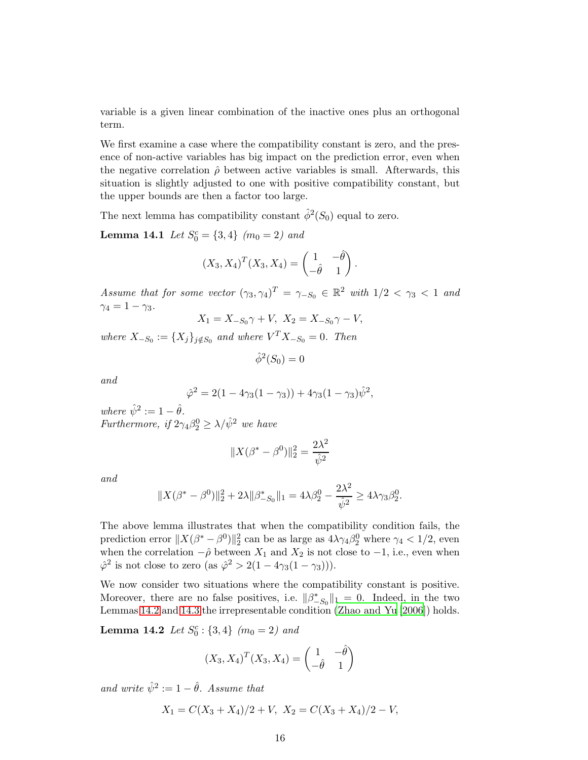variable is a given linear combination of the inactive ones plus an orthogonal term.

We first examine a case where the compatibility constant is zero, and the presence of non-active variables has big impact on the prediction error, even when the negative correlation $\hat{\rho}$ between active variables is small. Afterwards, this situation is slightly adjusted to one with positive compatibility constant, but the upper bounds are then a factor too large.

The next lemma has compatibility constant $\hat{\phi}^2(S_0)$ equal to zero.

**Lemma 14.1** *Let $S_0^c = \{3, 4\}$ ($m_0 = 2$) and*

$$(X_3, X_4)^T(X_3, X_4) = \begin{pmatrix} 1 & -\hat{\theta} \\ -\hat{\theta} & 1 \end{pmatrix}.$$

*Assume that for some vector $(\gamma_3, \gamma_4)^T = \gamma_{-S_0} \in \mathbb{R}^2$ with $1/2 < \gamma_3 < 1$ and $\gamma_4 = 1 - \gamma_3$.*

$$X_1 = X_{-S_0}\gamma + V, \ X_2 = X_{-S_0}\gamma - V,$$

*where $X_{-S_0} := \{X_j\}_{j \notin S_0}$ and where $V^T X_{-S_0} = 0$. Then*

$$\hat{\phi}^2(S_0) = 0$$

*and*

$$\hat{\varphi}^2 = 2(1 - 4\gamma_3(1-\gamma_3)) + 4\gamma_3(1-\gamma_3)\hat{\psi}^2,$$

*where $\hat{\psi}^2 := 1 - \hat{\theta}$.*
*Furthermore, if $2\gamma_4 \beta_2^0 \geq \lambda / \hat{\psi}^2$ we have*

$$\|X(\beta^* - \beta^0)\|_2^2 = \frac{2\lambda^2}{\hat{\psi}^2}$$

*and*

$$\|X(\beta^* - \beta^0)\|_2^2 + 2\lambda \|\beta^*_{-S_0}\|_1 = 4\lambda\beta_2^0 - \frac{2\lambda^2}{\hat{\psi}^2} \geq 4\lambda\gamma_3\beta_2^0.$$

The above lemma illustrates that when the compatibility condition fails, the prediction error $\|X(\beta^* - \beta^0)\|_2^2$ can be as large as $4\lambda\gamma_4\beta_2^0$ where $\gamma_4 < 1/2$, even when the correlation $-\hat{\rho}$ between $X_1$ and $X_2$ is not close to $-1$, i.e., even when $\hat{\varphi}^2$ is not close to zero (as $\hat{\varphi}^2 > 2(1 - 4\gamma_3(1-\gamma_3))$).

We now consider two situations where the compatibility constant is positive. Moreover, there are no false positives, i.e. $\|\beta^*_{-S_0}\|_1 = 0$. Indeed, in the two Lemmas 14.2 and 14.3 the irrepresentable condition (Zhao and Yu [2006]) holds.

**Lemma 14.2** *Let $S_0^c : \{3, 4\}$ ($m_0 = 2$) and*

$$(X_3, X_4)^T(X_3, X_4) = \begin{pmatrix} 1 & -\hat{\theta} \\ -\hat{\theta} & 1 \end{pmatrix}$$

*and write $\hat{\psi}^2 := 1 - \hat{\theta}$. Assume that*

$$X_1 = C(X_3 + X_4)/2 + V, \ X_2 = C(X_3 + X_4)/2 - V,$$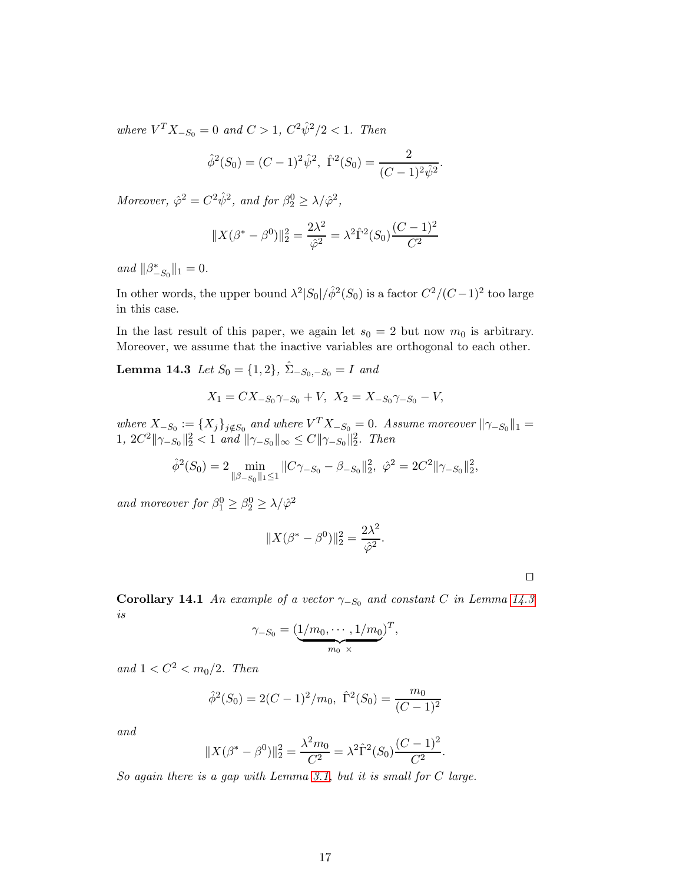*where $V^T X_{-S_0} = 0$ and $C > 1$, $C^2 \hat{\psi}^2/2 < 1$. Then*

$$\hat{\phi}^2(S_0) = (C-1)^2 \hat{\psi}^2, \ \hat{\Gamma}^2(S_0) = \frac{2}{(C-1)^2 \hat{\psi}^2}.$$

*Moreover, $\hat{\varphi}^2 = C^2 \hat{\psi}^2$, and for $\beta_2^0 \ge \lambda / \hat{\varphi}^2$,*

$$\|X(\beta^* - \beta^0)\|_2^2 = \frac{2\lambda^2}{\hat{\varphi}^2} = \lambda^2 \hat{\Gamma}^2(S_0) \frac{(C-1)^2}{C^2}$$

*and $\|\beta^*_{-S_0}\|_1 = 0$.*

In other words, the upper bound $\lambda^2 |S_0| / \hat{\phi}^2(S_0)$ is a factor $C^2/(C-1)^2$ too large in this case.

In the last result of this paper, we again let $s_0 = 2$ but now $m_0$ is arbitrary. Moreover, we assume that the inactive variables are orthogonal to each other.

**Lemma 14.3** *Let $S_0 = \{1, 2\}$, $\hat{\Sigma}_{-S_0, -S_0} = I$ and*

$$X_1 = C X_{-S_0} \gamma_{-S_0} + V, \ X_2 = X_{-S_0} \gamma_{-S_0} - V,$$

*where $X_{-S_0} := \{X_j\}_{j \notin S_0}$ and where $V^T X_{-S_0} = 0$. Assume moreover $\|\gamma_{-S_0}\|_1 = 1$, $2C^2 \|\gamma_{-S_0}\|_2^2 < 1$ and $\|\gamma_{-S_0}\|_\infty \le C \|\gamma_{-S_0}\|_2^2$. Then*

$$\hat{\phi}^2(S_0) = 2 \min_{\|\beta_{-S_0}\|_1 \le 1} \|C \gamma_{-S_0} - \beta_{-S_0}\|_2^2, \ \hat{\varphi}^2 = 2C^2 \|\gamma_{-S_0}\|_2^2,$$

*and moreover for $\beta_1^0 \ge \beta_2^0 \ge \lambda / \hat{\varphi}^2$*

$$\|X(\beta^* - \beta^0)\|_2^2 = \frac{2\lambda^2}{\hat{\varphi}^2}.$$

□

**Corollary 14.1** *An example of a vector $\gamma_{-S_0}$ and constant $C$ in Lemma 14.3 is*

$$\gamma_{-S_0} = (\underbrace{1/m_0, \cdots, 1/m_0}_{m_0 \ \times})^T,$$

*and $1 < C^2 < m_0/2$. Then*

$$\hat{\phi}^2(S_0) = 2(C-1)^2/m_0, \ \hat{\Gamma}^2(S_0) = \frac{m_0}{(C-1)^2}$$

*and*

$$\|X(\beta^* - \beta^0)\|_2^2 = \frac{\lambda^2 m_0}{C^2} = \lambda^2 \hat{\Gamma}^2(S_0) \frac{(C-1)^2}{C^2}.$$

*So again there is a gap with Lemma 3.1, but it is small for $C$ large.*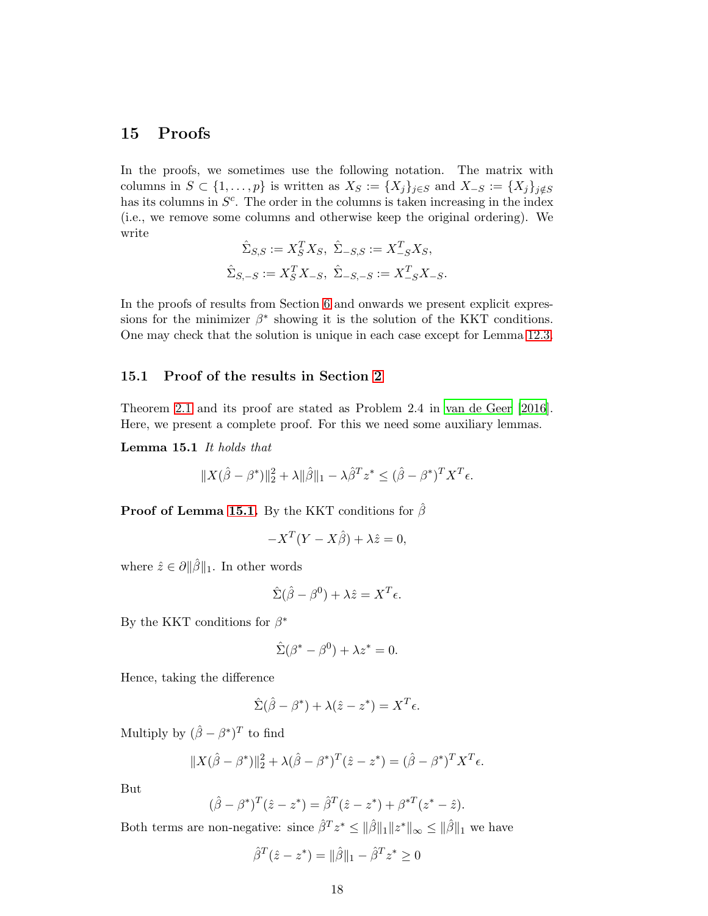# 15 Proofs

In the proofs, we sometimes use the following notation. The matrix with columns in $S \subset \{1, \ldots, p\}$ is written as $X_S := \{X_j\}_{j \in S}$ and $X_{-S} := \{X_j\}_{j \notin S}$ has its columns in $S^c$. The order in the columns is taken increasing in the index (i.e., we remove some columns and otherwise keep the original ordering). We write

$$\hat{\Sigma}_{S,S} := X_S^T X_S, \ \hat{\Sigma}_{-S,S} := X_{-S}^T X_S,$$
$$\hat{\Sigma}_{S,-S} := X_S^T X_{-S}, \ \hat{\Sigma}_{-S,-S} := X_{-S}^T X_{-S}.$$

In the proofs of results from Section 6 and onwards we present explicit expressions for the minimizer $\beta^*$ showing it is the solution of the KKT conditions. One may check that the solution is unique in each case except for Lemma 12.3.

## 15.1 Proof of the results in Section 2

Theorem 2.1 and its proof are stated as Problem 2.4 in van de Geer [2016]. Here, we present a complete proof. For this we need some auxiliary lemmas.

**Lemma 15.1** *It holds that*

$$\|X(\hat{\beta} - \beta^*)\|_2^2 + \lambda \|\hat{\beta}\|_1 - \lambda \hat{\beta}^T z^* \leq (\hat{\beta} - \beta^*)^T X^T \epsilon.$$

**Proof of Lemma 15.1.** By the KKT conditions for $\hat{\beta}$

$$-X^T(Y - X\hat{\beta}) + \lambda \hat{z} = 0,$$

where $\hat{z} \in \partial \|\hat{\beta}\|_1$. In other words

$$\hat{\Sigma}(\hat{\beta} - \beta^0) + \lambda \hat{z} = X^T \epsilon.$$

By the KKT conditions for $\beta^*$

$$\hat{\Sigma}(\beta^* - \beta^0) + \lambda z^* = 0.$$

Hence, taking the difference

$$\hat{\Sigma}(\hat{\beta} - \beta^*) + \lambda(\hat{z} - z^*) = X^T \epsilon.$$

Multiply by $(\hat{\beta} - \beta^*)^T$ to find

$$\|X(\hat{\beta} - \beta^*)\|_2^2 + \lambda(\hat{\beta} - \beta^*)^T(\hat{z} - z^*) = (\hat{\beta} - \beta^*)^T X^T \epsilon.$$

But

$$(\hat{\beta} - \beta^*)^T(\hat{z} - z^*) = \hat{\beta}^T(\hat{z} - z^*) + \beta^{*T}(z^* - \hat{z}).$$

Both terms are non-negative: since $\hat{\beta}^T z^* \leq \|\hat{\beta}\|_1 \|z^*\|_\infty \leq \|\hat{\beta}\|_1$ we have

$$\hat{\beta}^T(\hat{z} - z^*) = \|\hat{\beta}\|_1 - \hat{\beta}^T z^* \geq 0$$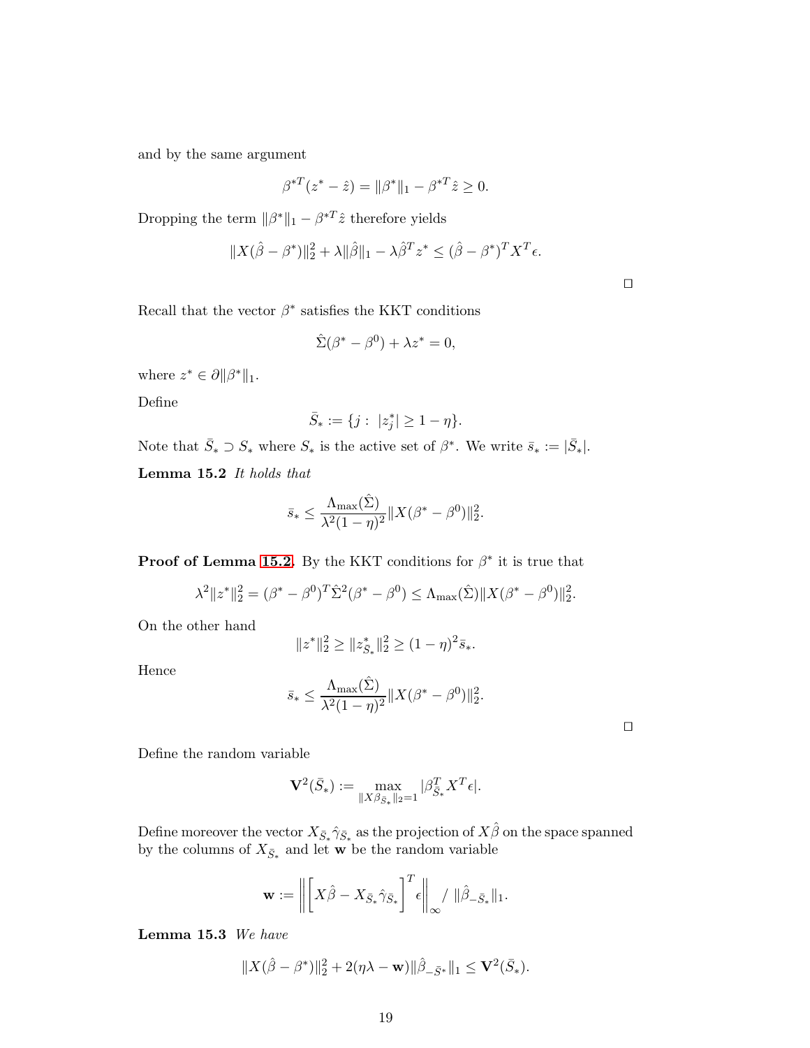and by the same argument

$$\beta^{*T}(z^* - \hat{z}) = \|\beta^*\|_1 - \beta^{*T}\hat{z} \geq 0.$$

Dropping the term $\|\beta^*\|_1 - \beta^{*T}\hat{z}$ therefore yields

$$\|X(\hat{\beta} - \beta^*)\|_2^2 + \lambda\|\hat{\beta}\|_1 - \lambda\hat{\beta}^T z^* \leq (\hat{\beta} - \beta^*)^T X^T \epsilon.$$

□

Recall that the vector $\beta^*$ satisfies the KKT conditions

$$\hat{\Sigma}(\beta^* - \beta^0) + \lambda z^* = 0,$$

where $z^* \in \partial\|\beta^*\|_1$.

Define

$$\bar{S}_* := \{j : \ |z_j^*| \geq 1 - \eta\}.$$

Note that $\bar{S}_* \supset S_*$ where $S_*$ is the active set of $\beta^*$. We write $\bar{s}_* := |\bar{S}_*|$.

**Lemma 15.2** *It holds that*

$$\bar{s}_* \leq \frac{\Lambda_{\max}(\hat{\Sigma})}{\lambda^2(1-\eta)^2}\|X(\beta^* - \beta^0)\|_2^2.$$

**Proof of Lemma 15.2.** By the KKT conditions for $\beta^*$ it is true that

$$\lambda^2\|z^*\|_2^2 = (\beta^* - \beta^0)^T\hat{\Sigma}^2(\beta^* - \beta^0) \leq \Lambda_{\max}(\hat{\Sigma})\|X(\beta^* - \beta^0)\|_2^2.$$

On the other hand

$$\|z^*\|_2^2 \geq \|z^*_{\bar{S}_*}\|_2^2 \geq (1-\eta)^2\bar{s}_*.$$

Hence

$$\bar{s}_* \leq \frac{\Lambda_{\max}(\hat{\Sigma})}{\lambda^2(1-\eta)^2}\|X(\beta^* - \beta^0)\|_2^2.$$

□

Define the random variable

$$\mathbf{V}^2(\bar{S}_*) := \max_{\|X\beta_{\bar{S}_*}\|_2 = 1} |\beta_{\bar{S}_*}^T X^T \epsilon|.$$

Define moreover the vector $X_{\bar{S}_*}\hat{\gamma}_{\bar{S}_*}$ as the projection of $X\hat{\beta}$ on the space spanned by the columns of $X_{\bar{S}_*}$ and let $\mathbf{w}$ be the random variable

$$\mathbf{w} := \left\| \left[ X\hat{\beta} - X_{\bar{S}_*}\hat{\gamma}_{\bar{S}_*} \right]^T \epsilon \right\|_\infty / \ \|\hat{\beta}_{-\bar{S}_*}\|_1.$$

**Lemma 15.3** *We have*

$$\|X(\hat{\beta} - \beta^*)\|_2^2 + 2(\eta\lambda - \mathbf{w})\|\hat{\beta}_{-\bar{S}^*}\|_1 \leq \mathbf{V}^2(\bar{S}_*).$$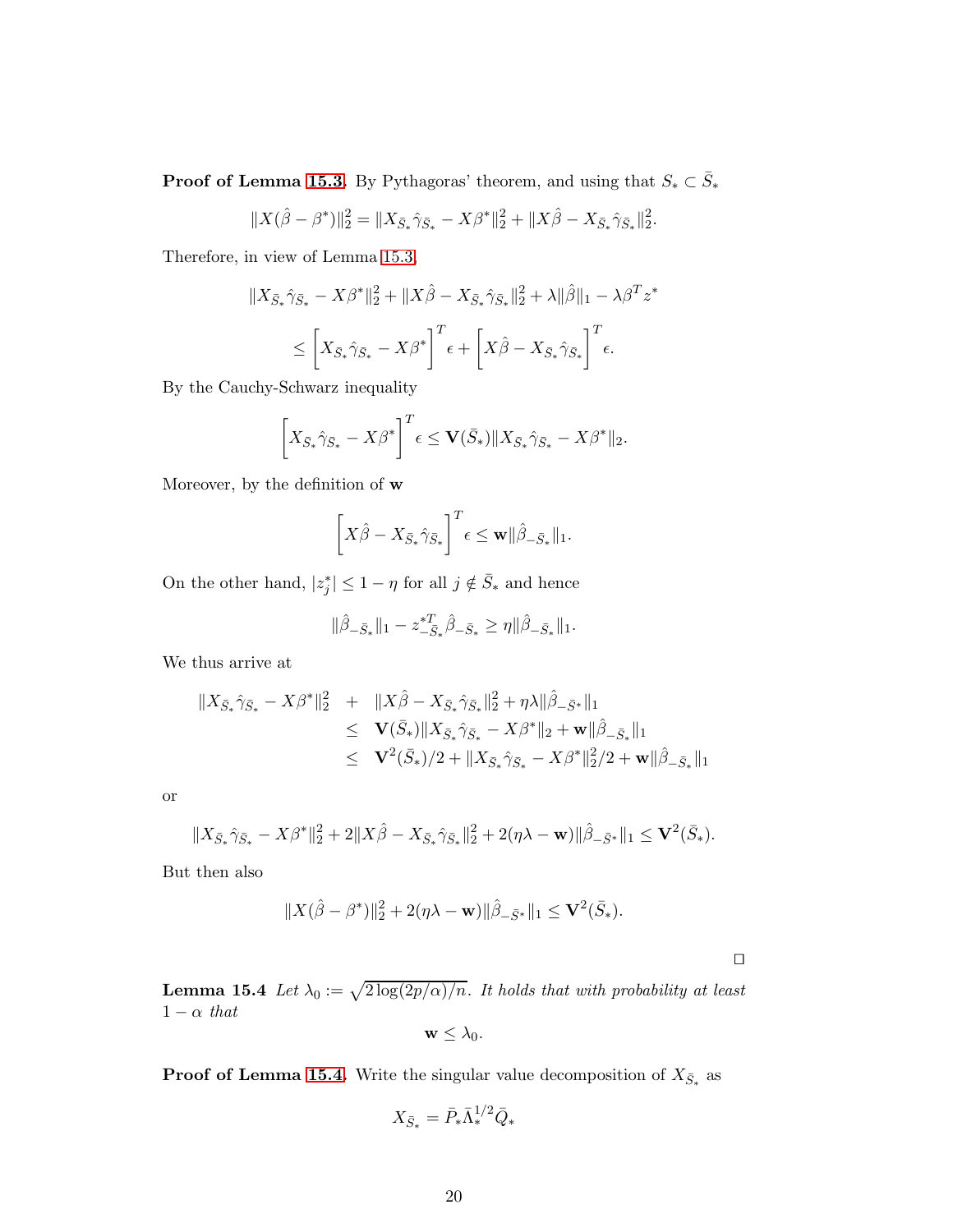**Proof of Lemma 15.3.** By Pythagoras' theorem, and using that $S_* \subset \bar{S}_*$

$$\|X(\hat{\beta} - \beta^*)\|_2^2 = \|X_{\bar{S}_*}\hat{\gamma}_{\bar{S}_*} - X\beta^*\|_2^2 + \|X\hat{\beta} - X_{\bar{S}_*}\hat{\gamma}_{\bar{S}_*}\|_2^2.$$

Therefore, in view of Lemma 15.3,

$$\|X_{\bar{S}_*}\hat{\gamma}_{\bar{S}_*} - X\beta^*\|_2^2 + \|X\hat{\beta} - X_{\bar{S}_*}\hat{\gamma}_{\bar{S}_*}\|_2^2 + \lambda\|\hat{\beta}\|_1 - \lambda\beta^T z^*$$

$$\leq \left[X_{\bar{S}_*}\hat{\gamma}_{\bar{S}_*} - X\beta^*\right]^T \epsilon + \left[X\hat{\beta} - X_{\bar{S}_*}\hat{\gamma}_{\bar{S}_*}\right]^T \epsilon.$$

By the Cauchy-Schwarz inequality

$$\left[X_{\bar{S}_*}\hat{\gamma}_{\bar{S}_*} - X\beta^*\right]^T \epsilon \leq \mathbf{V}(\bar{S}_*)\|X_{\bar{S}_*}\hat{\gamma}_{\bar{S}_*} - X\beta^*\|_2.$$

Moreover, by the definition of $\mathbf{w}$

$$\left[X\hat{\beta} - X_{\bar{S}_*}\hat{\gamma}_{\bar{S}_*}\right]^T \epsilon \leq \mathbf{w}\|\hat{\beta}_{-\bar{S}_*}\|_1.$$

On the other hand, $|z_j^*| \leq 1 - \eta$ for all $j \notin \bar{S}_*$ and hence

$$\|\hat{\beta}_{-\bar{S}_*}\|_1 - z_{-\bar{S}_*}^{*T}\hat{\beta}_{-\bar{S}_*} \geq \eta\|\hat{\beta}_{-\bar{S}_*}\|_1.$$

We thus arrive at

$$\begin{aligned}
\|X_{\bar{S}_*}\hat{\gamma}_{\bar{S}_*} - X\beta^*\|_2^2 \quad &+ \quad \|X\hat{\beta} - X_{\bar{S}_*}\hat{\gamma}_{\bar{S}_*}\|_2^2 + \eta\lambda\|\hat{\beta}_{-\bar{S}^*}\|_1 \\
&\leq \quad \mathbf{V}(\bar{S}_*)\|X_{\bar{S}_*}\hat{\gamma}_{\bar{S}_*} - X\beta^*\|_2 + \mathbf{w}\|\hat{\beta}_{-\bar{S}_*}\|_1 \\
&\leq \quad \mathbf{V}^2(\bar{S}_*)/2 + \|X_{\bar{S}_*}\hat{\gamma}_{\bar{S}_*} - X\beta^*\|_2^2/2 + \mathbf{w}\|\hat{\beta}_{-\bar{S}_*}\|_1
\end{aligned}$$

or

$$\|X_{\bar{S}_*}\hat{\gamma}_{\bar{S}_*} - X\beta^*\|_2^2 + 2\|X\hat{\beta} - X_{\bar{S}_*}\hat{\gamma}_{\bar{S}_*}\|_2^2 + 2(\eta\lambda - \mathbf{w})\|\hat{\beta}_{-\bar{S}^*}\|_1 \leq \mathbf{V}^2(\bar{S}_*).$$

But then also

$$\|X(\hat{\beta} - \beta^*)\|_2^2 + 2(\eta\lambda - \mathbf{w})\|\hat{\beta}_{-\bar{S}^*}\|_1 \leq \mathbf{V}^2(\bar{S}_*).$$

□

**Lemma 15.4** *Let $\lambda_0 := \sqrt{2\log(2p/\alpha)/n}$. It holds that with probability at least $1 - \alpha$ that*

$$\mathbf{w} \leq \lambda_0.$$

**Proof of Lemma 15.4.** Write the singular value decomposition of $X_{\bar{S}_*}$ as

$$X_{\bar{S}_*} = \bar{P}_*\bar{\Lambda}_*^{1/2}\bar{Q}_*$$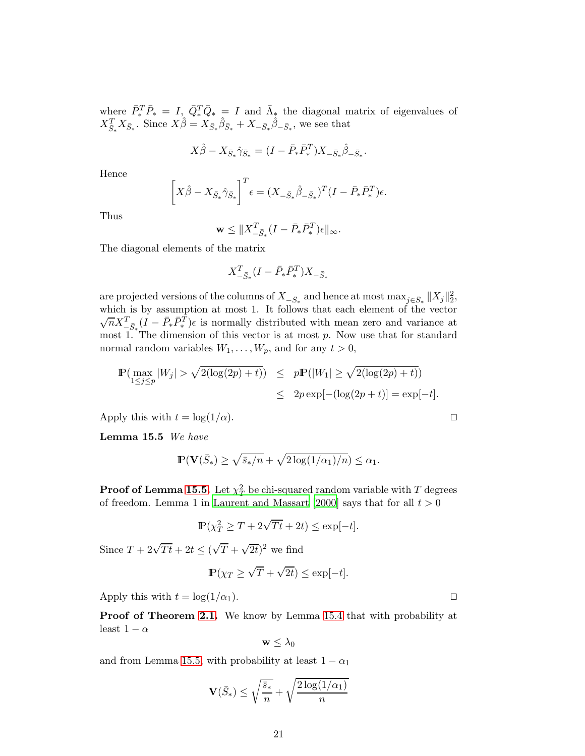where $\bar{P}_*^T \bar{P}_* = I$, $\bar{Q}_*^T \bar{Q}_* = I$ and $\bar{\Lambda}_*$ the diagonal matrix of eigenvalues of $X_{\bar{S}_*}^T X_{\bar{S}_*}$. Since $X\hat{\beta} = X_{\bar{S}_*}\hat{\beta}_{\bar{S}_*} + X_{-\bar{S}_*}\hat{\beta}_{-\bar{S}_*}$, we see that

$$X\hat{\beta} - X_{\bar{S}_*}\hat{\gamma}_{\bar{S}_*} = (I - \bar{P}_*\bar{P}_*^T)X_{-\bar{S}_*}\hat{\beta}_{-\bar{S}_*}.$$

Hence

$$\left[X\hat{\beta} - X_{\bar{S}_*}\hat{\gamma}_{\bar{S}_*}\right]^T \epsilon = (X_{-\bar{S}_*}\hat{\beta}_{-\bar{S}_*})^T (I - \bar{P}_*\bar{P}_*^T)\epsilon.$$

Thus

$$\mathbf{w} \leq \|X_{-\bar{S}_*}^T (I - \bar{P}_*\bar{P}_*^T)\epsilon\|_\infty.$$

The diagonal elements of the matrix

$$X_{-\bar{S}_*}^T (I - \bar{P}_*\bar{P}_*^T)X_{-\bar{S}_*}$$

are projected versions of the columns of $X_{-\bar{S}_*}$ and hence at most $\max_{j\in\bar{S}_*}\|X_j\|_2^2$, which is by assumption at most 1. It follows that each element of the vector $\sqrt{n}X_{-\bar{S}_*}^T(I - \bar{P}_*\bar{P}_*^T)\epsilon$ is normally distributed with mean zero and variance at most 1. The dimension of this vector is at most $p$. Now use that for standard normal random variables $W_1, \ldots, W_p$, and for any $t > 0$,

$$\begin{aligned}
\mathbb{P}(\max_{1\leq j\leq p}|W_j| > \sqrt{2(\log(2p)+t)}) &\leq p\mathbb{P}(|W_1| \geq \sqrt{2(\log(2p)+t)}) \\
&\leq 2p\exp[-(\log(2p+t)] = \exp[-t].
\end{aligned}$$

Apply this with $t = \log(1/\alpha)$. □

**Lemma 15.5** *We have*

$$\mathbb{P}(\mathbf{V}(\bar{S}_*) \geq \sqrt{\bar{s}_*/n} + \sqrt{2\log(1/\alpha_1)/n}) \leq \alpha_1.$$

**Proof of Lemma 15.5.** Let $\chi_T^2$ be chi-squared random variable with $T$ degrees of freedom. Lemma 1 in Laurent and Massart [2000] says that for all $t > 0$

$$\mathbb{P}(\chi_T^2 \geq T + 2\sqrt{Tt} + 2t) \leq \exp[-t].$$

Since $T + 2\sqrt{Tt} + 2t \leq (\sqrt{T} + \sqrt{2t})^2$ we find

$$\mathbb{P}(\chi_T \geq \sqrt{T} + \sqrt{2t}) \leq \exp[-t].$$

Apply this with $t = \log(1/\alpha_1)$. □

**Proof of Theorem 2.1.** We know by Lemma 15.4 that with probability at least $1 - \alpha$

$$\mathbf{w} \leq \lambda_0$$

and from Lemma 15.5, with probability at least $1 - \alpha_1$

$$\mathbf{V}(\bar{S}_*) \leq \sqrt{\frac{\bar{s}_*}{n}} + \sqrt{\frac{2\log(1/\alpha_1)}{n}}$$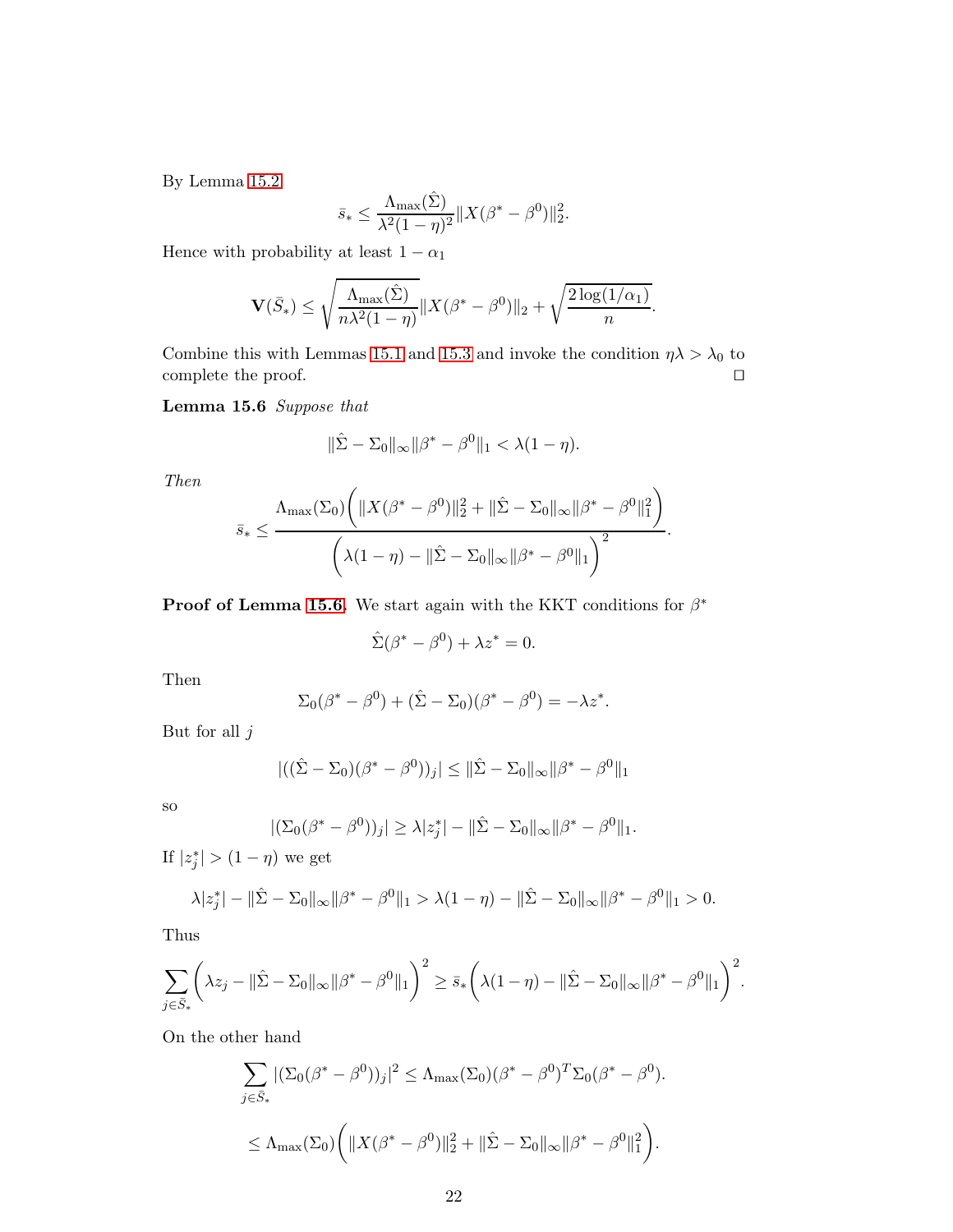By Lemma 15.2

$$\bar{s}_* \leq \frac{\Lambda_{\max}(\hat{\Sigma})}{\lambda^2(1-\eta)^2}\|X(\beta^* - \beta^0)\|_2^2.$$

Hence with probability at least $1 - \alpha_1$

$$\mathbf{V}(\bar{S}_*) \leq \sqrt{\frac{\Lambda_{\max}(\hat{\Sigma})}{n\lambda^2(1-\eta)}}\|X(\beta^* - \beta^0)\|_2 + \sqrt{\frac{2\log(1/\alpha_1)}{n}}.$$

Combine this with Lemmas 15.1 and 15.3 and invoke the condition $\eta\lambda > \lambda_0$ to complete the proof. $\square$

**Lemma 15.6** *Suppose that*

$$\|\hat{\Sigma} - \Sigma_0\|_\infty \|\beta^* - \beta^0\|_1 < \lambda(1-\eta).$$

*Then*

$$\bar{s}_* \leq \frac{\Lambda_{\max}(\Sigma_0)\left(\|X(\beta^* - \beta^0)\|_2^2 + \|\hat{\Sigma} - \Sigma_0\|_\infty \|\beta^* - \beta^0\|_1^2\right)}{\left(\lambda(1-\eta) - \|\hat{\Sigma} - \Sigma_0\|_\infty \|\beta^* - \beta^0\|_1\right)^2}.$$

**Proof of Lemma 15.6.** We start again with the KKT conditions for $\beta^*$

$$\hat{\Sigma}(\beta^* - \beta^0) + \lambda z^* = 0.$$

Then

$$\Sigma_0(\beta^* - \beta^0) + (\hat{\Sigma} - \Sigma_0)(\beta^* - \beta^0) = -\lambda z^*.$$

But for all $j$

$$|((\hat{\Sigma} - \Sigma_0)(\beta^* - \beta^0))_j| \leq \|\hat{\Sigma} - \Sigma_0\|_\infty \|\beta^* - \beta^0\|_1$$

so

$$|(\Sigma_0(\beta^* - \beta^0))_j| \geq \lambda|z_j^*| - \|\hat{\Sigma} - \Sigma_0\|_\infty \|\beta^* - \beta^0\|_1.$$

If $|z_j^*| > (1-\eta)$ we get

$$\lambda|z_j^*| - \|\hat{\Sigma} - \Sigma_0\|_\infty \|\beta^* - \beta^0\|_1 > \lambda(1-\eta) - \|\hat{\Sigma} - \Sigma_0\|_\infty \|\beta^* - \beta^0\|_1 > 0.$$

Thus

$$\sum_{j \in \bar{S}_*}\left(\lambda z_j - \|\hat{\Sigma} - \Sigma_0\|_\infty \|\beta^* - \beta^0\|_1\right)^2 \geq \bar{s}_*\left(\lambda(1-\eta) - \|\hat{\Sigma} - \Sigma_0\|_\infty \|\beta^* - \beta^0\|_1\right)^2.$$

On the other hand

$$\sum_{j \in \bar{S}_*} |(\Sigma_0(\beta^* - \beta^0))_j|^2 \leq \Lambda_{\max}(\Sigma_0)(\beta^* - \beta^0)^T \Sigma_0 (\beta^* - \beta^0).$$

$$\leq \Lambda_{\max}(\Sigma_0)\left(\|X(\beta^* - \beta^0)\|_2^2 + \|\hat{\Sigma} - \Sigma_0\|_\infty \|\beta^* - \beta^0\|_1^2\right).$$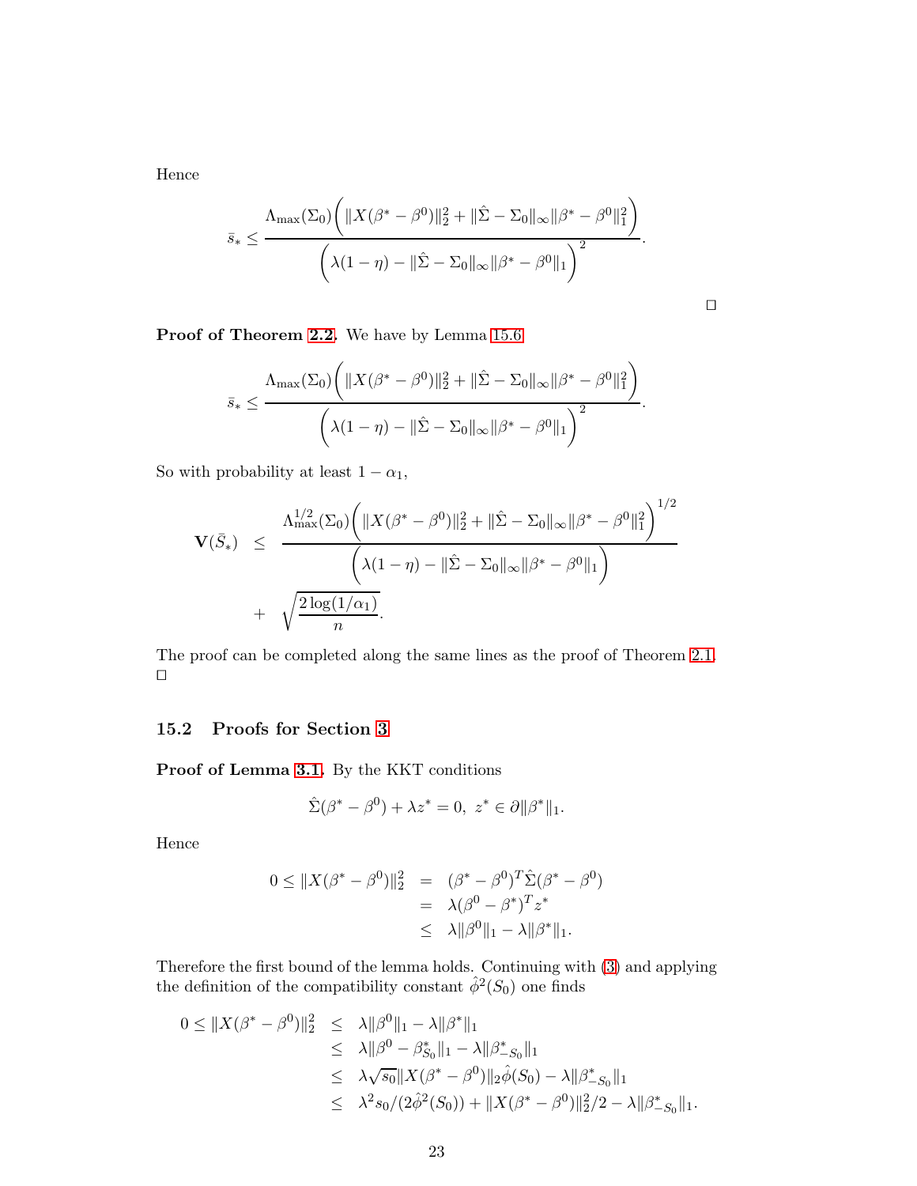Hence

$$\bar{s}_* \leq \frac{\Lambda_{\max}(\Sigma_0)\biggl(\|X(\beta^* - \beta^0)\|_2^2 + \|\hat{\Sigma} - \Sigma_0\|_\infty \|\beta^* - \beta^0\|_1^2\biggr)}{\biggl(\lambda(1-\eta) - \|\hat{\Sigma} - \Sigma_0\|_\infty \|\beta^* - \beta^0\|_1\biggr)^2}.$$

□

**Proof of Theorem 2.2.** We have by Lemma 15.6

$$\bar{s}_* \leq \frac{\Lambda_{\max}(\Sigma_0)\biggl(\|X(\beta^* - \beta^0)\|_2^2 + \|\hat{\Sigma} - \Sigma_0\|_\infty \|\beta^* - \beta^0\|_1^2\biggr)}{\biggl(\lambda(1-\eta) - \|\hat{\Sigma} - \Sigma_0\|_\infty \|\beta^* - \beta^0\|_1\biggr)^2}.$$

So with probability at least $1 - \alpha_1$,

$$\begin{aligned} \mathbf{V}(\bar{S}_*) \;\; &\leq \;\; \frac{\Lambda_{\max}^{1/2}(\Sigma_0)\biggl(\|X(\beta^* - \beta^0)\|_2^2 + \|\hat{\Sigma} - \Sigma_0\|_\infty \|\beta^* - \beta^0\|_1^2\biggr)^{1/2}}{\biggl(\lambda(1-\eta) - \|\hat{\Sigma} - \Sigma_0\|_\infty \|\beta^* - \beta^0\|_1\biggr)} \\ &+ \;\; \sqrt{\frac{2\log(1/\alpha_1)}{n}}. \end{aligned}$$

The proof can be completed along the same lines as the proof of Theorem 2.1.
□

## 15.2 Proofs for Section 3

**Proof of Lemma 3.1.** By the KKT conditions

$$\hat{\Sigma}(\beta^* - \beta^0) + \lambda z^* = 0, \;\; z^* \in \partial \|\beta^*\|_1.$$

Hence

$$\begin{aligned} 0 \leq \|X(\beta^* - \beta^0)\|_2^2 \;\; &= \;\; (\beta^* - \beta^0)^T \hat{\Sigma}(\beta^* - \beta^0) \\ &= \;\; \lambda(\beta^0 - \beta^*)^T z^* \\ &\leq \;\; \lambda\|\beta^0\|_1 - \lambda\|\beta^*\|_1. \end{aligned}$$

Therefore the first bound of the lemma holds. Continuing with (3) and applying the definition of the compatibility constant $\hat{\phi}^2(S_0)$ one finds

$$\begin{aligned} 0 \leq \|X(\beta^* - \beta^0)\|_2^2 \;\; &\leq \;\; \lambda\|\beta^0\|_1 - \lambda\|\beta^*\|_1 \\ &\leq \;\; \lambda\|\beta^0 - \beta^*_{S_0}\|_1 - \lambda\|\beta^*_{-S_0}\|_1 \\ &\leq \;\; \lambda\sqrt{s_0}\|X(\beta^* - \beta^0)\|_2 \hat{\phi}(S_0) - \lambda\|\beta^*_{-S_0}\|_1 \\ &\leq \;\; \lambda^2 s_0/(2\hat{\phi}^2(S_0)) + \|X(\beta^* - \beta^0)\|_2^2/2 - \lambda\|\beta^*_{-S_0}\|_1. \end{aligned}$$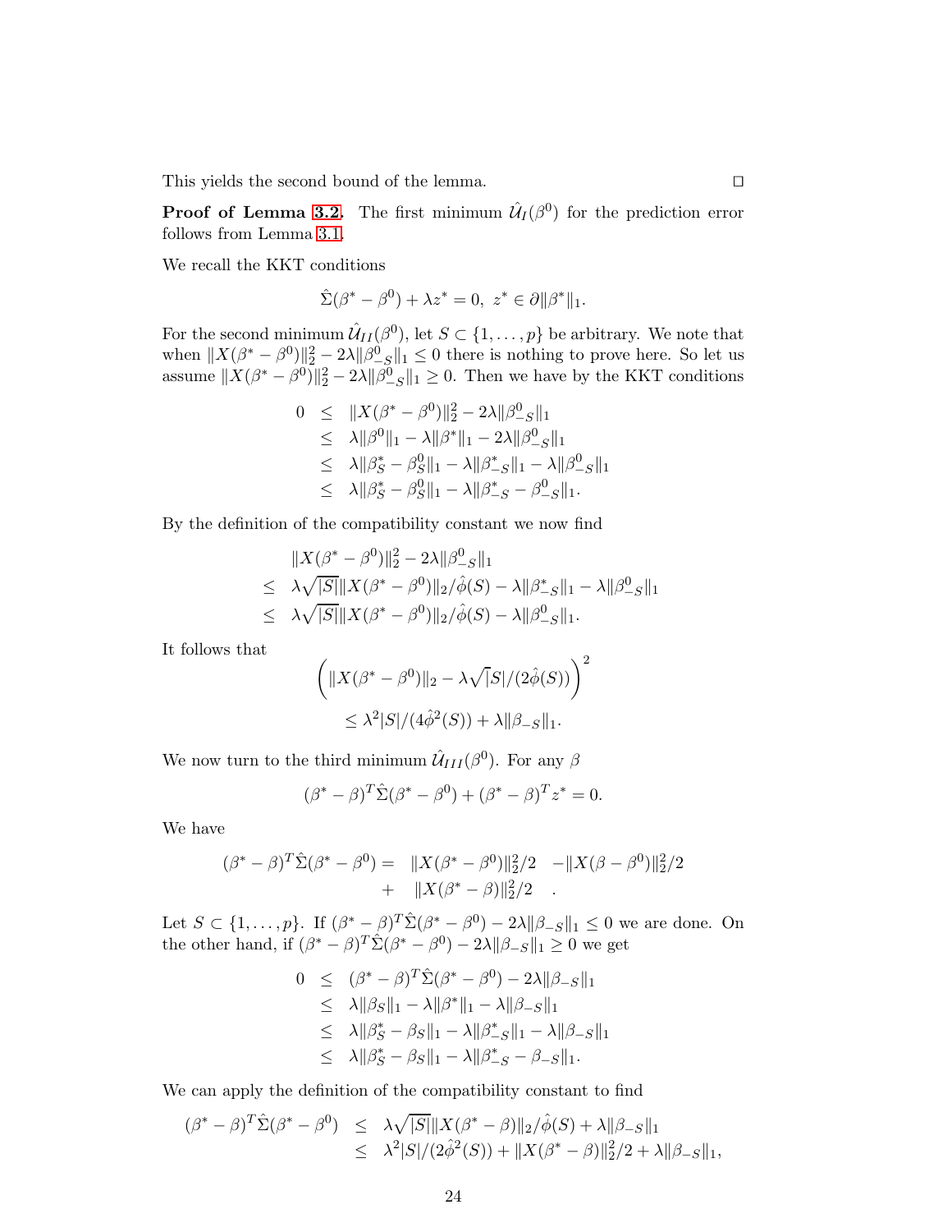This yields the second bound of the lemma. □

**Proof of Lemma 3.2.** The first minimum $\hat{\mathcal{U}}_I(\beta^0)$ for the prediction error follows from Lemma 3.1.

We recall the KKT conditions

$$\hat{\Sigma}(\beta^* - \beta^0) + \lambda z^* = 0, \ z^* \in \partial \|\beta^*\|_1.$$

For the second minimum $\hat{\mathcal{U}}_{II}(\beta^0)$, let $S \subset \{1, \ldots, p\}$ be arbitrary. We note that when $\|X(\beta^* - \beta^0)\|_2^2 - 2\lambda \|\beta^0_{-S}\|_1 \le 0$ there is nothing to prove here. So let us assume $\|X(\beta^* - \beta^0)\|_2^2 - 2\lambda \|\beta^0_{-S}\|_1 \ge 0$. Then we have by the KKT conditions

$$\begin{aligned}
0 &\le \|X(\beta^* - \beta^0)\|_2^2 - 2\lambda \|\beta^0_{-S}\|_1 \\
&\le \lambda \|\beta^0\|_1 - \lambda \|\beta^*\|_1 - 2\lambda \|\beta^0_{-S}\|_1 \\
&\le \lambda \|\beta^*_S - \beta^0_S\|_1 - \lambda \|\beta^*_{-S}\|_1 - \lambda \|\beta^0_{-S}\|_1 \\
&\le \lambda \|\beta^*_S - \beta^0_S\|_1 - \lambda \|\beta^*_{-S} - \beta^0_{-S}\|_1.
\end{aligned}$$

By the definition of the compatibility constant we now find

$$\begin{aligned}
& \|X(\beta^* - \beta^0)\|_2^2 - 2\lambda \|\beta^0_{-S}\|_1 \\
\le\ & \lambda \sqrt{|S|} \|X(\beta^* - \beta^0)\|_2 / \hat{\phi}(S) - \lambda \|\beta^*_{-S}\|_1 - \lambda \|\beta^0_{-S}\|_1 \\
\le\ & \lambda \sqrt{|S|} \|X(\beta^* - \beta^0)\|_2 / \hat{\phi}(S) - \lambda \|\beta^0_{-S}\|_1.
\end{aligned}$$

It follows that

$$\begin{aligned}
& \left( \|X(\beta^* - \beta^0)\|_2 - \lambda \sqrt{|S|} / (2\hat{\phi}(S)) \right)^2 \\
& \qquad \le \lambda^2 |S| / (4\hat{\phi}^2(S)) + \lambda \|\beta_{-S}\|_1.
\end{aligned}$$

We now turn to the third minimum $\hat{\mathcal{U}}_{III}(\beta^0)$. For any $\beta$

$$(\beta^* - \beta)^T \hat{\Sigma}(\beta^* - \beta^0) + (\beta^* - \beta)^T z^* = 0.$$

We have

$$\begin{aligned}
(\beta^* - \beta)^T \hat{\Sigma}(\beta^* - \beta^0) = \ & \|X(\beta^* - \beta^0)\|_2^2/2 \ - \|X(\beta - \beta^0)\|_2^2/2 \\
+ \ & \|X(\beta^* - \beta)\|_2^2/2 \quad .
\end{aligned}$$

Let $S \subset \{1, \ldots, p\}$. If $(\beta^* - \beta)^T \hat{\Sigma}(\beta^* - \beta^0) - 2\lambda \|\beta_{-S}\|_1 \le 0$ we are done. On the other hand, if $(\beta^* - \beta)^T \hat{\Sigma}(\beta^* - \beta^0) - 2\lambda \|\beta_{-S}\|_1 \ge 0$ we get

$$\begin{aligned}
0 &\le (\beta^* - \beta)^T \hat{\Sigma}(\beta^* - \beta^0) - 2\lambda \|\beta_{-S}\|_1 \\
&\le \lambda \|\beta_S\|_1 - \lambda \|\beta^*\|_1 - \lambda \|\beta_{-S}\|_1 \\
&\le \lambda \|\beta^*_S - \beta_S\|_1 - \lambda \|\beta^*_{-S}\|_1 - \lambda \|\beta_{-S}\|_1 \\
&\le \lambda \|\beta^*_S - \beta_S\|_1 - \lambda \|\beta^*_{-S} - \beta_{-S}\|_1.
\end{aligned}$$

We can apply the definition of the compatibility constant to find

$$\begin{aligned}
(\beta^* - \beta)^T \hat{\Sigma}(\beta^* - \beta^0) &\le \lambda \sqrt{|S|} \|X(\beta^* - \beta)\|_2 / \hat{\phi}(S) + \lambda \|\beta_{-S}\|_1 \\
&\le \lambda^2 |S| / (2\hat{\phi}^2(S)) + \|X(\beta^* - \beta)\|_2^2/2 + \lambda \|\beta_{-S}\|_1,
\end{aligned}$$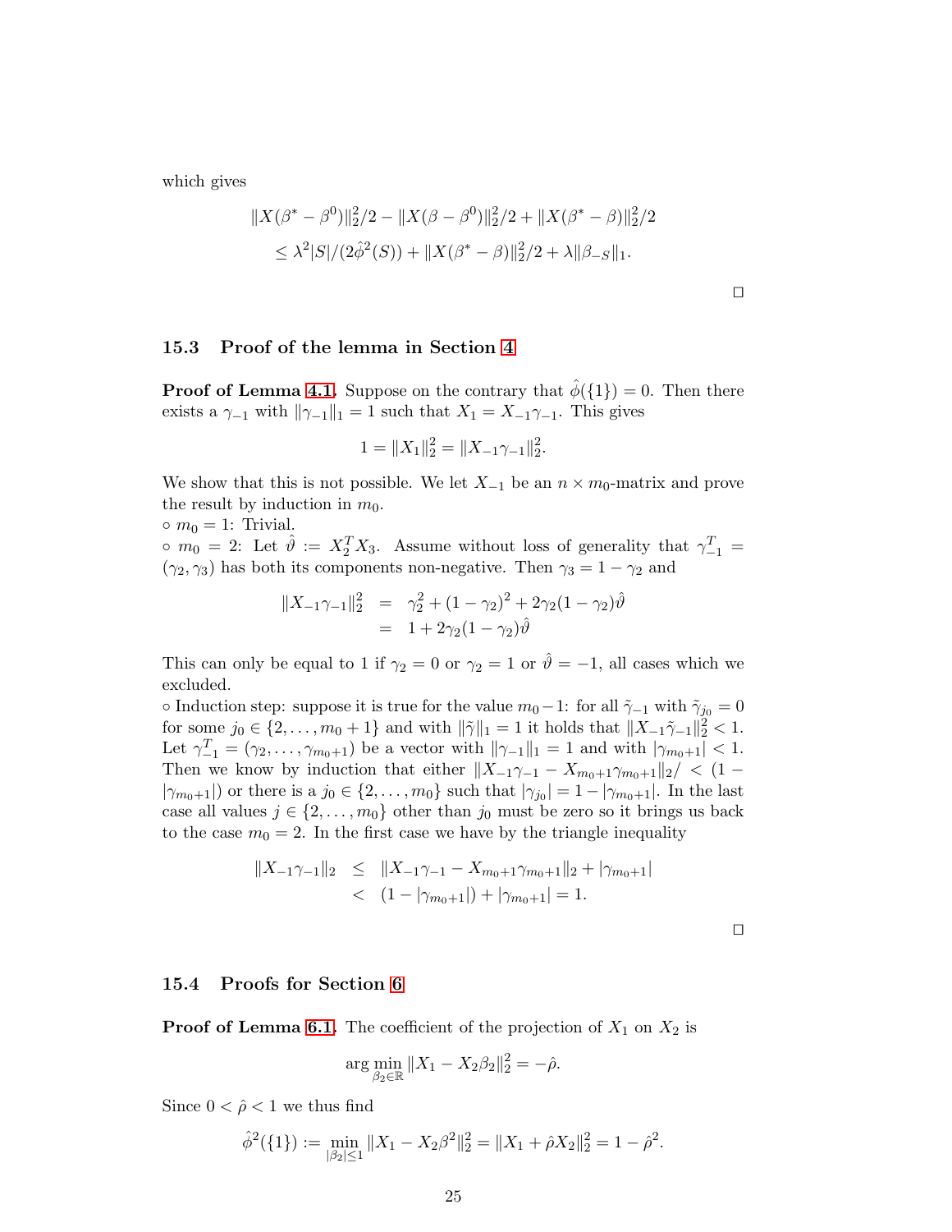which gives

$$
\begin{aligned}
&\|X(\beta^* - \beta^0)\|_2^2/2 - \|X(\beta - \beta^0)\|_2^2/2 + \|X(\beta^* - \beta)\|_2^2/2 \\
&\quad \le \lambda^2 |S|/(2\hat\phi^2(S)) + \|X(\beta^* - \beta)\|_2^2/2 + \lambda\|\beta_{-S}\|_1.
\end{aligned}
$$

□

### 15.3 Proof of the lemma in Section 4

**Proof of Lemma 4.1.** Suppose on the contrary that $\hat\phi(\{1\}) = 0$. Then there exists a $\gamma_{-1}$ with $\|\gamma_{-1}\|_1 = 1$ such that $X_1 = X_{-1}\gamma_{-1}$. This gives

$$
1 = \|X_1\|_2^2 = \|X_{-1}\gamma_{-1}\|_2^2.
$$

We show that this is not possible. We let $X_{-1}$ be an $n \times m_0$-matrix and prove the result by induction in $m_0$.

◦ $m_0 = 1$: Trivial.

◦ $m_0 = 2$: Let $\hat\vartheta := X_2^T X_3$. Assume without loss of generality that $\gamma_{-1}^T = (\gamma_2, \gamma_3)$ has both its components non-negative. Then $\gamma_3 = 1 - \gamma_2$ and

$$
\begin{aligned}
\|X_{-1}\gamma_{-1}\|_2^2 &= \gamma_2^2 + (1-\gamma_2)^2 + 2\gamma_2(1-\gamma_2)\hat\vartheta \\
&= 1 + 2\gamma_2(1-\gamma_2)\hat\vartheta
\end{aligned}
$$

This can only be equal to 1 if $\gamma_2 = 0$ or $\gamma_2 = 1$ or $\hat\vartheta = -1$, all cases which we excluded.

◦ Induction step: suppose it is true for the value $m_0 - 1$: for all $\tilde\gamma_{-1}$ with $\tilde\gamma_{j_0} = 0$ for some $j_0 \in \{2, \ldots, m_0+1\}$ and with $\|\tilde\gamma\|_1 = 1$ it holds that $\|X_{-1}\tilde\gamma_{-1}\|_2^2 < 1$. Let $\gamma_{-1}^T = (\gamma_2, \ldots, \gamma_{m_0+1})$ be a vector with $\|\gamma_{-1}\|_1 = 1$ and with $|\gamma_{m_0+1}| < 1$. Then we know by induction that either $\|X_{-1}\gamma_{-1} - X_{m_0+1}\gamma_{m_0+1}\|_2 / < (1 - |\gamma_{m_0+1}|)$ or there is a $j_0 \in \{2, \ldots, m_0\}$ such that $|\gamma_{j_0}| = 1 - |\gamma_{m_0+1}|$. In the last case all values $j \in \{2, \ldots, m_0\}$ other than $j_0$ must be zero so it brings us back to the case $m_0 = 2$. In the first case we have by the triangle inequality

$$
\begin{aligned}
\|X_{-1}\gamma_{-1}\|_2 &\le \|X_{-1}\gamma_{-1} - X_{m_0+1}\gamma_{m_0+1}\|_2 + |\gamma_{m_0+1}| \\
&< (1 - |\gamma_{m_0+1}|) + |\gamma_{m_0+1}| = 1.
\end{aligned}
$$

□

### 15.4 Proofs for Section 6

**Proof of Lemma 6.1.** The coefficient of the projection of $X_1$ on $X_2$ is

$$
\arg\min_{\beta_2 \in \mathbb{R}} \|X_1 - X_2\beta_2\|_2^2 = -\hat\rho.
$$

Since $0 < \hat\rho < 1$ we thus find

$$
\hat\phi^2(\{1\}) := \min_{|\beta_2| \le 1} \|X_1 - X_2\beta^2\|_2^2 = \|X_1 + \hat\rho X_2\|_2^2 = 1 - \hat\rho^2.
$$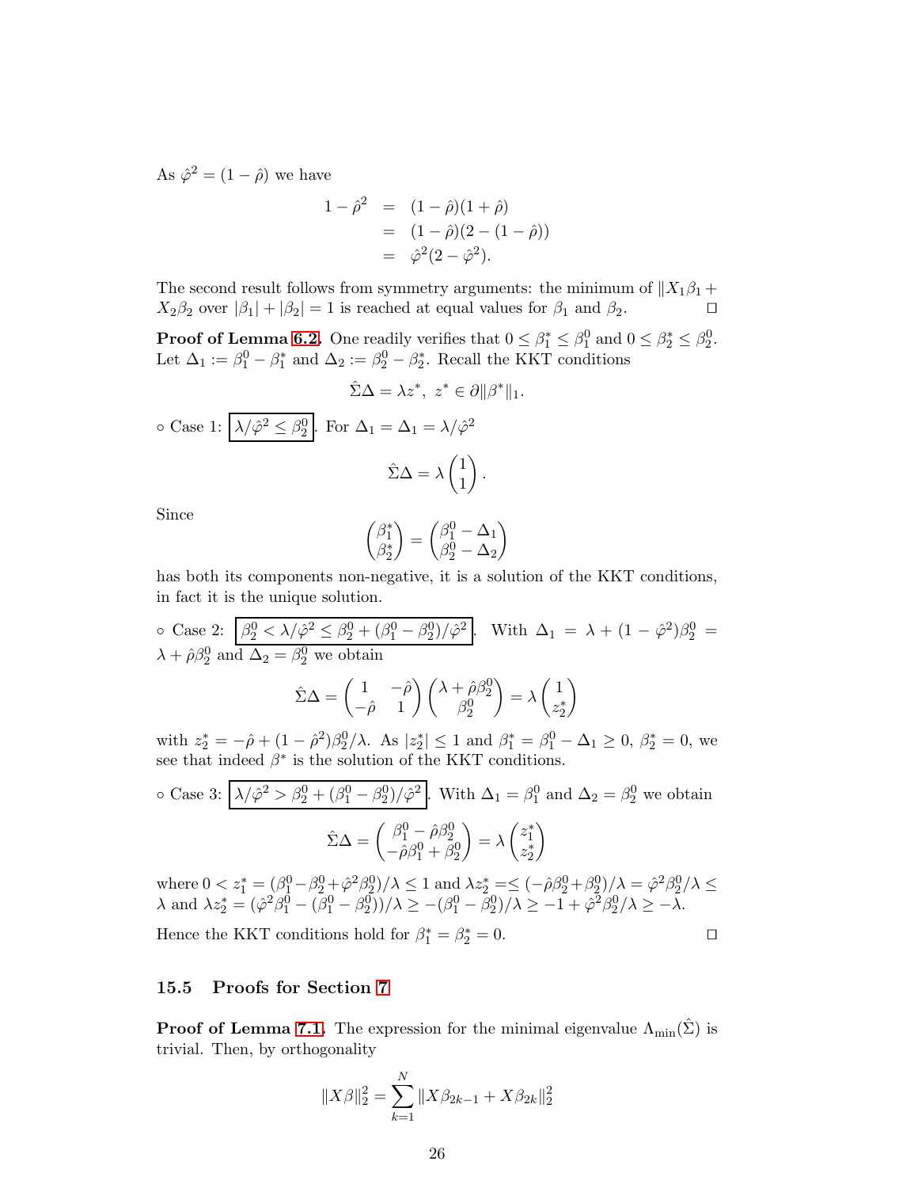As $\hat{\varphi}^2 = (1-\hat{\rho})$ we have

$$
\begin{aligned}
1-\hat{\rho}^2 &= (1-\hat{\rho})(1+\hat{\rho}) \\
&= (1-\hat{\rho})(2-(1-\hat{\rho})) \\
&= \hat{\varphi}^2(2-\hat{\varphi}^2).
\end{aligned}
$$

The second result follows from symmetry arguments: the minimum of $\|X_1\beta_1 + X_2\beta_2$ over $|\beta_1|+|\beta_2|=1$ is reached at equal values for $\beta_1$ and $\beta_2$. □

**Proof of Lemma 6.2.** One readily verifies that $0 \le \beta_1^* \le \beta_1^0$ and $0 \le \beta_2^* \le \beta_2^0$. Let $\Delta_1 := \beta_1^0 - \beta_1^*$ and $\Delta_2 := \beta_2^0 - \beta_2^*$. Recall the KKT conditions

$$
\hat{\Sigma}\Delta = \lambda z^*, \; z^* \in \partial \|\beta^*\|_1.
$$

◦ Case 1: $\boxed{\lambda/\hat{\varphi}^2 \le \beta_2^0}$. For $\Delta_1 = \Delta_1 = \lambda/\hat{\varphi}^2$

$$
\hat{\Sigma}\Delta = \lambda \begin{pmatrix} 1 \\ 1 \end{pmatrix}.
$$

Since

$$
\begin{pmatrix} \beta_1^* \\ \beta_2^* \end{pmatrix} = \begin{pmatrix} \beta_1^0 - \Delta_1 \\ \beta_2^0 - \Delta_2 \end{pmatrix}
$$

has both its components non-negative, it is a solution of the KKT conditions, in fact it is the unique solution.

◦ Case 2: $\boxed{\beta_2^0 < \lambda/\hat{\varphi}^2 \le \beta_2^0 + (\beta_1^0 - \beta_2^0)/\hat{\varphi}^2}$. With $\Delta_1 = \lambda + (1-\hat{\varphi}^2)\beta_2^0 = \lambda + \hat{\rho}\beta_2^0$ and $\Delta_2 = \beta_2^0$ we obtain

$$
\hat{\Sigma}\Delta = \begin{pmatrix} 1 & -\hat{\rho} \\ -\hat{\rho} & 1 \end{pmatrix} \begin{pmatrix} \lambda + \hat{\rho}\beta_2^0 \\ \beta_2^0 \end{pmatrix} = \lambda \begin{pmatrix} 1 \\ z_2^* \end{pmatrix}
$$

with $z_2^* = -\hat{\rho} + (1-\hat{\rho}^2)\beta_2^0/\lambda$. As $|z_2^*| \le 1$ and $\beta_1^* = \beta_1^0 - \Delta_1 \ge 0$, $\beta_2^* = 0$, we see that indeed $\beta^*$ is the solution of the KKT conditions.

◦ Case 3: $\boxed{\lambda/\hat{\varphi}^2 > \beta_2^0 + (\beta_1^0 - \beta_2^0)/\hat{\varphi}^2}$. With $\Delta_1 = \beta_1^0$ and $\Delta_2 = \beta_2^0$ we obtain

$$
\hat{\Sigma}\Delta = \begin{pmatrix} \beta_1^0 - \hat{\rho}\beta_2^0 \\ -\hat{\rho}\beta_1^0 + \beta_2^0 \end{pmatrix} = \lambda \begin{pmatrix} z_1^* \\ z_2^* \end{pmatrix}
$$

where $0 < z_1^* = (\beta_1^0 - \beta_2^0 + \hat{\varphi}^2\beta_2^0)/\lambda \le 1$ and $\lambda z_2^* =\le (-\hat{\rho}\beta_2^0 + \beta_2^0)/\lambda = \hat{\varphi}^2\beta_2^0/\lambda \le \lambda$ and $\lambda z_2^* = (\hat{\varphi}^2\beta_1^0 - (\beta_1^0 - \beta_2^0))/\lambda \ge -(\beta_1^0 - \beta_2^0)/\lambda \ge -1 + \hat{\varphi}^2\beta_2^0/\lambda \ge -\lambda$.

Hence the KKT conditions hold for $\beta_1^* = \beta_2^* = 0$. □

### 15.5 Proofs for Section 7

**Proof of Lemma 7.1.** The expression for the minimal eigenvalue $\Lambda_{\min}(\hat{\Sigma})$ is trivial. Then, by orthogonality

$$
\|X\beta\|_2^2 = \sum_{k=1}^{N} \|X\beta_{2k-1} + X\beta_{2k}\|_2^2
$$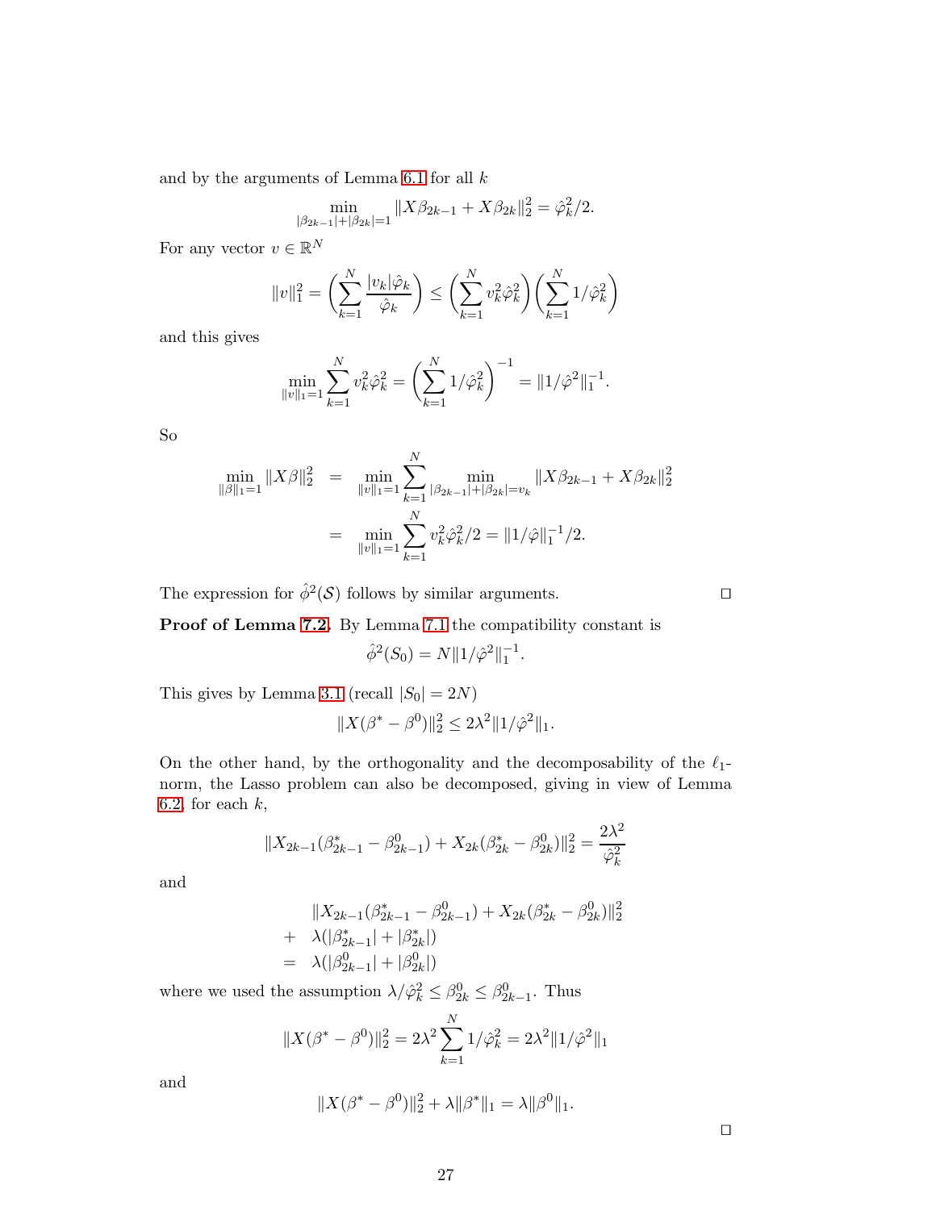and by the arguments of Lemma 6.1 for all $k$

$$\min_{|\beta_{2k-1}|+|\beta_{2k}|=1} \|X\beta_{2k-1} + X\beta_{2k}\|_2^2 = \hat{\varphi}_k^2/2.$$

For any vector $v \in \mathbb{R}^N$

$$\|v\|_1^2 = \left(\sum_{k=1}^N \frac{|v_k|\hat{\varphi}_k}{\hat{\varphi}_k}\right) \le \left(\sum_{k=1}^N v_k^2 \hat{\varphi}_k^2\right)\left(\sum_{k=1}^N 1/\hat{\varphi}_k^2\right)$$

and this gives

$$\min_{\|v\|_1=1} \sum_{k=1}^N v_k^2 \hat{\varphi}_k^2 = \left(\sum_{k=1}^N 1/\hat{\varphi}_k^2\right)^{-1} = \|1/\hat{\varphi}^2\|_1^{-1}.$$

So

$$\begin{aligned}
\min_{\|\beta\|_1=1} \|X\beta\|_2^2 &= \min_{\|v\|_1=1} \sum_{k=1}^N \min_{|\beta_{2k-1}|+|\beta_{2k}|=v_k} \|X\beta_{2k-1} + X\beta_{2k}\|_2^2 \\
&= \min_{\|v\|_1=1} \sum_{k=1}^N v_k^2 \hat{\varphi}_k^2/2 = \|1/\hat{\varphi}\|_1^{-1}/2.
\end{aligned}$$

The expression for $\hat{\phi}^2(\mathcal{S})$ follows by similar arguments. □

**Proof of Lemma 7.2.** By Lemma 7.1 the compatibility constant is

$$\hat{\phi}^2(S_0) = N\|1/\hat{\varphi}^2\|_1^{-1}.$$

This gives by Lemma 3.1 (recall $|S_0| = 2N$)

$$\|X(\beta^* - \beta^0)\|_2^2 \le 2\lambda^2 \|1/\hat{\varphi}^2\|_1.$$

On the other hand, by the orthogonality and the decomposability of the $\ell_1$-norm, the Lasso problem can also be decomposed, giving in view of Lemma 6.2, for each $k$,

$$\|X_{2k-1}(\beta_{2k-1}^* - \beta_{2k-1}^0) + X_{2k}(\beta_{2k}^* - \beta_{2k}^0)\|_2^2 = \frac{2\lambda^2}{\hat{\varphi}_k^2}$$

and

$$\begin{aligned}
&\|X_{2k-1}(\beta_{2k-1}^* - \beta_{2k-1}^0) + X_{2k}(\beta_{2k}^* - \beta_{2k}^0)\|_2^2 \\
+ \ &\lambda(|\beta_{2k-1}^*| + |\beta_{2k}^*|) \\
= \ &\lambda(|\beta_{2k-1}^0| + |\beta_{2k}^0|)
\end{aligned}$$

where we used the assumption $\lambda/\hat{\varphi}_k^2 \le \beta_{2k}^0 \le \beta_{2k-1}^0$. Thus

$$\|X(\beta^* - \beta^0)\|_2^2 = 2\lambda^2 \sum_{k=1}^N 1/\hat{\varphi}_k^2 = 2\lambda^2 \|1/\hat{\varphi}^2\|_1$$

and

$$\|X(\beta^* - \beta^0)\|_2^2 + \lambda\|\beta^*\|_1 = \lambda\|\beta^0\|_1.$$

□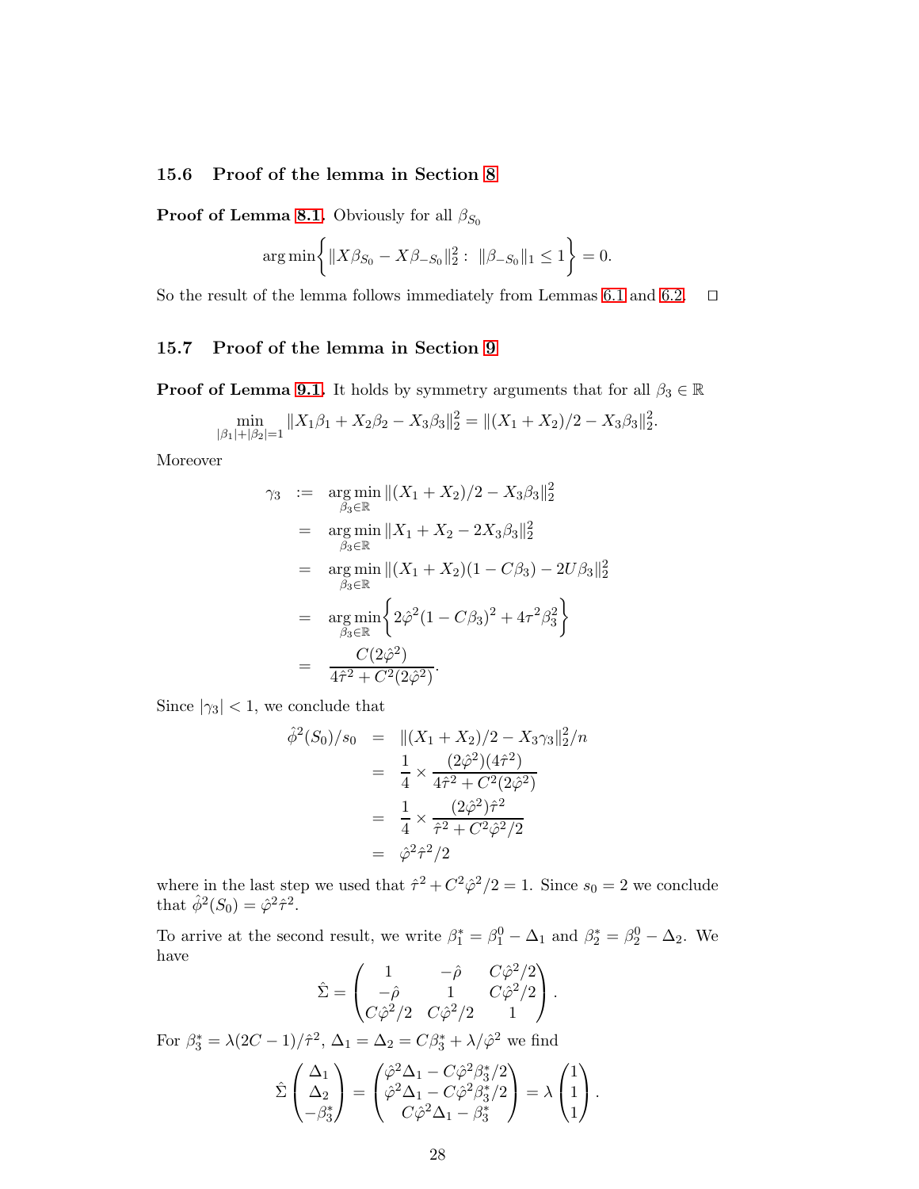### 15.6 Proof of the lemma in Section 8

**Proof of Lemma 8.1.** Obviously for all $\beta_{S_0}$

$$\arg\min\bigg\{ \|X\beta_{S_0} - X\beta_{-S_0}\|_2^2 : \ \|\beta_{-S_0}\|_1 \le 1 \bigg\} = 0.$$

So the result of the lemma follows immediately from Lemmas 6.1 and 6.2. $\square$

### 15.7 Proof of the lemma in Section 9

**Proof of Lemma 9.1.** It holds by symmetry arguments that for all $\beta_3 \in \mathbb{R}$

$$\min_{|\beta_1|+|\beta_2|=1} \|X_1\beta_1 + X_2\beta_2 - X_3\beta_3\|_2^2 = \|(X_1+X_2)/2 - X_3\beta_3\|_2^2 .$$

Moreover

$$\begin{aligned}
\gamma_3 \ &:= \ \arg\min_{\beta_3 \in \mathbb{R}} \|(X_1+X_2)/2 - X_3\beta_3\|_2^2 \\
&= \ \arg\min_{\beta_3 \in \mathbb{R}} \|X_1 + X_2 - 2X_3\beta_3\|_2^2 \\
&= \ \arg\min_{\beta_3 \in \mathbb{R}} \|(X_1+X_2)(1 - C\beta_3) - 2U\beta_3\|_2^2 \\
&= \ \arg\min_{\beta_3 \in \mathbb{R}} \bigg\{ 2\hat\varphi^2 (1 - C\beta_3)^2 + 4\tau^2 \beta_3^2 \bigg\} \\
&= \ \frac{C(2\hat\varphi^2)}{4\hat\tau^2 + C^2(2\hat\varphi^2)} .
\end{aligned}$$

Since $|\gamma_3| < 1$, we conclude that

$$\begin{aligned}
\hat\phi^2(S_0)/s_0 \ &= \ \|(X_1+X_2)/2 - X_3\gamma_3\|_2^2/n \\
&= \ \frac{1}{4} \times \frac{(2\hat\varphi^2)(4\hat\tau^2)}{4\hat\tau^2 + C^2(2\hat\varphi^2)} \\
&= \ \frac{1}{4} \times \frac{(2\hat\varphi^2)\hat\tau^2}{\hat\tau^2 + C^2\hat\varphi^2/2} \\
&= \ \hat\varphi^2\hat\tau^2/2
\end{aligned}$$

where in the last step we used that $\hat\tau^2 + C^2\hat\varphi^2/2 = 1$. Since $s_0 = 2$ we conclude that $\hat\phi^2(S_0) = \hat\varphi^2\hat\tau^2$.

To arrive at the second result, we write $\beta_1^* = \beta_1^0 - \Delta_1$ and $\beta_2^* = \beta_2^0 - \Delta_2$. We have

$$\hat\Sigma = \begin{pmatrix} 1 & -\hat\rho & C\hat\varphi^2/2 \\ -\hat\rho & 1 & C\hat\varphi^2/2 \\ C\hat\varphi^2/2 & C\hat\varphi^2/2 & 1 \end{pmatrix} .$$

For $\beta_3^* = \lambda(2C-1)/\hat\tau^2$, $\Delta_1 = \Delta_2 = C\beta_3^* + \lambda/\hat\varphi^2$ we find

$$\hat\Sigma \begin{pmatrix} \Delta_1 \\ \Delta_2 \\ -\beta_3^* \end{pmatrix} = \begin{pmatrix} \hat\varphi^2\Delta_1 - C\hat\varphi^2\beta_3^*/2 \\ \hat\varphi^2\Delta_1 - C\hat\varphi^2\beta_3^*/2 \\ C\hat\varphi^2\Delta_1 - \beta_3^* \end{pmatrix} = \lambda \begin{pmatrix} 1 \\ 1 \\ 1 \end{pmatrix} .$$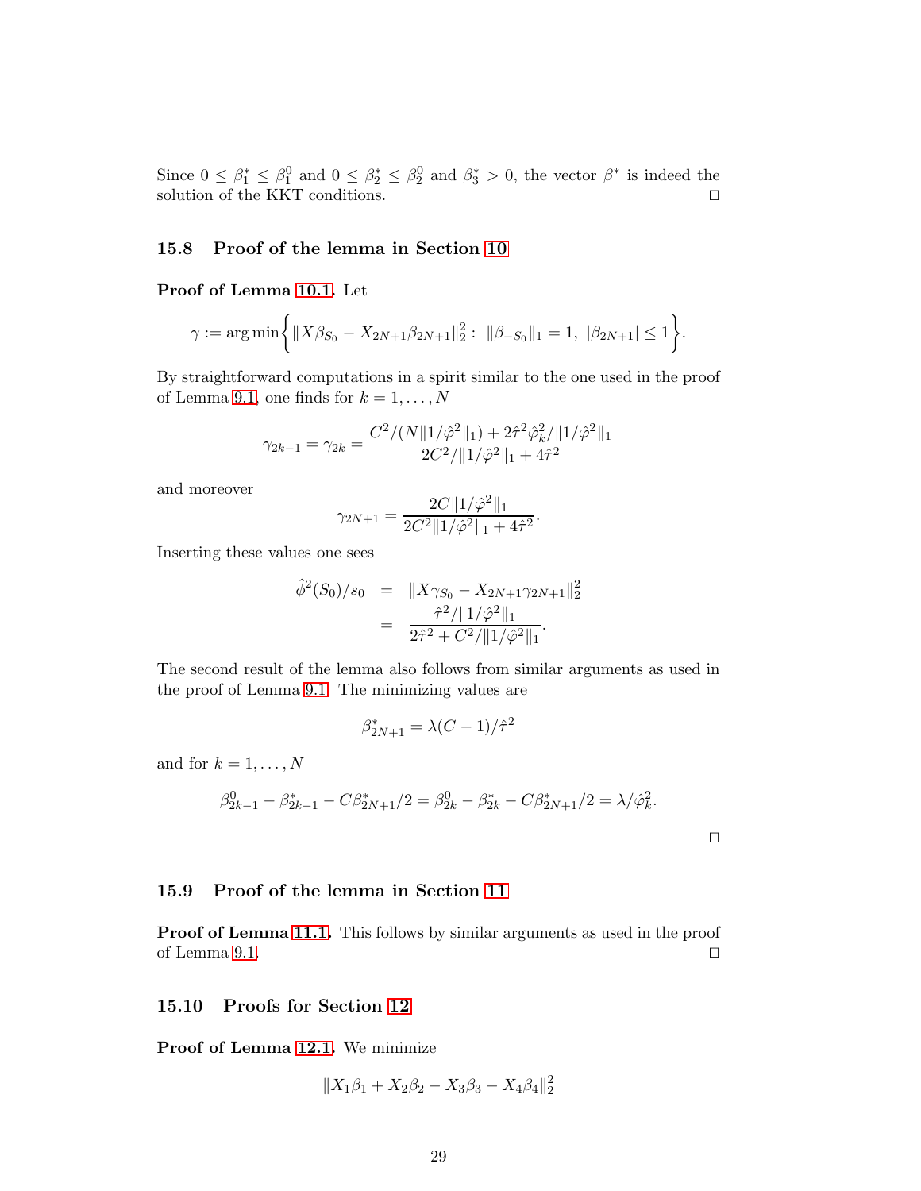Since $0 \leq \beta_1^* \leq \beta_1^0$ and $0 \leq \beta_2^* \leq \beta_2^0$ and $\beta_3^* > 0$, the vector $\beta^*$ is indeed the solution of the KKT conditions. ◻

### 15.8 Proof of the lemma in Section 10

**Proof of Lemma 10.1.** Let

$$\gamma := \arg\min\left\{ \|X\beta_{S_0} - X_{2N+1}\beta_{2N+1}\|_2^2 : \ \|\beta_{-S_0}\|_1 = 1, \ |\beta_{2N+1}| \leq 1 \right\}.$$

By straightforward computations in a spirit similar to the one used in the proof of Lemma 9.1, one finds for $k = 1, \ldots, N$

$$\gamma_{2k-1} = \gamma_{2k} = \frac{C^2/(N\|1/\hat{\varphi}^2\|_1) + 2\hat{\tau}^2\hat{\varphi}_k^2/\|1/\hat{\varphi}^2\|_1}{2C^2/\|1/\hat{\varphi}^2\|_1 + 4\hat{\tau}^2}$$

and moreover

$$\gamma_{2N+1} = \frac{2C\|1/\hat{\varphi}^2\|_1}{2C^2\|1/\hat{\varphi}^2\|_1 + 4\hat{\tau}^2}.$$

Inserting these values one sees

$$\begin{aligned}
\hat{\phi}^2(S_0)/s_0 &= \|X\gamma_{S_0} - X_{2N+1}\gamma_{2N+1}\|_2^2 \\
&= \frac{\hat{\tau}^2/\|1/\hat{\varphi}^2\|_1}{2\hat{\tau}^2 + C^2/\|1/\hat{\varphi}^2\|_1}.
\end{aligned}$$

The second result of the lemma also follows from similar arguments as used in the proof of Lemma 9.1. The minimizing values are

$$\beta_{2N+1}^* = \lambda(C-1)/\hat{\tau}^2$$

and for $k = 1, \ldots, N$

$$\beta_{2k-1}^0 - \beta_{2k-1}^* - C\beta_{2N+1}^*/2 = \beta_{2k}^0 - \beta_{2k}^* - C\beta_{2N+1}^*/2 = \lambda/\hat{\varphi}_k^2.$$

◻

### 15.9 Proof of the lemma in Section 11

**Proof of Lemma 11.1.** This follows by similar arguments as used in the proof of Lemma 9.1. ◻

### 15.10 Proofs for Section 12

**Proof of Lemma 12.1.** We minimize

$$\|X_1\beta_1 + X_2\beta_2 - X_3\beta_3 - X_4\beta_4\|_2^2$$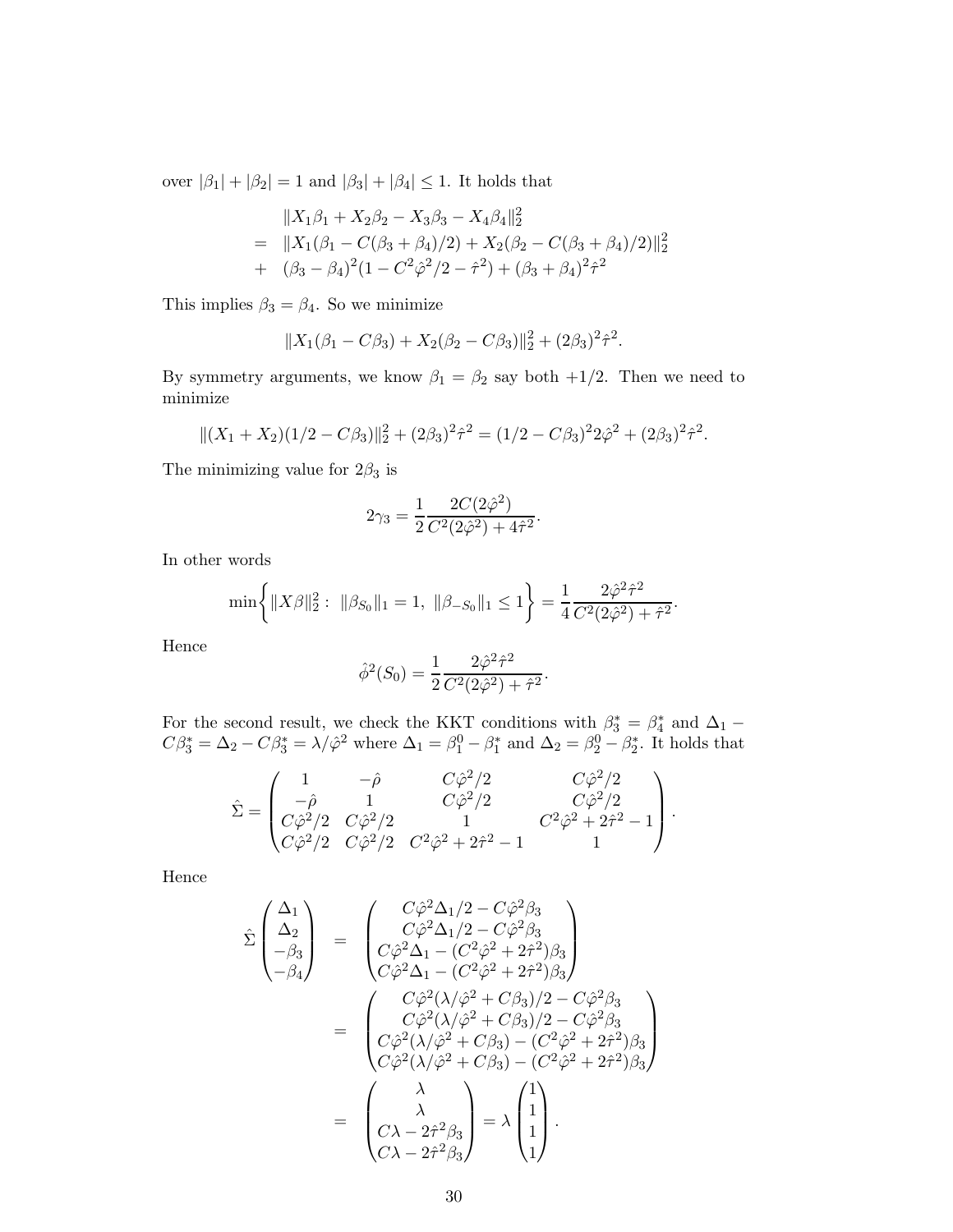over $|\beta_1| + |\beta_2| = 1$ and $|\beta_3| + |\beta_4| \leq 1$. It holds that

$$
\begin{aligned}
& \|X_1\beta_1 + X_2\beta_2 - X_3\beta_3 - X_4\beta_4\|_2^2 \\
= \;& \|X_1(\beta_1 - C(\beta_3+\beta_4)/2) + X_2(\beta_2 - C(\beta_3+\beta_4)/2)\|_2^2 \\
+ \;& (\beta_3 - \beta_4)^2(1 - C^2\hat{\varphi}^2/2 - \hat{\tau}^2) + (\beta_3+\beta_4)^2\hat{\tau}^2
\end{aligned}
$$

This implies $\beta_3 = \beta_4$. So we minimize

$$
\|X_1(\beta_1 - C\beta_3) + X_2(\beta_2 - C\beta_3)\|_2^2 + (2\beta_3)^2\hat{\tau}^2.
$$

By symmetry arguments, we know $\beta_1 = \beta_2$ say both $+1/2$. Then we need to minimize

$$
\|(X_1 + X_2)(1/2 - C\beta_3)\|_2^2 + (2\beta_3)^2\hat{\tau}^2 = (1/2 - C\beta_3)^2 2\hat{\varphi}^2 + (2\beta_3)^2\hat{\tau}^2.
$$

The minimizing value for $2\beta_3$ is

$$
2\gamma_3 = \frac{1}{2}\frac{2C(2\hat{\varphi}^2)}{C^2(2\hat{\varphi}^2) + 4\hat{\tau}^2}.
$$

In other words

$$
\min\left\{\|X\beta\|_2^2 : \; \|\beta_{S_0}\|_1 = 1, \; \|\beta_{-S_0}\|_1 \leq 1\right\} = \frac{1}{4}\frac{2\hat{\varphi}^2\hat{\tau}^2}{C^2(2\hat{\varphi}^2) + \hat{\tau}^2}.
$$

Hence

$$
\hat{\phi}^2(S_0) = \frac{1}{2}\frac{2\hat{\varphi}^2\hat{\tau}^2}{C^2(2\hat{\varphi}^2) + \hat{\tau}^2}.
$$

For the second result, we check the KKT conditions with $\beta_3^* = \beta_4^*$ and $\Delta_1 - C\beta_3^* = \Delta_2 - C\beta_3^* = \lambda/\hat{\varphi}^2$ where $\Delta_1 = \beta_1^0 - \beta_1^*$ and $\Delta_2 = \beta_2^0 - \beta_2^*$. It holds that

$$
\hat{\Sigma} = \begin{pmatrix}
1 & -\hat{\rho} & C\hat{\varphi}^2/2 & C\hat{\varphi}^2/2 \\
-\hat{\rho} & 1 & C\hat{\varphi}^2/2 & C\hat{\varphi}^2/2 \\
C\hat{\varphi}^2/2 & C\hat{\varphi}^2/2 & 1 & C^2\hat{\varphi}^2 + 2\hat{\tau}^2 - 1 \\
C\hat{\varphi}^2/2 & C\hat{\varphi}^2/2 & C^2\hat{\varphi}^2 + 2\hat{\tau}^2 - 1 & 1
\end{pmatrix}.
$$

Hence

$$
\begin{aligned}
\hat{\Sigma}\begin{pmatrix}\Delta_1 \\ \Delta_2 \\ -\beta_3 \\ -\beta_4\end{pmatrix}
&= \begin{pmatrix}
C\hat{\varphi}^2\Delta_1/2 - C\hat{\varphi}^2\beta_3 \\
C\hat{\varphi}^2\Delta_1/2 - C\hat{\varphi}^2\beta_3 \\
C\hat{\varphi}^2\Delta_1 - (C^2\hat{\varphi}^2 + 2\hat{\tau}^2)\beta_3 \\
C\hat{\varphi}^2\Delta_1 - (C^2\hat{\varphi}^2 + 2\hat{\tau}^2)\beta_3
\end{pmatrix} \\
&= \begin{pmatrix}
C\hat{\varphi}^2(\lambda/\hat{\varphi}^2 + C\beta_3)/2 - C\hat{\varphi}^2\beta_3 \\
C\hat{\varphi}^2(\lambda/\hat{\varphi}^2 + C\beta_3)/2 - C\hat{\varphi}^2\beta_3 \\
C\hat{\varphi}^2(\lambda/\hat{\varphi}^2 + C\beta_3) - (C^2\hat{\varphi}^2 + 2\hat{\tau}^2)\beta_3 \\
C\hat{\varphi}^2(\lambda/\hat{\varphi}^2 + C\beta_3) - (C^2\hat{\varphi}^2 + 2\hat{\tau}^2)\beta_3
\end{pmatrix} \\
&= \begin{pmatrix}
\lambda \\
\lambda \\
C\lambda - 2\hat{\tau}^2\beta_3 \\
C\lambda - 2\hat{\tau}^2\beta_3
\end{pmatrix} = \lambda\begin{pmatrix}1 \\ 1 \\ 1 \\ 1\end{pmatrix}.
\end{aligned}
$$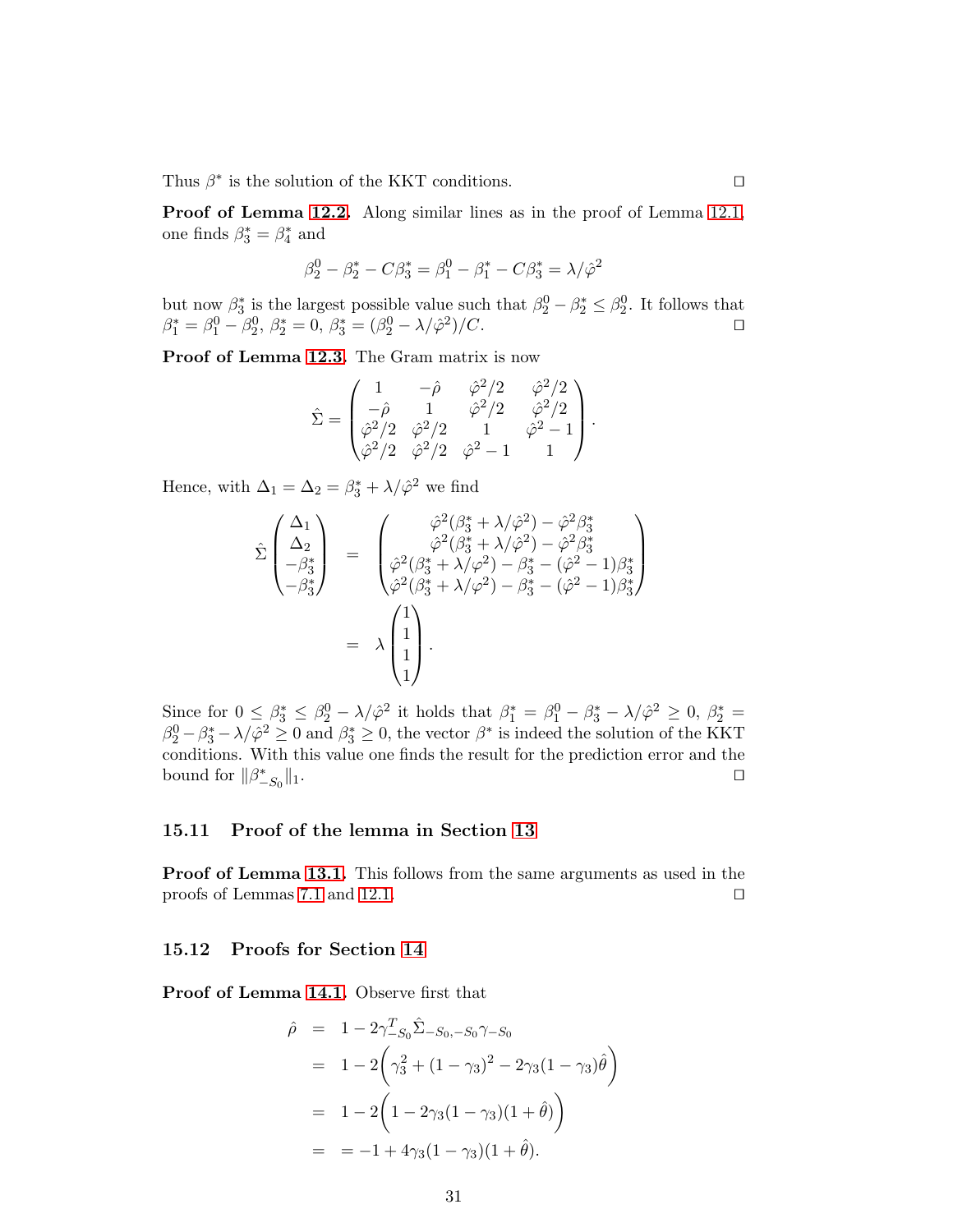Thus $\beta^*$ is the solution of the KKT conditions. ☐

**Proof of Lemma 12.2.** Along similar lines as in the proof of Lemma 12.1, one finds $\beta_3^* = \beta_4^*$ and

$$\beta_2^0 - \beta_2^* - C\beta_3^* = \beta_1^0 - \beta_1^* - C\beta_3^* = \lambda/\hat{\varphi}^2$$

but now $\beta_3^*$ is the largest possible value such that $\beta_2^0 - \beta_2^* \leq \beta_2^0$. It follows that $\beta_1^* = \beta_1^0 - \beta_2^0$, $\beta_2^* = 0$, $\beta_3^* = (\beta_2^0 - \lambda/\hat{\varphi}^2)/C$. ☐

**Proof of Lemma 12.3.** The Gram matrix is now

$$\hat{\Sigma} = \begin{pmatrix} 1 & -\hat{\rho} & \hat{\varphi}^2/2 & \hat{\varphi}^2/2 \\ -\hat{\rho} & 1 & \hat{\varphi}^2/2 & \hat{\varphi}^2/2 \\ \hat{\varphi}^2/2 & \hat{\varphi}^2/2 & 1 & \hat{\varphi}^2 - 1 \\ \hat{\varphi}^2/2 & \hat{\varphi}^2/2 & \hat{\varphi}^2 - 1 & 1 \end{pmatrix}.$$

Hence, with $\Delta_1 = \Delta_2 = \beta_3^* + \lambda/\hat{\varphi}^2$ we find

$$\begin{aligned} \hat{\Sigma} \begin{pmatrix} \Delta_1 \\ \Delta_2 \\ -\beta_3^* \\ -\beta_3^* \end{pmatrix} &= \begin{pmatrix} \hat{\varphi}^2(\beta_3^* + \lambda/\hat{\varphi}^2) - \hat{\varphi}^2\beta_3^* \\ \hat{\varphi}^2(\beta_3^* + \lambda/\hat{\varphi}^2) - \hat{\varphi}^2\beta_3^* \\ \hat{\varphi}^2(\beta_3^* + \lambda/\varphi^2) - \beta_3^* - (\hat{\varphi}^2 - 1)\beta_3^* \\ \hat{\varphi}^2(\beta_3^* + \lambda/\varphi^2) - \beta_3^* - (\hat{\varphi}^2 - 1)\beta_3^* \end{pmatrix} \\ &= \lambda \begin{pmatrix} 1 \\ 1 \\ 1 \\ 1 \end{pmatrix}. \end{aligned}$$

Since for $0 \leq \beta_3^* \leq \beta_2^0 - \lambda/\hat{\varphi}^2$ it holds that $\beta_1^* = \beta_1^0 - \beta_3^* - \lambda/\hat{\varphi}^2 \geq 0$, $\beta_2^* = \beta_2^0 - \beta_3^* - \lambda/\hat{\varphi}^2 \geq 0$ and $\beta_3^* \geq 0$, the vector $\beta^*$ is indeed the solution of the KKT conditions. With this value one finds the result for the prediction error and the bound for $\|\beta_{-S_0}^*\|_1$. ☐

### 15.11 Proof of the lemma in Section 13

**Proof of Lemma 13.1.** This follows from the same arguments as used in the proofs of Lemmas 7.1 and 12.1. ☐

### 15.12 Proofs for Section 14

**Proof of Lemma 14.1.** Observe first that

$$\begin{aligned} \hat{\rho} &= 1 - 2\gamma_{-S_0}^T \hat{\Sigma}_{-S_0,-S_0} \gamma_{-S_0} \\ &= 1 - 2\bigg(\gamma_3^2 + (1-\gamma_3)^2 - 2\gamma_3(1-\gamma_3)\hat{\theta}\bigg) \\ &= 1 - 2\bigg(1 - 2\gamma_3(1-\gamma_3)(1+\hat{\theta})\bigg) \\ &= = -1 + 4\gamma_3(1-\gamma_3)(1+\hat{\theta}). \end{aligned}$$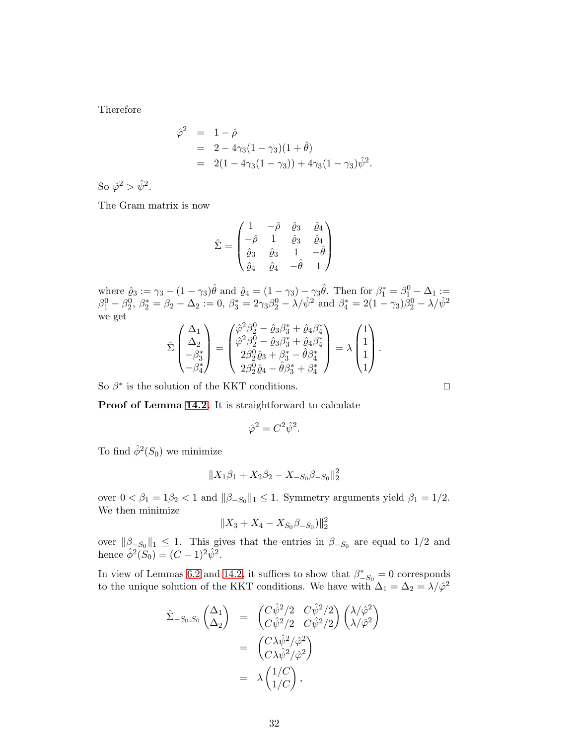Therefore

$$
\begin{aligned}
\hat{\varphi}^2 &= 1 - \hat{\rho} \\
&= 2 - 4\gamma_3(1-\gamma_3)(1+\hat{\theta}) \\
&= 2(1 - 4\gamma_3(1-\gamma_3)) + 4\gamma_3(1-\gamma_3)\hat{\psi}^2.
\end{aligned}
$$

So $\hat{\varphi}^2 > \hat{\psi}^2$.

The Gram matrix is now

$$
\hat{\Sigma} = \begin{pmatrix} 1 & -\hat{\rho} & \hat{\varrho}_3 & \hat{\varrho}_4 \\ -\hat{\rho} & 1 & \hat{\varrho}_3 & \hat{\varrho}_4 \\ \hat{\varrho}_3 & \hat{\varrho}_3 & 1 & -\hat{\theta} \\ \hat{\varrho}_4 & \hat{\varrho}_4 & -\hat{\theta} & 1 \end{pmatrix}
$$

where $\hat{\varrho}_3 := \gamma_3 - (1-\gamma_3)\hat{\theta}$ and $\hat{\varrho}_4 = (1-\gamma_3) - \gamma_3\hat{\theta}$. Then for $\beta_1^* = \beta_1^0 - \Delta_1 := \beta_1^0 - \beta_2^0$, $\beta_2^* = \beta_2 - \Delta_2 := 0$, $\beta_3^* = 2\gamma_3\beta_2^0 - \lambda/\hat{\psi}^2$ and $\beta_4^* = 2(1-\gamma_3)\beta_2^0 - \lambda/\hat{\psi}^2$ we get

$$
\hat{\Sigma}\begin{pmatrix} \Delta_1 \\ \Delta_2 \\ -\beta_3^* \\ -\beta_4^* \end{pmatrix} = \begin{pmatrix} \hat{\varphi}^2\beta_2^0 - \hat{\varrho}_3\beta_3^* + \hat{\varrho}_4\beta_4^* \\ \hat{\varphi}^2\beta_2^0 - \hat{\varrho}_3\beta_3^* + \hat{\varrho}_4\beta_4^* \\ 2\beta_2^0\hat{\varrho}_3 + \beta_3^* - \hat{\theta}\beta_4^* \\ 2\beta_2^0\hat{\varrho}_4 - \hat{\theta}\beta_3^* + \beta_4^* \end{pmatrix} = \lambda\begin{pmatrix} 1 \\ 1 \\ 1 \\ 1 \end{pmatrix}.
$$

So $\beta^*$ is the solution of the KKT conditions. $\square$

**Proof of Lemma 14.2.** It is straightforward to calculate

$$
\hat{\varphi}^2 = C^2\hat{\psi}^2.
$$

To find $\hat{\phi}^2(S_0)$ we minimize

$$
\|X_1\beta_1 + X_2\beta_2 - X_{-S_0}\beta_{-S_0}\|_2^2
$$

over $0 < \beta_1 = 1\beta_2 < 1$ and $\|\beta_{-S_0}\|_1 \leq 1$. Symmetry arguments yield $\beta_1 = 1/2$. We then minimize

$$
\|X_3 + X_4 - X_{S_0}\beta_{-S_0})\|_2^2
$$

over $\|\beta_{-S_0}\|_1 \leq 1$. This gives that the entries in $\beta_{-S_0}$ are equal to $1/2$ and hence $\hat{\phi}^2(S_0) = (C-1)^2\hat{\psi}^2$.

In view of Lemmas 6.2 and 14.2, it suffices to show that $\beta^*_{-S_0} = 0$ corresponds to the unique solution of the KKT conditions. We have with $\Delta_1 = \Delta_2 = \lambda/\hat{\varphi}^2$

$$
\begin{aligned}
\hat{\Sigma}_{-S_0,S_0}\begin{pmatrix} \Delta_1 \\ \Delta_2 \end{pmatrix} &= \begin{pmatrix} C\hat{\psi}^2/2 & C\hat{\psi}^2/2 \\ C\hat{\psi}^2/2 & C\hat{\psi}^2/2 \end{pmatrix}\begin{pmatrix} \lambda/\hat{\varphi}^2 \\ \lambda/\hat{\varphi}^2 \end{pmatrix} \\
&= \begin{pmatrix} C\lambda\hat{\psi}^2/\hat{\varphi}^2 \\ C\lambda\hat{\psi}^2/\hat{\varphi}^2 \end{pmatrix} \\
&= \lambda\begin{pmatrix} 1/C \\ 1/C \end{pmatrix},
\end{aligned}
$$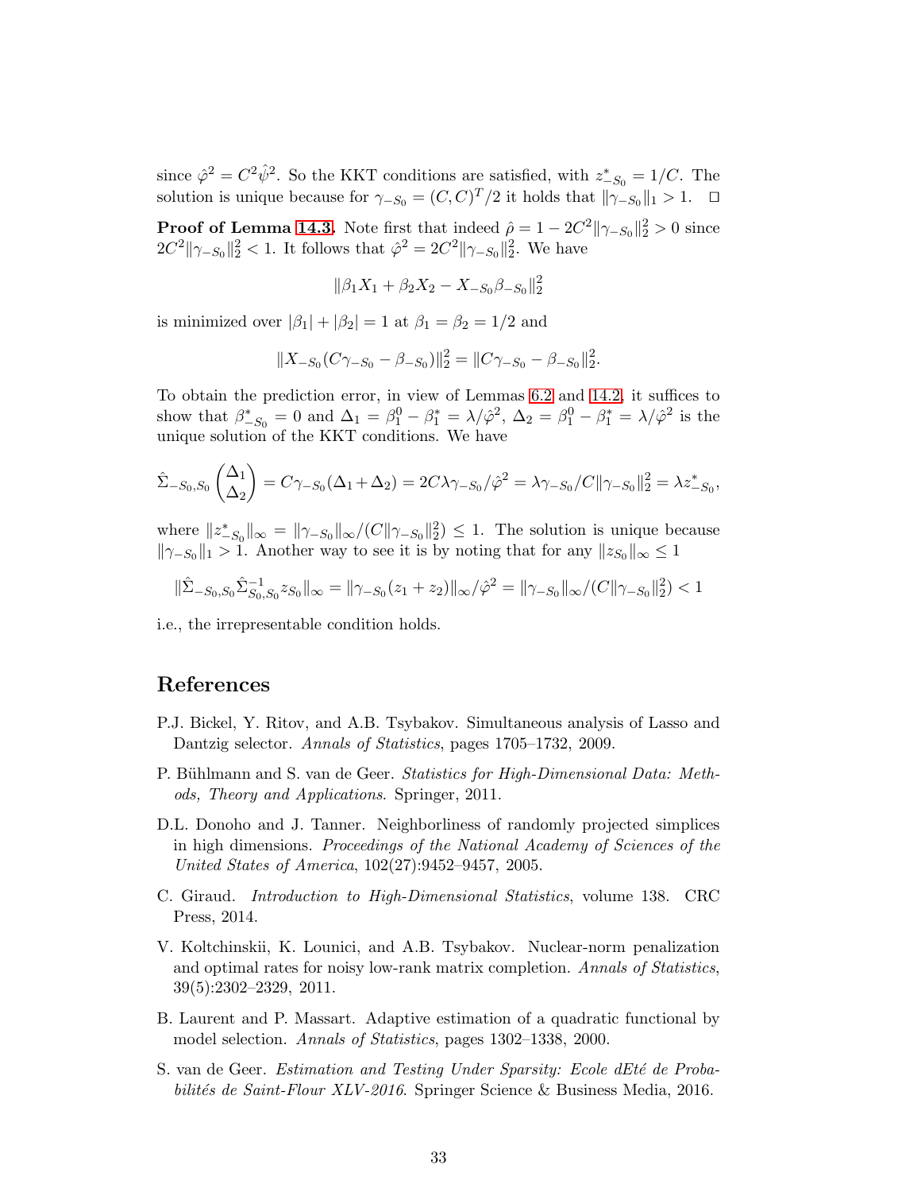since $\hat{\varphi}^2 = C^2\hat{\psi}^2$. So the KKT conditions are satisfied, with $z^*_{-S_0} = 1/C$. The solution is unique because for $\gamma_{-S_0} = (C,C)^T/2$ it holds that $\|\gamma_{-S_0}\|_1 > 1$. $\square$

**Proof of Lemma 14.3.** Note first that indeed $\hat{\rho} = 1 - 2C^2\|\gamma_{-S_0}\|_2^2 > 0$ since $2C^2\|\gamma_{-S_0}\|_2^2 < 1$. It follows that $\hat{\varphi}^2 = 2C^2\|\gamma_{-S_0}\|_2^2$. We have

$$\|\beta_1 X_1 + \beta_2 X_2 - X_{-S_0}\beta_{-S_0}\|_2^2$$

is minimized over $|\beta_1| + |\beta_2| = 1$ at $\beta_1 = \beta_2 = 1/2$ and

$$\|X_{-S_0}(C\gamma_{-S_0} - \beta_{-S_0})\|_2^2 = \|C\gamma_{-S_0} - \beta_{-S_0}\|_2^2.$$

To obtain the prediction error, in view of Lemmas 6.2 and 14.2, it suffices to show that $\beta^*_{-S_0} = 0$ and $\Delta_1 = \beta_1^0 - \beta_1^* = \lambda/\hat{\varphi}^2$, $\Delta_2 = \beta_1^0 - \beta_1^* = \lambda/\hat{\varphi}^2$ is the unique solution of the KKT conditions. We have

$$\hat{\Sigma}_{-S_0,S_0}\begin{pmatrix}\Delta_1 \\ \Delta_2\end{pmatrix} = C\gamma_{-S_0}(\Delta_1 + \Delta_2) = 2C\lambda\gamma_{-S_0}/\hat{\varphi}^2 = \lambda\gamma_{-S_0}/C\|\gamma_{-S_0}\|_2^2 = \lambda z^*_{-S_0},$$

where $\|z^*_{-S_0}\|_\infty = \|\gamma_{-S_0}\|_\infty/(C\|\gamma_{-S_0}\|_2^2) \leq 1$. The solution is unique because $\|\gamma_{-S_0}\|_1 > 1$. Another way to see it is by noting that for any $\|z_{S_0}\|_\infty \leq 1$

$$\|\hat{\Sigma}_{-S_0,S_0}\hat{\Sigma}^{-1}_{S_0,S_0}z_{S_0}\|_\infty = \|\gamma_{-S_0}(z_1 + z_2)\|_\infty/\hat{\varphi}^2 = \|\gamma_{-S_0}\|_\infty/(C\|\gamma_{-S_0}\|_2^2) < 1$$

i.e., the irrepresentable condition holds.

## References

P.J. Bickel, Y. Ritov, and A.B. Tsybakov. Simultaneous analysis of Lasso and Dantzig selector. *Annals of Statistics*, pages 1705–1732, 2009.

P. Bühlmann and S. van de Geer. *Statistics for High-Dimensional Data: Methods, Theory and Applications*. Springer, 2011.

D.L. Donoho and J. Tanner. Neighborliness of randomly projected simplices in high dimensions. *Proceedings of the National Academy of Sciences of the United States of America*, 102(27):9452–9457, 2005.

C. Giraud. *Introduction to High-Dimensional Statistics*, volume 138. CRC Press, 2014.

V. Koltchinskii, K. Lounici, and A.B. Tsybakov. Nuclear-norm penalization and optimal rates for noisy low-rank matrix completion. *Annals of Statistics*, 39(5):2302–2329, 2011.

B. Laurent and P. Massart. Adaptive estimation of a quadratic functional by model selection. *Annals of Statistics*, pages 1302–1338, 2000.

S. van de Geer. *Estimation and Testing Under Sparsity: Ecole dEté de Probabilités de Saint-Flour XLV-2016*. Springer Science & Business Media, 2016.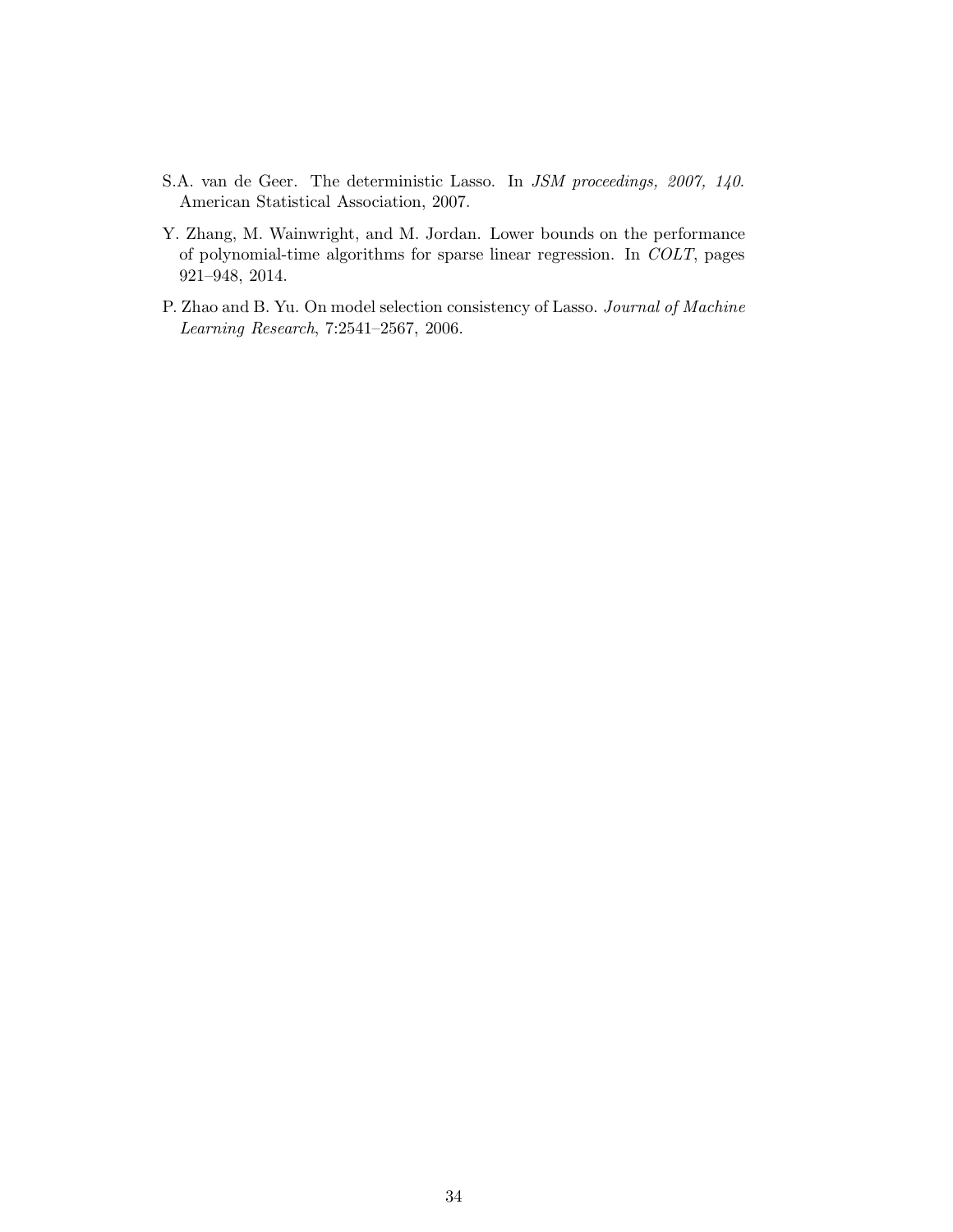S.A. van de Geer. The deterministic Lasso. In *JSM proceedings, 2007, 140*. American Statistical Association, 2007.

Y. Zhang, M. Wainwright, and M. Jordan. Lower bounds on the performance of polynomial-time algorithms for sparse linear regression. In *COLT*, pages 921–948, 2014.

P. Zhao and B. Yu. On model selection consistency of Lasso. *Journal of Machine Learning Research*, 7:2541–2567, 2006.